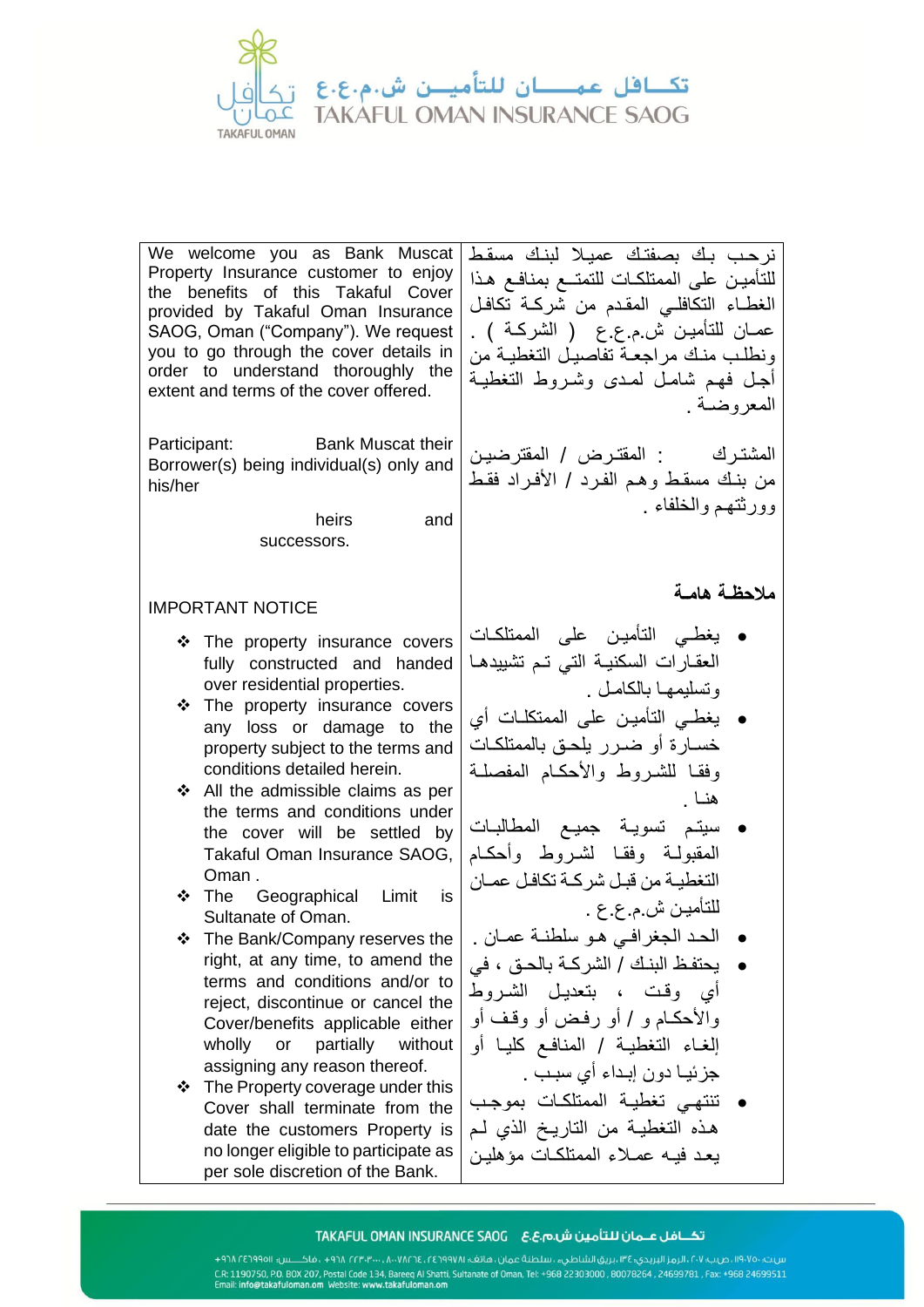| We welcome you as Bank Muscat Property Insurance customer to enjoy the benefits of this Takaful Cover provided by Takaful Oman Insurance SAOG, Oman ("Company"). We request you to go through the cover details in order to understand thoroughly the extent and terms of the cover offered. | نرحب بك بصفتك عميلا لبنك مسقط للتأمين على الممتلكات للتمتع بمنافع هذا الغطاء التكافلي المقدم من شركة تكافل عمان للتأمين ش.م.ع.ع ( الشركة ) . ونطلب منك مراجعة تفاصيل التغطية من أجل فهم شامل لمدى وشروط التغطية المعروضة . |
|---|---|
| Participant: Bank Muscat their Borrower(s) being individual(s) only and his/her heirs and successors. | المشترك : المقترض / المقترضين من بنك مسقط وهم الفرد / الأفراد فقط وورثتهم والخلفاء . |
| IMPORTANT NOTICE<br><br>❖ The property insurance covers fully constructed and handed over residential properties.<br>❖ The property insurance covers any loss or damage to the property subject to the terms and conditions detailed herein.<br>❖ All the admissible claims as per the terms and conditions under the cover will be settled by Takaful Oman Insurance SAOG, Oman .<br>❖ The Geographical Limit is Sultanate of Oman.<br>❖ The Bank/Company reserves the right, at any time, to amend the terms and conditions and/or to reject, discontinue or cancel the Cover/benefits applicable either wholly or partially without assigning any reason thereof.<br>❖ The Property coverage under this Cover shall terminate from the date the customers Property is no longer eligible to participate as per sole discretion of the Bank. | **ملاحظة هامة**<br><br>• يغطي التأمين على الممتلكات العقارات السكنية التي تم تشييدها وتسليمها بالكامل .<br>• يغطي التأمين على الممتلكات أي خسارة أو ضرر يلحق بالممتلكات وفقا للشروط والأحكام المفصلة هنا .<br>• سيتم تسوية جميع المطالبات المقبولة وفقا لشروط وأحكام التغطية من قبل شركة تكافل عمان للتأمين ش.م.ع.ع .<br>• الحد الجغرافي هو سلطنة عمان .<br>• يحتفظ البنك / الشركة بالحق ، في أي وقت ، بتعديل الشروط والأحكام و / أو رفض أو وقف أو إلغاء التغطية / المنافع كليا أو جزئيا دون إبداء أي سبب .<br>• تنتهي تغطية الممتلكات بموجب هذه التغطية من التاريخ الذي لم يعد فيه عملاء الممتلكات مؤهلين |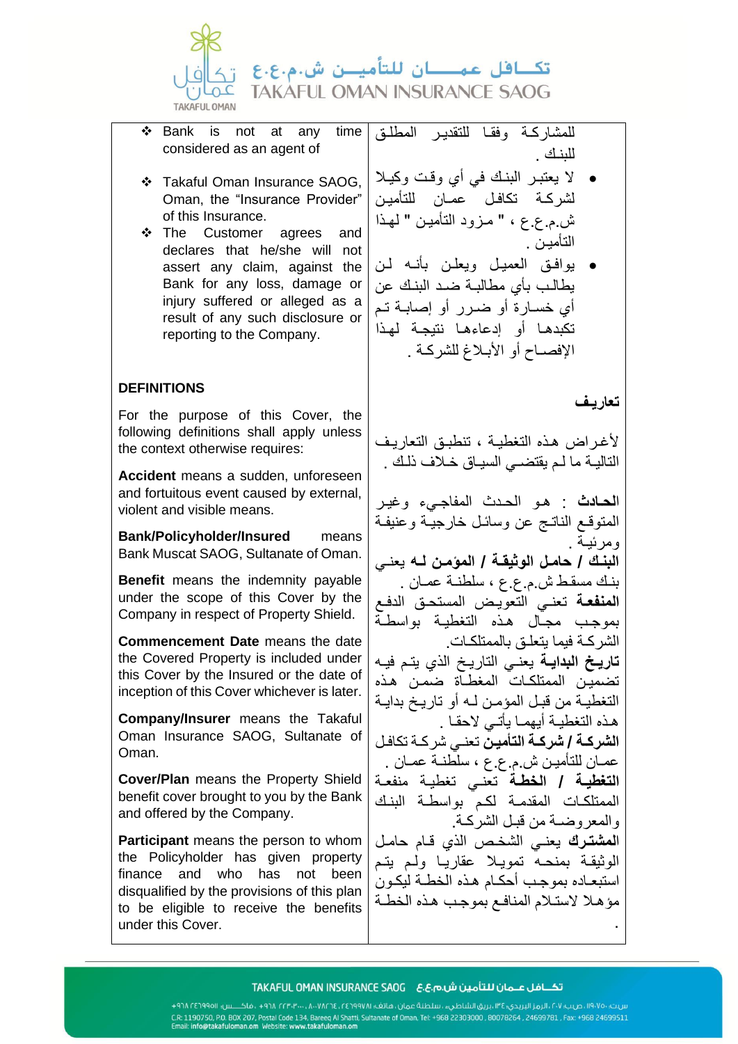- Bank is not at any time considered as an agent of
- Takaful Oman Insurance SAOG, Oman, the "Insurance Provider" of this Insurance.
- The Customer agrees and declares that he/she will not assert any claim, against the Bank for any loss, damage or injury suffered or alleged as a result of any such disclosure or reporting to the Company.

للمشاركـة وفقـا للتقديـر المطلـق للبنـك .

- لا يعتبـر البنـك في أي وقـت وكيـلا لشركـة تكافـل عمـان للتأمين ش.م.ع.ع ، " مـزود التأميـن " لهـذا التأميـن .
- يوافـق العميـل ويعلـن بأنـه لـن يطالـب بأي مطالبـة ضـد البنـك عن أي خسـارة أو ضـرر أو إصابـة تـم تكبدهـا أو إدعاءهـا نتيجـة لهـذا الإفصـاح أو الأبـلاغ للشركـة .

## DEFINITIONS

For the purpose of this Cover, the following definitions shall apply unless the context otherwise requires:

**Accident** means a sudden, unforeseen and fortuitous event caused by external, violent and visible means.

**Bank/Policyholder/Insured** means Bank Muscat SAOG, Sultanate of Oman.

**Benefit** means the indemnity payable under the scope of this Cover by the Company in respect of Property Shield.

**Commencement Date** means the date the Covered Property is included under this Cover by the Insured or the date of inception of this Cover whichever is later.

**Company/Insurer** means the Takaful Oman Insurance SAOG, Sultanate of Oman.

**Cover/Plan** means the Property Shield benefit cover brought to you by the Bank and offered by the Company.

**Participant** means the person to whom the Policyholder has given property finance and who has not been disqualified by the provisions of this plan to be eligible to receive the benefits under this Cover.

## تعاريـف

لأغـراض هـذه التغطيـة ، تنطبـق التعاريـف التاليـة ما لـم يقتضـي السيـاق خـلاف ذلـك .

**الحـادث** : هـو الحـدث المفاجـيء وغيـر المتوقـع الناتـج عن وسائـل خارجيـة وعنيفـة ومرئيـة .

**البنـك / حامـل الوثيقـة / المؤمـن لـه** يعنـي بنـك مسقـط ش.م.ع.ع ، سلطنـة عمـان .

**المنفعـة** تعنـي التعويـض المستحـق الدفـع بموجـب مجـال هـذه التغطيـة بواسطـة الشركـة فيما يتعلـق بالممتلكـات.

**تاريـخ البدايـة** يعنـي التاريـخ الذي يتـم فيـه تضميـن الممتلكـات المغطـاة ضمـن هـذه التغطيـة من قبـل المؤمـن لـه أو تاريـخ بدايـة هـذه التغطيـة أيهمـا يأتـي لاحقـا .

**الشركـة / شركـة التأميـن** تعنـي شركـة تكافـل عمـان للتأميـن ش.م.ع.ع ، سلطنـة عمـان .

**التغطيـة / الخطـة** تعنـي تغطيـة منفعـة الممتلكـات المقدمـة لكـم بواسطـة البنـك والمعروضـة من قبـل الشركـة.

**المشتـرك** يعنـي الشخـص الذي قـام حامـل الوثيقـة بمنحـه تمويـلا عقاريـا ولـم يتـم استبعـاده بموجـب أحكـام هـذه الخطـة ليكـون مؤهـلا لاستـلام المنافـع بموجـب هـذه الخطـة .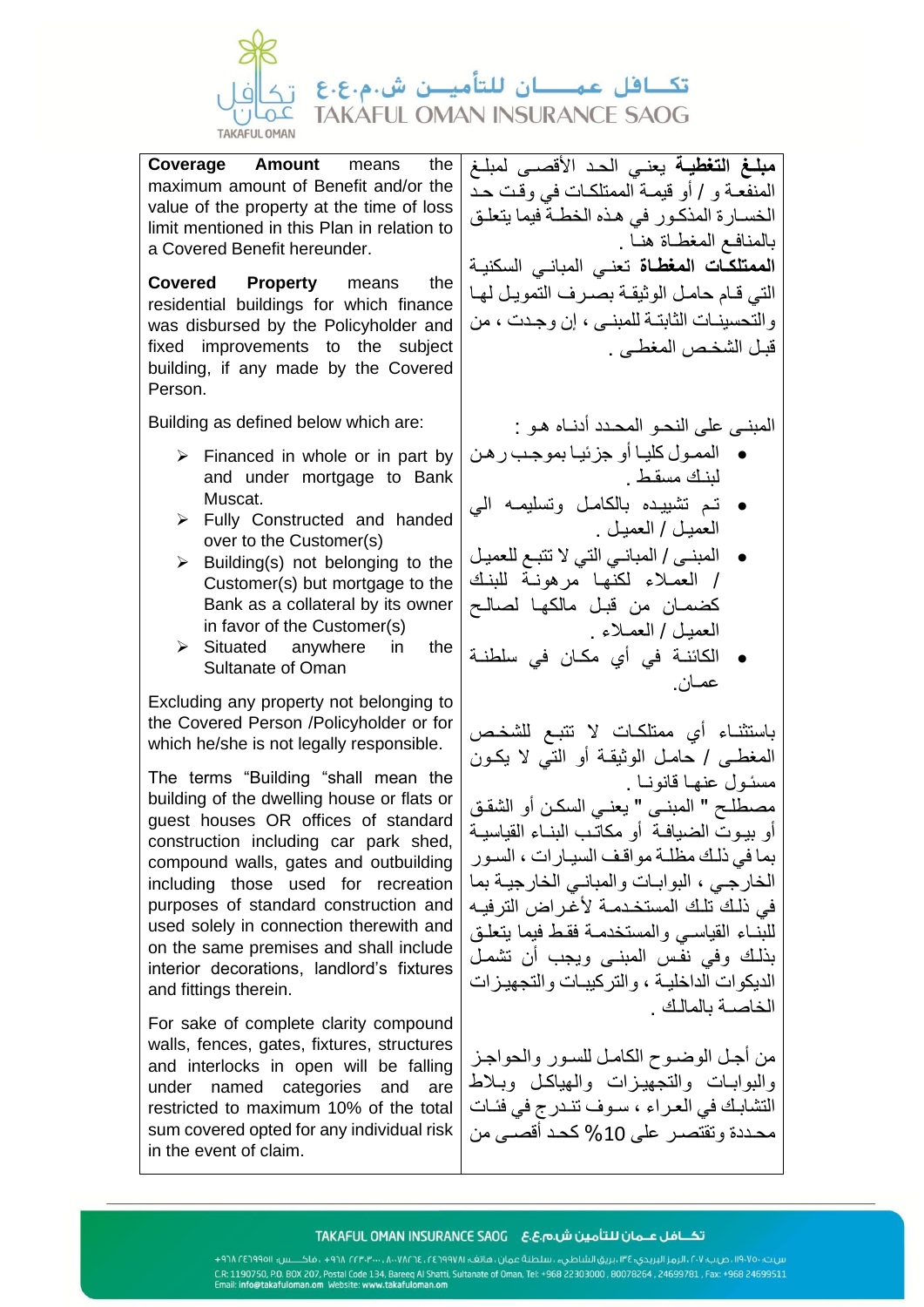| | |
|---|---|
| **Coverage Amount** means the maximum amount of Benefit and/or the value of the property at the time of loss limit mentioned in this Plan in relation to a Covered Benefit hereunder. | **مبلغ التغطية** يعني الحد الأقصى لمبلغ المنفعة و / أو قيمة الممتلكات في وقت حد الخسارة المذكور في هذه الخطة فيما يتعلق بالمنافع المغطاة هنا . |
| **Covered Property** means the residential buildings for which finance was disbursed by the Policyholder and fixed improvements to the subject building, if any made by the Covered Person. | **الممتلكات المغطاة** تعني المباني السكنية التي قام حامل الوثيقة بصرف التمويل لها والتحسينات الثابتة للمبنى ، إن وجدت ، من قبل الشخص المغطى . |
| Building as defined below which are:<br>➢ Financed in whole or in part by and under mortgage to Bank Muscat.<br>➢ Fully Constructed and handed over to the Customer(s)<br>➢ Building(s) not belonging to the Customer(s) but mortgage to the Bank as a collateral by its owner in favor of the Customer(s)<br>➢ Situated anywhere in the Sultanate of Oman | المبنى على النحو المحدد أدناه هو :<br>• الممول كليا أو جزئيا بموجب رهن لبنك مسقط .<br>• تم تشييده بالكامل وتسليمه الي العميل / العميل .<br>• المبنى / المباني التي لا تتبع للعميل / العملاء لكنها مرهونة للبنك كضمان من قبل مالكها لصالح العميل / العملاء .<br>• الكائنة في أي مكان في سلطنة عمان. |
| Excluding any property not belonging to the Covered Person /Policyholder or for which he/she is not legally responsible. | باستثناء أي ممتلكات لا تتبع للشخص المغطى / حامل الوثيقة أو التي لا يكون مسئول عنها قانونا . |
| The terms "Building "shall mean the building of the dwelling house or flats or guest houses OR offices of standard construction including car park shed, compound walls, gates and outbuilding including those used for recreation purposes of standard construction and used solely in connection therewith and on the same premises and shall include interior decorations, landlord's fixtures and fittings therein. | مصطلح " المبنى " يعني السكن أو الشقق أو بيوت الضيافة أو مكاتب البناء القياسية بما في ذلك مظلة مواقف السيارات ، السور الخارجي ، البوابات والمباني الخارجية بما في ذلك تلك المستخدمة لأغراض الترفيه للبناء القياسي والمستخدمة فقط فيما يتعلق بذلك وفي نفس المبنى ويجب أن تشمل الديكوات الداخلية ، والتركيبات والتجهيزات الخاصة بالمالك . |
| For sake of complete clarity compound walls, fences, gates, fixtures, structures and interlocks in open will be falling under named categories and are restricted to maximum 10% of the total sum covered opted for any individual risk in the event of claim. | من أجل الوضوح الكامل للسور والحواجز والبوابات والتجهيزات والهياكل وبلاط التشابك في العراء ، سوف تندرج في فئات محددة وتقتصر على 10% كحد أقصى من |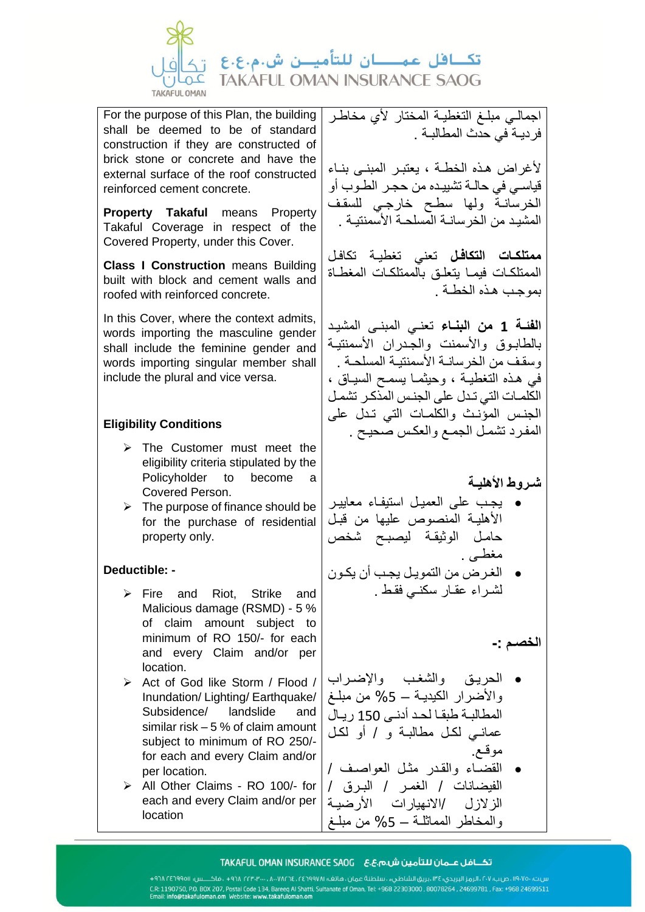For the purpose of this Plan, the building shall be deemed to be of standard construction if they are constructed of brick stone or concrete and have the external surface of the roof constructed reinforced cement concrete.

**Property Takaful** means Property Takaful Coverage in respect of the Covered Property, under this Cover.

**Class I Construction** means Building built with block and cement walls and roofed with reinforced concrete.

In this Cover, where the context admits, words importing the masculine gender shall include the feminine gender and words importing singular member shall include the plural and vice versa.

**Eligibility Conditions**

- The Customer must meet the eligibility criteria stipulated by the Policyholder to become a Covered Person.
- The purpose of finance should be for the purchase of residential property only.

**Deductible: -**

- Fire and Riot, Strike and Malicious damage (RSMD) - 5 % of claim amount subject to minimum of RO 150/- for each and every Claim and/or per location.
- Act of God like Storm / Flood / Inundation/ Lighting/ Earthquake/ Subsidence/ landslide and similar risk – 5 % of claim amount subject to minimum of RO 250/- for each and every Claim and/or per location.
- All Other Claims - RO 100/- for each and every Claim and/or per location

اجمالي مبلغ التغطية المختار لأي مخاطر فردية في حدث المطالبة .

لأغراض هذه الخطة ، يعتبر المبنى بناء قياسي في حالة تشييده من حجر الطوب أو الخرسانة ولها سطح خارجي للسقف المشيد من الخرسانة المسلحة الأسمنتية .

**ممتلكات التكافل** تعني تغطية تكافل الممتلكات فيما يتعلق بالممتلكات المغطاة بموجب هذه الخطة .

**الفئة 1 من البناء** تعني المبنى المشيد بالطابوق والأسمنت والجدران الأسمنتية وسقف من الخرسانة الأسمنتية المسلحة .

في هذه التغطية ، وحيثما يسمح السياق ، الكلمات التي تدل على الجنس المذكر تشمل الجنس المؤنث والكلمات التي تدل على المفرد تشمل الجمع والعكس صحيح .

**شروط الأهلية**

- يجب على العميل استيفاء معايير الأهلية المنصوص عليها من قبل حامل الوثيقة ليصبح شخص مغطى .
- الغرض من التمويل يجب أن يكون لشراء عقار سكني فقط .

**الخصم :-**

- الحريق والشغب والإضراب والأضرار الكيدية – 5% من مبلغ المطالبة طبقا لحد أدنى 150 ريال عماني لكل مطالبة و / أو لكل موقع.
- القضاء والقدر مثل العواصف / الفيضانات / الغمر / البرق / الزلازل /الانهيارات الأرضية والمخاطر المماثلة – 5% من مبلغ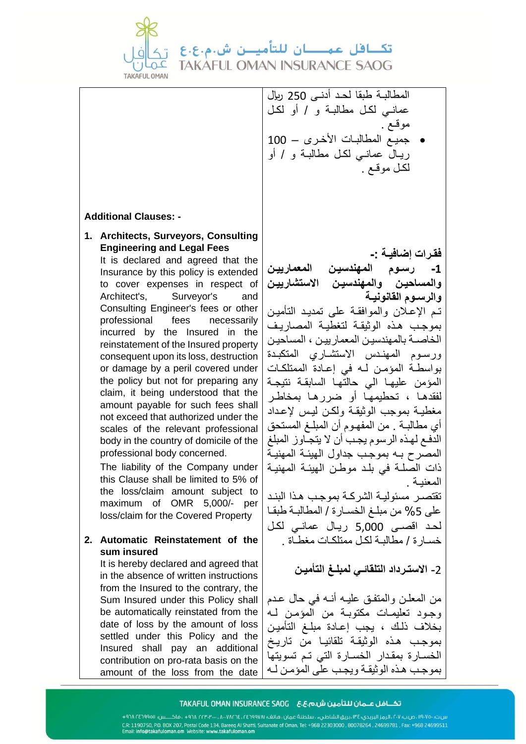المطالبـة طبقا لحـد أدنـى 250 ريال عمانـي لكـل مطالبـة و / أو لكـل موقـع .

- جميـع المطالبـات الأخـرى – 100 ريـال عمانـي لكـل مطالبـة و / أو لكـل موقـع .

**Additional Clauses: -**

1. **Architects, Surveyors, Consulting Engineering and Legal Fees**

   It is declared and agreed that the Insurance by this policy is extended to cover expenses in respect of Architect's, Surveyor's and Consulting Engineer's fees or other professional fees necessarily incurred by the Insured in the reinstatement of the Insured property consequent upon its loss, destruction or damage by a peril covered under the policy but not for preparing any claim, it being understood that the amount payable for such fees shall not exceed that authorized under the scales of the relevant professional body in the country of domicile of the professional body concerned.

   The liability of the Company under this Clause shall be limited to 5% of the loss/claim amount subject to maximum of OMR 5,000/- per loss/claim for the Covered Property

2. **Automatic Reinstatement of the sum insured**

   It is hereby declared and agreed that in the absence of written instructions from the Insured to the contrary, the Sum Insured under this Policy shall be automatically reinstated from the date of loss by the amount of loss settled under this Policy and the Insured shall pay an additional contribution on pro-rata basis on the amount of the loss from the date

**فقـرات إضافيـة :-**

**1- رسـوم المهنـدسيـن المعمارييـن والمساحيـن والمهندسيـن الاستشارييـن والرسـوم القانونيـة**

تـم الإعـلان والموافقـة على تمديد التأميـن بموجـب هـذه الوثيقـة لتغطيـة المصاريـف الخاصـة بالمهندسيـن المعمارييـن ، المساحيـن ورسـوم المهنـدس الاستشـاري المتكبـدة بواسطـة المؤمـن لـه في إعـادة الممتلكـات المؤمن عليهـا الي حالتّهـا السابقـة نتيجـة لفقدهـا ، تحطيمهـا أو ضررهـا بمخاطـر مغطيـة بموجب الوثيقـة ولكـن ليس لإعـداد أي مطالبـة . من المفهـوم أن المبلـغ المستحق الدفـع لهـذه الرسوم يجـب أن لا يتجـاوز المبلـغ المصـرح بـه بموجـب جداول الهيئـة المهنيـة ذات الصلـة في بلـد موطـن الهيئـة المهنيـة المعنيـة .

تقتصـر مسئوليـة الشركـة بموجـب هـذا البنـد على 5% من مبلـغ الخسـارة / المطالبـة طبقـا لحـد اقصـى 5,000 ريـال عمانـي لكـل خسـارة / مطالبـة لكـل ممتلكـات مغطـاة .

**2- الاسـترداد التلقائـي لمبلـغ التأميـن**

من المعلـن والمتفـق عليـه أنـه في حـال عـدم وجـود تعليمـات مكتوبـة من المؤمـن لـه بخـلاف ذلـك ، يجـب إعـادة مبلـغ التأميـن بموجـب هـذه الوثيقـة تلقائيـا من تاريـخ الخسـارة بمقـدار الخسـارة التي تـم تسويتهـا بموجـب هـذه الوثيقـة ويجـب على المؤمـن لـه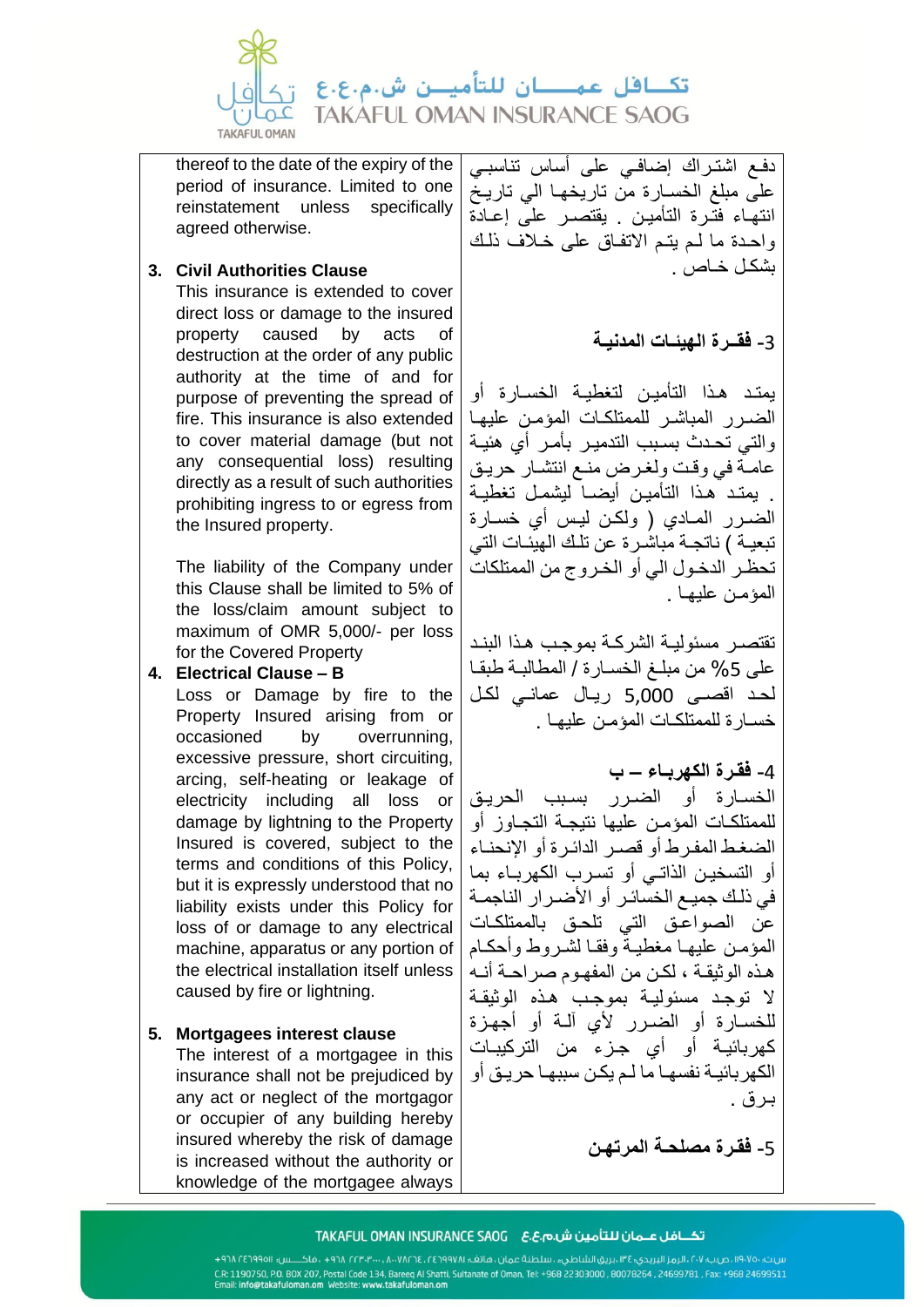thereof to the date of the expiry of the period of insurance. Limited to one reinstatement unless specifically agreed otherwise.

دفع اشتراك إضافي على أساس تناسبي على مبلغ الخسارة من تاريخها الي تاريخ انتهاء فترة التأمين . يقتصر على إعادة واحدة ما لم يتم الاتفاق على خلاف ذلك بشكل خاص .

3. **Civil Authorities Clause**

This insurance is extended to cover direct loss or damage to the insured property caused by acts of destruction at the order of any public authority at the time of and for purpose of preventing the spread of fire. This insurance is also extended to cover material damage (but not any consequential loss) resulting directly as a result of such authorities prohibiting ingress to or egress from the Insured property.

The liability of the Company under this Clause shall be limited to 5% of the loss/claim amount subject to maximum of OMR 5,000/- per loss for the Covered Property

3- **فقرة الهيئات المدنية**

يمتد هذا التأمين لتغطية الخسارة أو الضرر المباشر للممتلكات المؤمن عليها والتي تحدث بسبب التدمير بأمر أي هيئة عامة في وقت ولغرض منع انتشار حريق . يمتد هذا التأمين أيضا ليشمل تغطية الضرر المادي ( ولكن ليس أي خسارة تبعية ) ناتجة مباشرة عن تلك الهيئات التي تحظر الدخول الي أو الخروج من الممتلكات المؤمن عليها .

تقتصر مسئولية الشركة بموجب هذا البند على 5% من مبلغ الخسارة / المطالبة طبقا لحد اقصى 5,000 ريال عماني لكل خسارة للممتلكات المؤمن عليها .

4. **Electrical Clause – B**

Loss or Damage by fire to the Property Insured arising from or occasioned by overrunning, excessive pressure, short circuiting, arcing, self-heating or leakage of electricity including all loss or damage by lightning to the Property Insured is covered, subject to the terms and conditions of this Policy, but it is expressly understood that no liability exists under this Policy for loss of or damage to any electrical machine, apparatus or any portion of the electrical installation itself unless caused by fire or lightning.

4- **فقرة الكهرباء – ب**

الخسارة أو الضرر بسبب الحريق للممتلكات المؤمن عليها نتيجة التجاوز أو الضغط المفرط أو قصر الدائرة أو الإنحناء أو التسخين الذاتي أو تسرب الكهرباء بما في ذلك جميع الخسائر أو الأضرار الناجمة عن الصواعق التي تلحق بالممتلكات المؤمن عليها مغطية وفقا لشروط وأحكام هذه الوثيقة ، لكن من المفهوم صراحة أنه لا توجد مسئولية بموجب هذه الوثيقة للخسارة أو الضرر لأي آلة أو أجهزة كهربائية أو أي جزء من التركيبات الكهربائية نفسها ما لم يكن سببها حريق أو برق .

5. **Mortgagees interest clause**

The interest of a mortgagee in this insurance shall not be prejudiced by any act or neglect of the mortgagor or occupier of any building hereby insured whereby the risk of damage is increased without the authority or knowledge of the mortgagee always

5- **فقرة مصلحة المرتهن**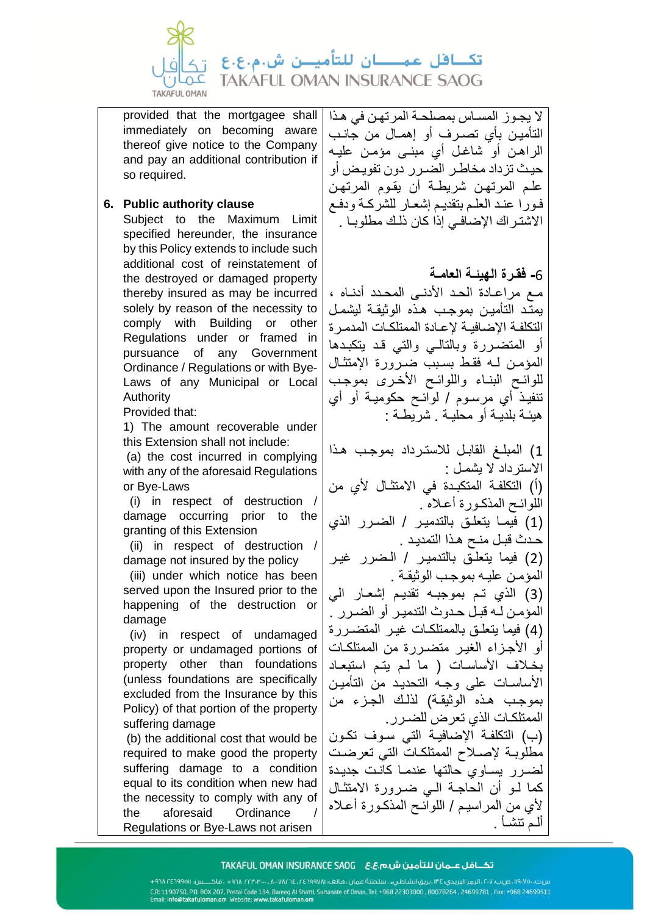provided that the mortgagee shall immediately on becoming aware thereof give notice to the Company and pay an additional contribution if so required.

لا يجوز المساس بمصلحة المرتهن في هذا التأمين بأي تصرف أو إهمال من جانب الراهن أو شاغل أي مبنى مؤمن عليه حيث تزداد مخاطر الضرر دون تفويض أو علم المرتهن شريطة أن يقوم المرتهن فورا عند العلم بتقديم إشعار للشركة ودفع الاشتراك الإضافي إذا كان ذلك مطلوبا .

**6. Public authority clause**

Subject to the Maximum Limit specified hereunder, the insurance by this Policy extends to include such additional cost of reinstatement of the destroyed or damaged property thereby insured as may be incurred solely by reason of the necessity to comply with Building or other Regulations under or framed in pursuance of any Government Ordinance / Regulations or with Bye-Laws of any Municipal or Local Authority

Provided that:

1) The amount recoverable under this Extension shall not include:

(a) the cost incurred in complying with any of the aforesaid Regulations or Bye-Laws

(i) in respect of destruction / damage occurring prior to the granting of this Extension

(ii) in respect of destruction / damage not insured by the policy

(iii) under which notice has been served upon the Insured prior to the happening of the destruction or damage

(iv) in respect of undamaged property or undamaged portions of property other than foundations (unless foundations are specifically excluded from the Insurance by this Policy) of that portion of the property suffering damage

(b) the additional cost that would be required to make good the property suffering damage to a condition equal to its condition when new had the necessity to comply with any of the aforesaid Ordinance / Regulations or Bye-Laws not arisen

**6- فقرة الهيئة العامة**

مع مراعاة الحد الأدنى المحدد أدناه ، يمتد التأمين بموجب هذه الوثيقة ليشمل التكلفة الإضافية لإعادة الممتلكات المدمرة أو المتضررة وبالتالي والتي قد يتكبدها المؤمن له فقط بسبب ضرورة الإمتثال للوائح البناء واللوائح الأخرى بموجب تنفيذ أي مرسوم / لوائح حكومية أو أي هيئة بلدية أو محلية . شريطة :

1) المبلغ القابل للاسترداد بموجب هذا الاسترداد لا يشمل :

(أ) التكلفة المتكبدة في الامتثال لأي من اللوائح المذكورة أعلاه .

(1) فيما يتعلق بالتدمير / الضرر الذي حدث قبل منح هذا التمديد .

(2) فيما يتعلق بالتدمير / الضرر غير المؤمن عليه بموجب الوثيقة .

(3) الذي تم بموجبه تقديم إشعار الي المؤمن له قبل حدوث التدمير أو الضرر .

(4) فيما يتعلق بالممتلكات غير المتضررة أو الأجزاء الغير متضررة من الممتلكات بخلاف الأساسات ( ما لم يتم استبعاد الأساسات على وجه التحديد من التأمين بموجب هذه الوثيقة) لذلك الجزء من الممتلكات الذي تعرض للضرر.

(ب) التكلفة الإضافية التي سوف تكون مطلوبة لإصلاح الممتلكات التي تعرضت لضرر يساوي حالتها عندما كانت جديدة كما لو أن الحاجة الي ضرورة الامتثال لأي من المراسيم / اللوائح المذكورة أعلاه ألم تنشأ .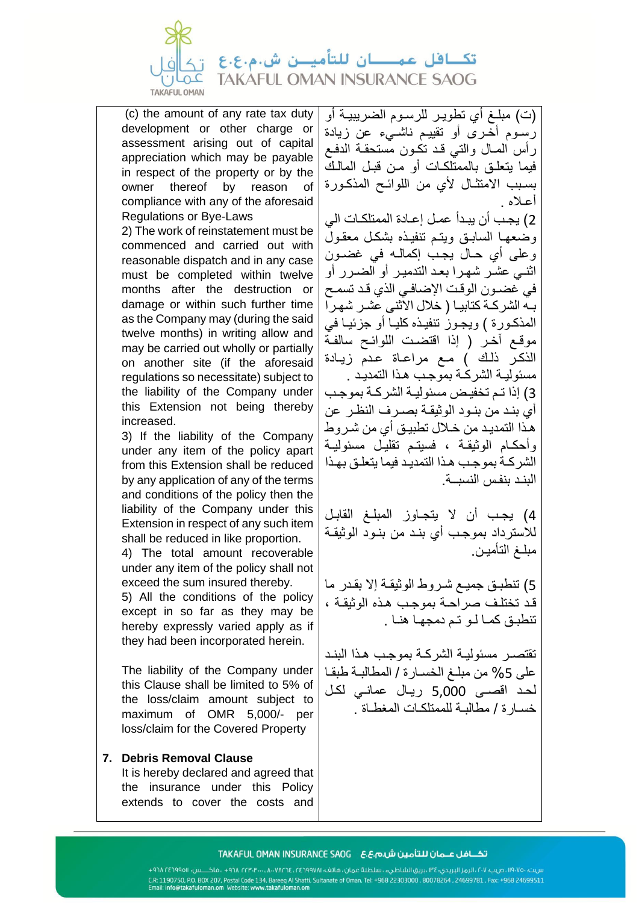(c) the amount of any rate tax duty development or other charge or assessment arising out of capital appreciation which may be payable in respect of the property or by the owner thereof by reason of compliance with any of the aforesaid Regulations or Bye-Laws

(ت) مبلغ أي تطوير للرسوم الضريبية أو رسوم أخرى أو تقييم ناشيء عن زيادة رأس المال والتي قد تكون مستحقة الدفع فيما يتعلق بالممتلكات أو من قبل المالك بسبب الامتثال لأي من اللوائح المذكورة أعلاه .

2) The work of reinstatement must be commenced and carried out with reasonable dispatch and in any case must be completed within twelve months after the destruction or damage or within such further time as the Company may (during the said twelve months) in writing allow and may be carried out wholly or partially on another site (if the aforesaid regulations so necessitate) subject to the liability of the Company under this Extension not being thereby increased.

2) يجب أن يبدأ عمل إعادة الممتلكات الي وضعها السابق ويتم تنفيذه بشكل معقول وعلى أي حال يجب إكماله في غضون اثني عشر شهرا بعد التدمير أو الضرر أو في غضون الوقت الإضافي الذي قد تسمح به الشركة كتابيا ( خلال الاثنى عشر شهرا المذكورة ) ويجوز تنفيذه كليا أو جزئيا في موقع آخر ( إذا اقتضت اللوائح سالفة الذكر ذلك ) مع مراعاة عدم زيادة مسئولية الشركة بموجب هذا التمديد .

3) If the liability of the Company under any item of the policy apart from this Extension shall be reduced by any application of any of the terms and conditions of the policy then the liability of the Company under this Extension in respect of any such item shall be reduced in like proportion.

3) إذا تم تخفيض مسئولية الشركة بموجب أي بند من بنود الوثيقة بصرف النظر عن هذا التمديد من خلال تطبيق أي من شروط وأحكام الوثيقة ، فسيتم تقليل مسئولية الشركة بموجب هذا التمديد فيما يتعلق بهذا البند بنفس النسبة.

4) The total amount recoverable under any item of the policy shall not exceed the sum insured thereby.

4) يجب أن لا يتجاوز المبلغ القابل للاسترداد بموجب أي بند من بنود الوثيقة مبلغ التأمين.

5) All the conditions of the policy except in so far as they may be hereby expressly varied apply as if they had been incorporated herein.

5) تنطبق جميع شروط الوثيقة إلا بقدر ما قد تختلف صراحة بموجب هذه الوثيقة ، تنطبق كما لو تم دمجها هنا .

The liability of the Company under this Clause shall be limited to 5% of the loss/claim amount subject to maximum of OMR 5,000/- per loss/claim for the Covered Property

تقتصر مسئولية الشركة بموجب هذا البند على 5% من مبلغ الخسارة / المطالبة طبقا لحد اقصى 5,000 ريال عماني لكل خسارة / مطالبة للممتلكات المغطاة .

**7. Debris Removal Clause**

It is hereby declared and agreed that the insurance under this Policy extends to cover the costs and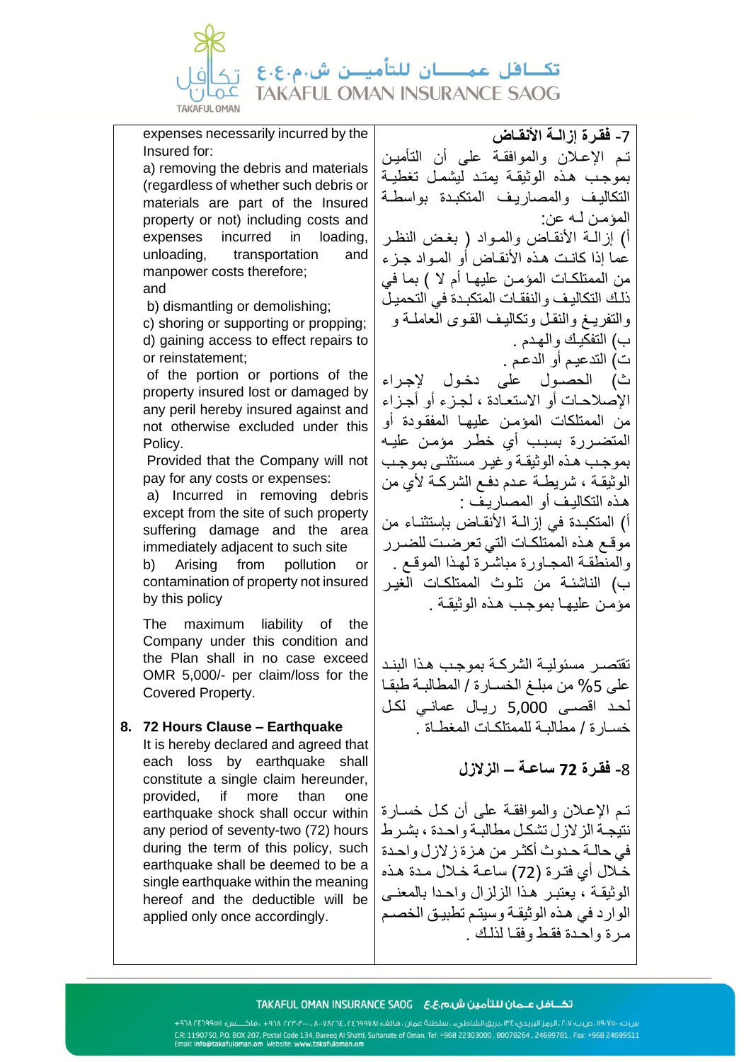| | |
|---|---|
| expenses necessarily incurred by the Insured for:<br>a) removing the debris and materials (regardless of whether such debris or materials are part of the Insured property or not) including costs and expenses incurred in loading, unloading, transportation and manpower costs therefore;<br>and<br>b) dismantling or demolishing;<br>c) shoring or supporting or propping;<br>d) gaining access to effect repairs to or reinstatement;<br>of the portion or portions of the property insured lost or damaged by any peril hereby insured against and not otherwise excluded under this Policy.<br>Provided that the Company will not pay for any costs or expenses:<br>a) Incurred in removing debris except from the site of such property suffering damage and the area immediately adjacent to such site<br>b) Arising from pollution or contamination of property not insured by this policy<br><br>The maximum liability of the Company under this condition and the Plan shall in no case exceed OMR 5,000/- per claim/loss for the Covered Property. | **7- فقرة إزالة الأنقاض**<br>تم الإعلان والموافقة على أن التأمين بموجب هذه الوثيقة يمتد ليشمل تغطية التكاليف والمصاريف المتكبدة بواسطة المؤمن لـه عن:<br>أ) إزالة الأنقاض والمواد ( بغض النظر عما إذا كانت هذه الأنقاض أو المواد جزء من الممتلكات المؤمن عليها أم لا ) بما في ذلك التكاليف والنفقات المتكبدة في التحميل والتفريغ والنقل وتكاليف القوى العاملة و<br>ب) التفكيك والهدم .<br>ت) التدعيم أو الدعم .<br>ث) الحصول على دخول لإجراء الإصلاحات أو الاستعادة ، لجزء أو أجزاء من الممتلكات المؤمن عليها المفقودة أو المتضررة بسبب أي خطر مؤمن عليه بموجب هذه الوثيقة وغير مستثنى بموجب الوثيقة ، شريطة عدم دفع الشركة لأي من هذه التكاليف أو المصاريف :<br>أ) المتكبدة في إزالة الأنقاض بإستثناء من موقع هذه الممتلكات التي تعرضت للضرر والمنطقة المجاورة مباشرة لهذا الموقع .<br>ب) الناشئة من تلوث الممتلكات الغير مؤمن عليها بموجب هذه الوثيقة .<br><br>تقتصر مسئولية الشركة بموجب هذا البند على 5% من مبلغ الخسارة / المطالبة طبقا لحد اقصى 5,000 ريال عماني لكل خسارة / مطالبة للممتلكات المغطاة . |
| **8. 72 Hours Clause – Earthquake**<br>It is hereby declared and agreed that each loss by earthquake shall constitute a single claim hereunder, provided, if more than one earthquake shock shall occur within any period of seventy-two (72) hours during the term of this policy, such earthquake shall be deemed to be a single earthquake within the meaning hereof and the deductible will be applied only once accordingly. | **8- فقرة 72 ساعة – الزلازل**<br>تم الإعلان والموافقة على أن كل خسارة نتيجة الزلازل تشكل مطالبة واحدة ، بشرط في حالة حدوث أكثر من هزة زلزال واحدة خلال أي فترة (72) ساعة خلال مدة هذه الوثيقة ، يعتبر هذا الزلزال واحدا بالمعنى الوارد في هذه الوثيقة وسيتم تطبيق الخصم مرة واحدة فقط وفقا لذلك . |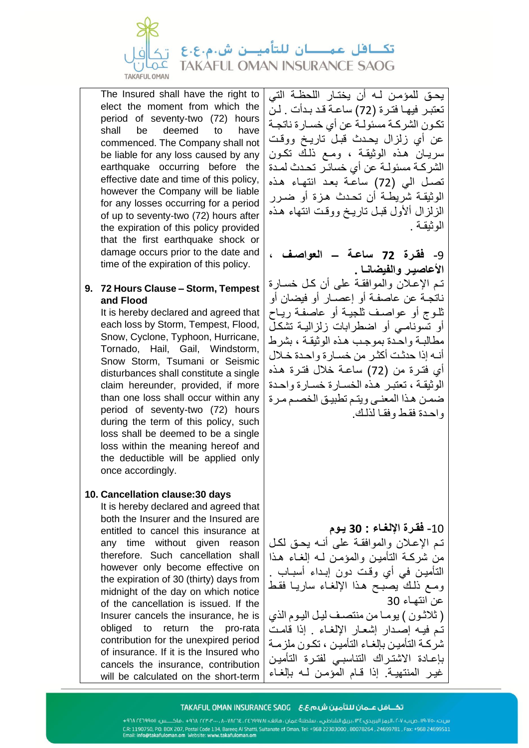| The Insured shall have the right to elect the moment from which the period of seventy-two (72) hours shall be deemed to have commenced. The Company shall not be liable for any loss caused by any earthquake occurring before the effective date and time of this policy, however the Company will be liable for any losses occurring for a period of up to seventy-two (72) hours after the expiration of this policy provided that the first earthquake shock or damage occurs prior to the date and time of the expiration of this policy. | يحق للمؤمن لـه أن يختار اللحظة التي تعتبر فيها فترة (72) ساعة قد بدأت . لن تكون الشركة مسئولة عن أي خسارة ناتجة عن أي زلزال يحدث قبل تاريخ ووقت سريان هذه الوثيقة ، ومع ذلك تكون الشركة مسئولة عن أي خسائر تحدث لمدة تصل الي (72) ساعة بعد انتهاء هذه الوثيقة شريطة أن تحدث هزة أو ضرر الزلزال الأول قبل تاريخ ووقت انتهاء هذه الوثيقة . |
|---|---|
| **9. 72 Hours Clause – Storm, Tempest and Flood**<br>It is hereby declared and agreed that each loss by Storm, Tempest, Flood, Snow, Cyclone, Typhoon, Hurricane, Tornado, Hail, Gail, Windstorm, Snow Storm, Tsumani or Seismic disturbances shall constitute a single claim hereunder, provided, if more than one loss shall occur within any period of seventy-two (72) hours during the term of this policy, such loss shall be deemed to be a single loss within the meaning hereof and the deductible will be applied only once accordingly. | **9- فقرة 72 ساعة – العواصف ، الأعاصير والفيضانا .**<br>تم الإعلان والموافقة على أن كل خسارة ناتجة عن عاصفة أو إعصار أو فيضان أو ثلوج أو عواصف ثلجية أو عاصفة رياح أو تسونامي أو اضطرابات زلزالية تشكل مطالبة واحدة بموجب هذه الوثيقة ، بشرط أنه إذا حدثت أكثر من خسارة واحدة خلال أي فترة من (72) ساعة خلال فترة هذه الوثيقة ، تعتبر هذه الخسارة خسارة واحدة ضمن هذا المعنى ويتم تطبيق الخصم مرة واحدة فقط وفقا لذلك. |
| **10. Cancellation clause:30 days**<br>It is hereby declared and agreed that both the Insurer and the Insured are entitled to cancel this insurance at any time without given reason therefore. Such cancellation shall however only become effective on the expiration of 30 (thirty) days from midnight of the day on which notice of the cancellation is issued. If the Insurer cancels the insurance, he is obliged to return the pro-rata contribution for the unexpired period of insurance. If it is the Insured who cancels the insurance, contribution will be calculated on the short-term | **10- فقرة الإلغاء : 30 يوم**<br>تم الإعلان والموافقة على أنه يحق لكل من شركة التأمين والمؤمن له إلغاء هذا التأمين في أي وقت دون إبداء أسباب . ومع ذلك يصبح هذا الإلغاء ساريا فقط عن انتهاء 30 ( ثلاثون ) يوما من منتصف ليل اليوم الذي تم فيه إصدار إشعار الإلغاء . إذا قامت شركة التأمين بإلغاء التأمين ، تكون ملزمة بإعادة الاشتراك التناسبي لفترة التأمين غير المنتهية. إذا قام المؤمن له بإلغاء |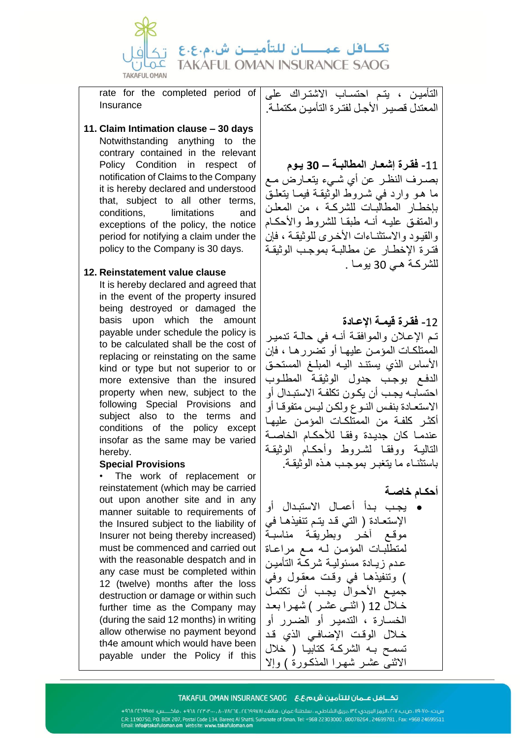rate for the completed period of Insurance

التأمين ، يتم احتساب الاشتراك على المعتدل قصير الأجل لفترة التأمين مكتملة.

**11. Claim Intimation clause – 30 days**

Notwithstanding anything to the contrary contained in the relevant Policy Condition in respect of notification of Claims to the Company it is hereby declared and understood that, subject to all other terms, conditions, limitations and exceptions of the policy, the notice period for notifying a claim under the policy to the Company is 30 days.

**11- فقرة إشعار المطالبة – 30 يوم**

بصرف النظر عن أي شيء يتعارض مع ما هو وارد في شروط الوثيقة فيما يتعلق بإخطار المطالبات للشركة ، من المعلن والمتفق عليه أنه طبقا للشروط والأحكام والقيود والاستثناءات الأخرى للوثيقة ، فإن فترة الإخطار عن مطالبة بموجب الوثيقة للشركة هي 30 يوما .

**12. Reinstatement value clause**

It is hereby declared and agreed that in the event of the property insured being destroyed or damaged the basis upon which the amount payable under schedule the policy is to be calculated shall be the cost of replacing or reinstating on the same kind or type but not superior to or more extensive than the insured property when new, subject to the following Special Provisions and subject also to the terms and conditions of the policy except insofar as the same may be varied hereby.

**12- فقرة قيمة الإعادة**

تم الإعلان والموافقة أنه في حالة تدمير الممتلكات المؤمن عليها أو تضررها ، فإن الأساس الذي يستند اليه المبلغ المستحق الدفع بموجب جدول الوثيقة المطلوب احتسابه يجب أن يكون تكلفة الاستبدال أو الاستعادة بنفس النوع ولكن ليس متفوقا أو أكثر كلفة من الممتلكات المؤمن عليها عندما كان جديدة وفقا للأحكام الخاصة التالية ووفقا لشروط وأحكام الوثيقة باستثناء ما يتغير بموجب هذه الوثيقة.

**Special Provisions**

- The work of replacement or reinstatement (which may be carried out upon another site and in any manner suitable to requirements of the Insured subject to the liability of Insurer not being thereby increased) must be commenced and carried out with the reasonable despatch and in any case must be completed within 12 (twelve) months after the loss destruction or damage or within such further time as the Company may (during the said 12 months) in writing allow otherwise no payment beyond th4e amount which would have been payable under the Policy if this

**أحكام خاصة**

- يجب بدأ أعمال الاستبدال أو الإستعادة ( التي قد يتم تنفيذها في موقع آخر وبطريقة مناسبة لمتطلبات المؤمن له مع مراعاة عدم زيادة مسئولية شركة التأمين ) وتنفيذها في وقت معقول وفي جميع الأحوال يجب أن تكتمل خلال 12 ( اثنى عشر ) شهرا بعد الخسارة ، التدمير أو الضرر أو خلال الوقت الإضافي الذي قد تسمح به الشركة كتابيا ( خلال الاثنى عشر شهرا المذكورة ) وإلا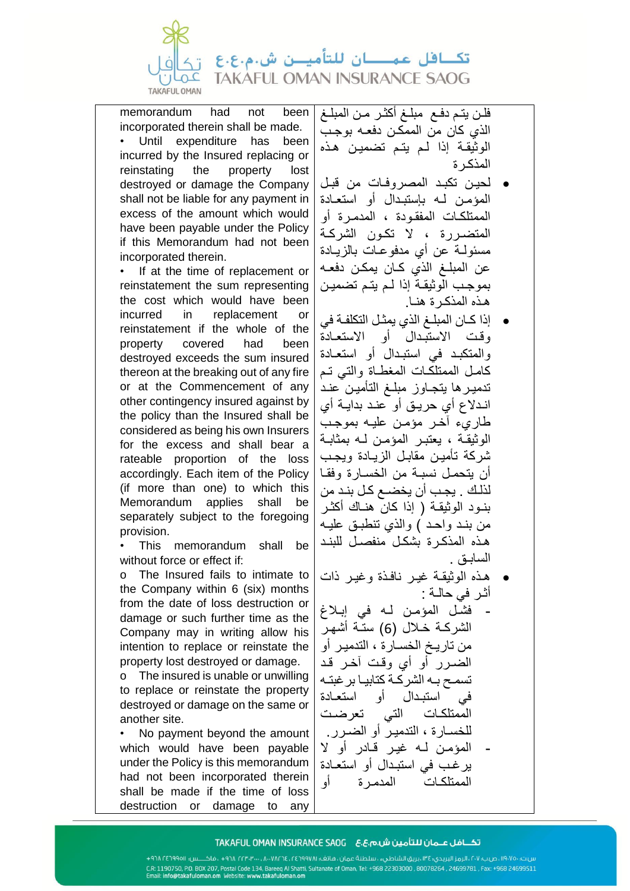| memorandum had not been incorporated therein shall be made. | فلن يتم دفع مبلغ أكثر من المبلغ الذي كان من الممكن دفعه بوجب الوثيقة إذا لم يتم تضمين هذه المذكرة |
|---|---|
| • Until expenditure has been incurred by the Insured replacing or reinstating the property lost destroyed or damage the Company shall not be liable for any payment in excess of the amount which would have been payable under the Policy if this Memorandum had not been incorporated therein. | • لحين تكبد المصروفات من قبل المؤمن لـه بإستبدال أو استعادة الممتلكات المفقودة ، المدمرة أو المتضررة ، لا تكون الشركة مسئولة عن أي مدفوعات بالزيادة عن المبلغ الذي كان يمكن دفعه بموجب الوثيقة إذا لم يتم تضمين هذه المذكرة هنا. |
| • If at the time of replacement or reinstatement the sum representing the cost which would have been incurred in replacement or reinstatement if the whole of the property covered had been destroyed exceeds the sum insured thereon at the breaking out of any fire or at the Commencement of any other contingency insured against by the policy than the Insured shall be considered as being his own Insurers for the excess and shall bear a rateable proportion of the loss accordingly. Each item of the Policy (if more than one) to which this Memorandum applies shall be separately subject to the foregoing provision. | • إذا كان المبلغ الذي يمثل التكلفة في وقت الاستبدال أو الاستعادة والمتكبد في استبدال أو استعادة كامل الممتلكات المغطاة والتي تم تدميرها يتجاوز مبلغ التأمين عند اندلاع أي حريق أو عند بداية أي طاريء آخر مؤمن عليه بموجب الوثيقة ، يعتبر المؤمن لـه بمثابة شركة تأمين مقابل الزيادة ويجب أن يتحمل نسبة من الخسارة وفقا لذلك . يجب أن يخضع كل بند من بنود الوثيقة ( إذا كان هناك أكثر من بند واحد ) والذي تنطبق عليه هذه المذكرة بشكل منفصل للبند السابق . |
| • This memorandum shall be without force or effect if: | • هذه الوثيقة غير نافذة وغير ذات أثر في حالة : |
| o The Insured fails to intimate to the Company within 6 (six) months from the date of loss destruction or damage or such further time as the Company may in writing allow his intention to replace or reinstate the property lost destroyed or damage. | - فشل المؤمن لـه في إبلاغ الشركة خلال (6) ستة أشهر من تاريخ الخسارة ، التدمير أو الضرر أو أي وقت آخر قد تسمح بـه الشركة كتابيا برغبته في استبدال أو استعادة الممتلكات التي تعرضت للخسارة ، التدمير أو الضرر. |
| o The insured is unable or unwilling to replace or reinstate the property destroyed or damage on the same or another site. | - المؤمن لـه غير قادر أو لا يرغب في استبدال أو استعادة الممتلكات المدمرة أو |
| • No payment beyond the amount which would have been payable under the Policy is this memorandum had not been incorporated therein shall be made if the time of loss destruction or damage to any | |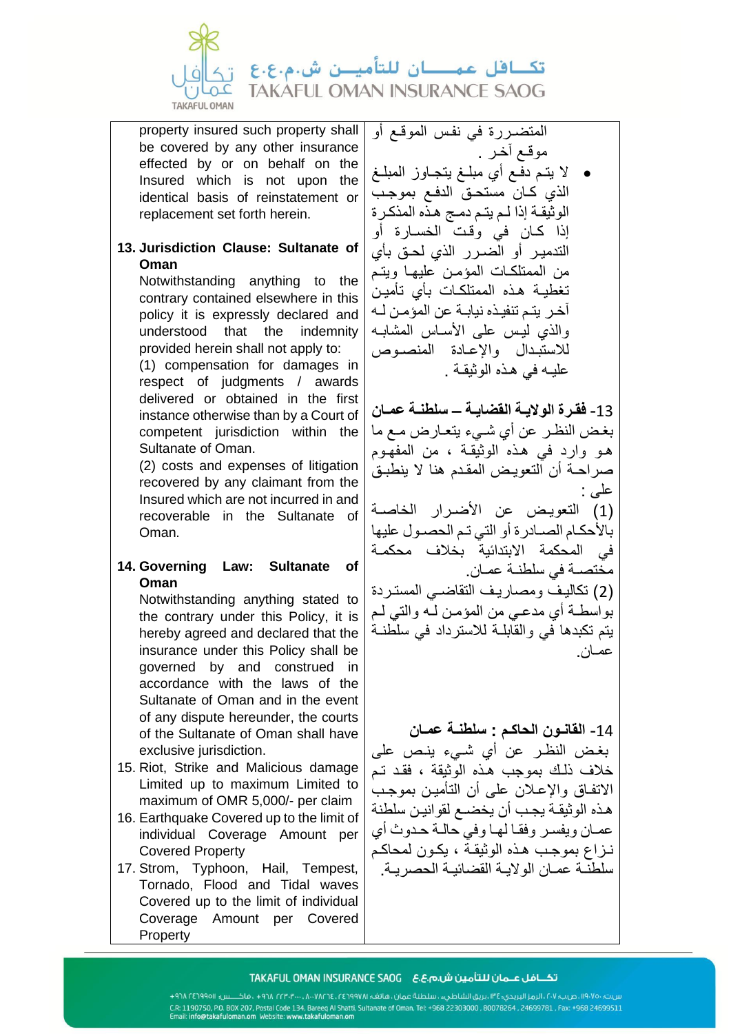property insured such property shall be covered by any other insurance effected by or on behalf on the Insured which is not upon the identical basis of reinstatement or replacement set forth herein.

**13. Jurisdiction Clause: Sultanate of Oman**

Notwithstanding anything to the contrary contained elsewhere in this policy it is expressly declared and understood that the indemnity provided herein shall not apply to:

(1) compensation for damages in respect of judgments / awards delivered or obtained in the first instance otherwise than by a Court of competent jurisdiction within the Sultanate of Oman.

(2) costs and expenses of litigation recovered by any claimant from the Insured which are not incurred in and recoverable in the Sultanate of Oman.

**14. Governing Law: Sultanate of Oman**

Notwithstanding anything stated to the contrary under this Policy, it is hereby agreed and declared that the insurance under this Policy shall be governed by and construed in accordance with the laws of the Sultanate of Oman and in the event of any dispute hereunder, the courts of the Sultanate of Oman shall have exclusive jurisdiction.

15. Riot, Strike and Malicious damage Limited up to maximum Limited to maximum of OMR 5,000/- per claim

16. Earthquake Covered up to the limit of individual Coverage Amount per Covered Property

17. Strom, Typhoon, Hail, Tempest, Tornado, Flood and Tidal waves Covered up to the limit of individual Coverage Amount per Covered Property

المتضـررة في نفس الموقـع أو موقـع آخـر .

- لا يتـم دفـع أي مبلـغ يتجـاوز المبلـغ الذي كـان مستحـق الدفـع بموجـب الوثيقـة إذا لـم يتـم دمـج هـذه المذكـرة إذا كـان فـي وقـت الخسـارة أو التدميـر أو الضـرر الذي لحـق بأي من الممتلكـات المؤمـن عليهـا ويتـم تغطيـة هـذه الممتلكـات بأي تأميـن آخـر يتـم تنفيـذه نيابـة عن المؤمـن لـه والذي ليـس علـى الأسـاس المشابـه للاستبـدال والإعـادة المنصـوص عليـه في هـذه الوثيقـة .

**13- فقـرة الولايـة القضائيـة – سلطنـة عمـان**

بغـض النظـر عن أي شـيء يتعـارض مـع ما هـو وارد فـي هـذه الوثيقـة ، من المفهـوم صراحـة أن التعويـض المقـدم هنا لا ينطبـق علـى :

(1) التعويـض عـن الأضـرار الخاصـة بالأحكـام الصـادرة أو التي تـم الحصـول عليها في المحكمـة الابتدائيـة بخلاف محكمـة مختصـة في سلطنـة عمـان.

(2) تكاليـف ومصاريـف التقاضـي المستـردة بواسطـة أي مدعـي من المؤمـن لـه والتي لـم يتم تكبدها فـي والقابلـة للاسترداد في سلطنـة عمـان.

**14- القانـون الحاكـم : سلطنـة عمـان**

بغـض النظـر عـن أي شـيء ينـص علـى خلاف ذلـك بموجـب هـذه الوثيقـة ، فقـد تـم الاتفـاق والإعـلان علـى أن التأميـن بموجـب هـذه الوثيقـة يجـب أن يخضـع لقوانيـن سلطنـة عمـان ويفسـر وفقـا لهـا وفي حالـة حـدوث أي نـزاع بموجـب هـذه الوثيقـة ، يكـون لمحاكـم سلطنـة عمـان الولايـة القضائيـة الحصريـة.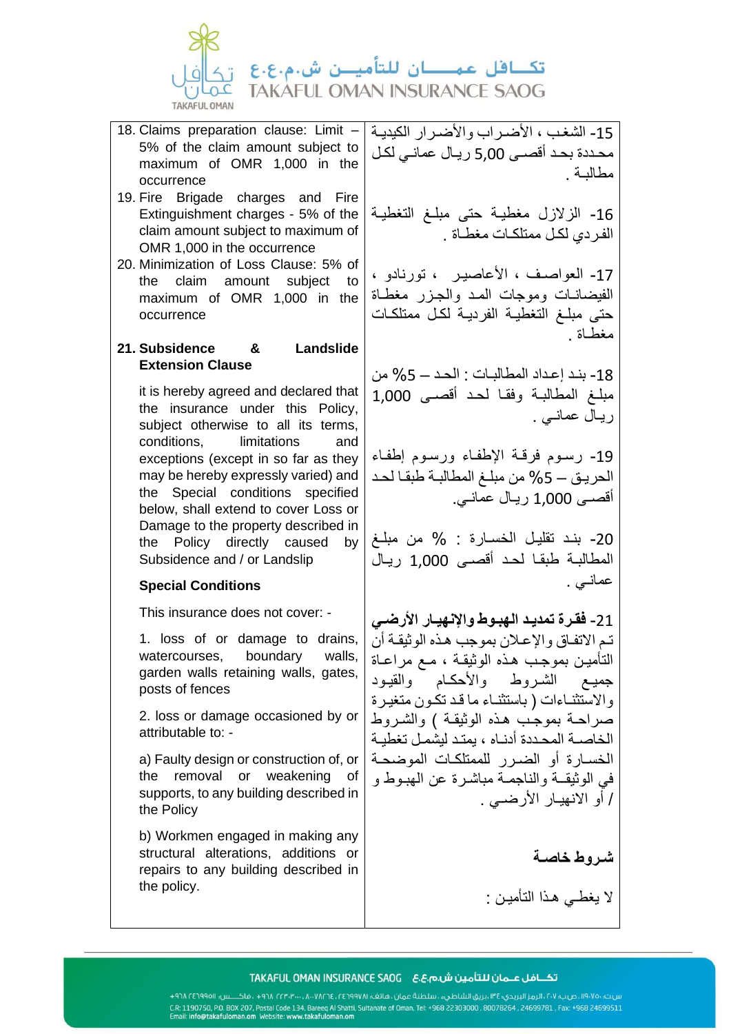| | |
|---|---|
| 18. Claims preparation clause: Limit – 5% of the claim amount subject to maximum of OMR 1,000 in the occurrence<br>19. Fire Brigade charges and Fire Extinguishment charges - 5% of the claim amount subject to maximum of OMR 1,000 in the occurrence<br>20. Minimization of Loss Clause: 5% of the claim amount subject to maximum of OMR 1,000 in the occurrence<br><br>**21. Subsidence & Landslide Extension Clause**<br><br>it is hereby agreed and declared that the insurance under this Policy, subject otherwise to all its terms, conditions, limitations and exceptions (except in so far as they may be hereby expressly varied) and the Special conditions specified below, shall extend to cover Loss or Damage to the property described in the Policy directly caused by Subsidence and / or Landslip<br><br>**Special Conditions**<br><br>This insurance does not cover: -<br><br>1. loss of or damage to drains, watercourses, boundary walls, garden walls retaining walls, gates, posts of fences<br><br>2. loss or damage occasioned by or attributable to: -<br><br>a) Faulty design or construction of, or the removal or weakening of supports, to any building described in the Policy<br><br>b) Workmen engaged in making any structural alterations, additions or repairs to any building described in the policy. | 15- الشغب ، الأضـراب والأضـرار الكيدية محددة بحد أقصـى 5,00 ريـال عمانـي لكل مطالبـة .<br><br>16- الزلازل مغطيـة حتى مبلـغ التغطية الفـردي لكل ممتلكـات مغطـاة .<br><br>17- العواصـف ، الأعاصيـر ، تورنادو ، الفيضـانـات وموجـات المـد والجـزر مغطـاة حتى مبلـغ التغطيـة الفرديـة لكل ممتلكـات مغطـاة .<br><br>18- بنـد إعـداد المطالبـات : الحـد – 5% من مبلـغ المطالبـة وفقـا لحد أقصـى 1,000 ريـال عمانـي .<br><br>19- رسـوم فرقـة الإطفـاء ورسـوم إطفـاء الحريـق – 5% من مبلـغ المطالبـة طبقـا لحـد أقصـى 1,000 ريـال عمانـي.<br><br>20- بنـد تقليـل الخسـارة : % من مبلـغ المطالبـة طبقـا لحـد أقصـى 1,000 ريـال عمانـي .<br><br>**21- فقـرة تمديـد الهبـوط والإنـهيـار الأرضـي**<br>تـم الاتفـاق والإعـلان بموجب هـذه الوثيقـة أن التأميـن بموجـب هـذه الوثيقـة ، مـع مراعـاة جميـع الشـروط والأحكـام والقيـود والاستثنـاءات ( باستثنـاء ما قـد تكـون متغيـرة صراحـة بموجـب هـذه الوثيقـة ) والشـروط الخاصـة المحـددة أدنـاه ، يمتـد ليشمـل تغطيـة الخسـارة أو الضـرر للممتلكـات الموضحـة في الوثيقـة والناجمـة مباشـرة عن الهبـوط و / أو الانـهيـار الأرضـي .<br><br>**شـروط خاصـة**<br><br>لا يغطـي هـذا التأميـن : |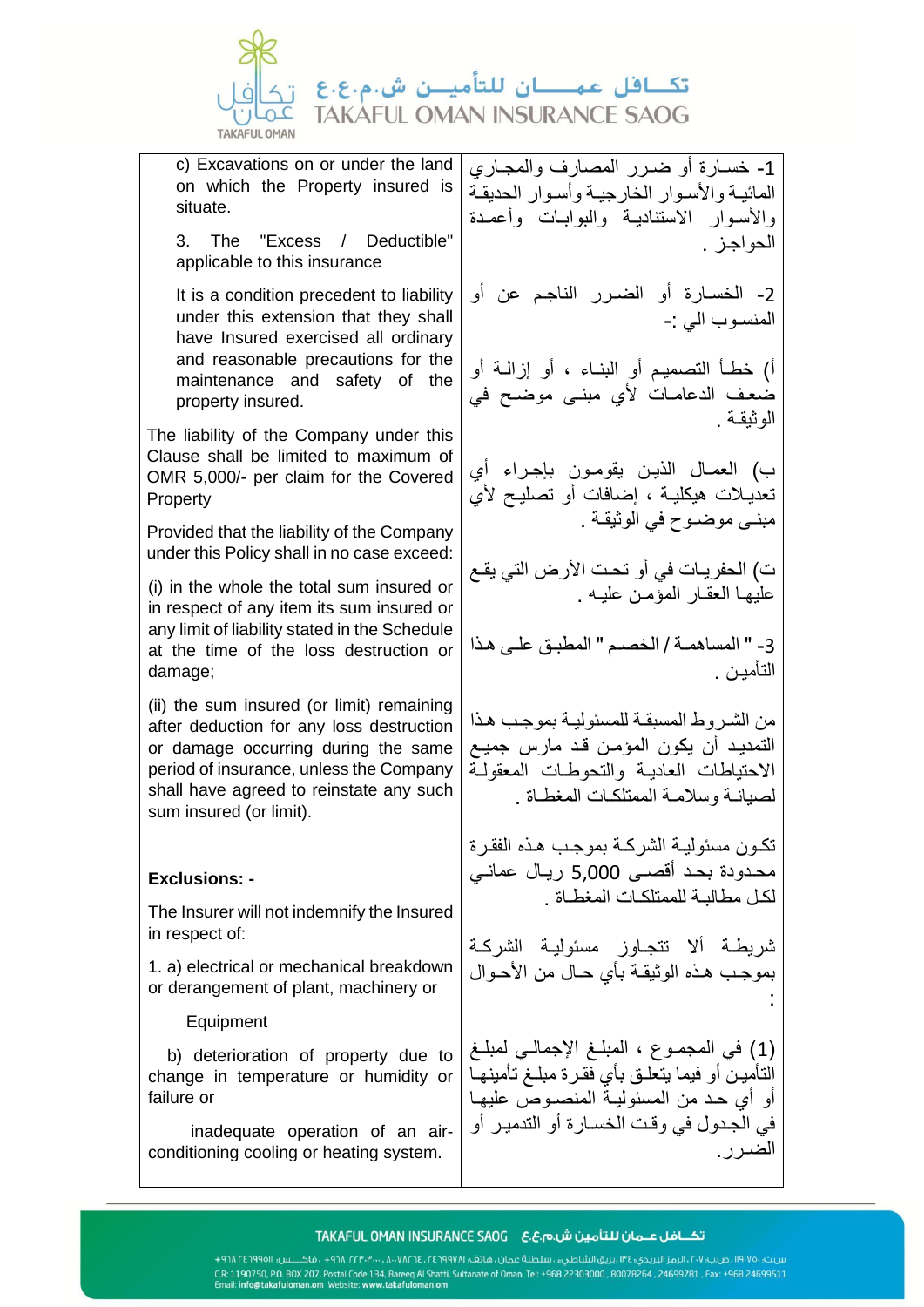| | |
|---|---|
| c) Excavations on or under the land on which the Property insured is situate.<br><br>3. The "Excess / Deductible" applicable to this insurance<br><br>It is a condition precedent to liability under this extension that they shall have Insured exercised all ordinary and reasonable precautions for the maintenance and safety of the property insured.<br><br>The liability of the Company under this Clause shall be limited to maximum of OMR 5,000/- per claim for the Covered Property<br><br>Provided that the liability of the Company under this Policy shall in no case exceed:<br><br>(i) in the whole the total sum insured or in respect of any item its sum insured or any limit of liability stated in the Schedule at the time of the loss destruction or damage;<br><br>(ii) the sum insured (or limit) remaining after deduction for any loss destruction or damage occurring during the same period of insurance, unless the Company shall have agreed to reinstate any such sum insured (or limit).<br><br>**Exclusions: -**<br><br>The Insurer will not indemnify the Insured in respect of:<br><br>1. a) electrical or mechanical breakdown or derangement of plant, machinery or Equipment<br><br>b) deterioration of property due to change in temperature or humidity or failure or inadequate operation of an air-conditioning cooling or heating system. | 1- خسارة أو ضرر المصارف والمجاري المائية والأسوار الخارجية وأسوار الحديقة والأسوار الاستنادية والبوابات وأعمدة الحواجز .<br><br>2- الخسارة أو الضرر الناجم عن أو المنسوب الي :-<br><br>أ) خطأ التصميم أو البناء ، أو إزالة أو ضعف الدعامات لأي مبنى موضح في الوثيقة .<br><br>ب) العمال الذين يقومون بإجراء أي تعديلات هيكلية ، إضافات أو تصليح لأي مبنى موضوح في الوثيقة .<br><br>ت) الحفريات في أو تحت الأرض التي يقع عليها العقار المؤمن عليه .<br><br>3- " المساهمة / الخصم " المطبق على هذا التأمين .<br><br>من الشروط المسبقة للمسئولية بموجب هذا التمديد أن يكون المؤمن قد مارس جميع الاحتياطات العادية والتحوطات المعقولة لصيانة وسلامة الممتلكات المغطاة .<br><br>تكون مسئولية الشركة بموجب هذه الفقرة محدودة بحد أقصى 5,000 ريال عماني لكل مطالبة للممتلكات المغطاة .<br><br>شريطة ألا تتجاوز مسئولية الشركة بموجب هذه الوثيقة بأي حال من الأحوال :<br><br>(1) في المجموع ، المبلغ الإجمالي لمبلغ التأمين أو فيما يتعلق بأي فقرة مبلغ تأمينها أو أي حد من المسئولية المنصوص عليها في الجدول في وقت الخسارة أو التدمير أو الضرر. |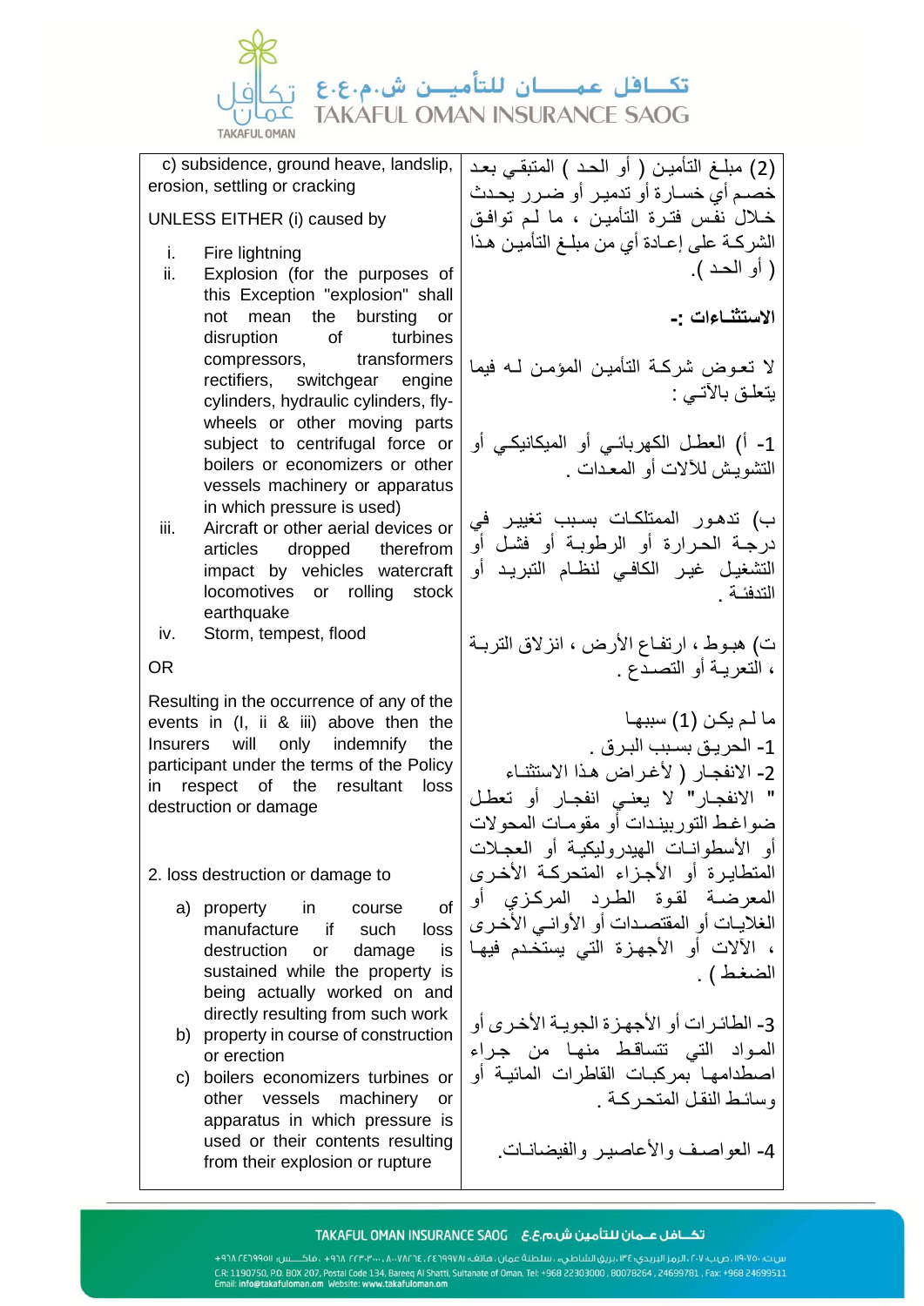| | |
|---|---|
| c) subsidence, ground heave, landslip, erosion, settling or cracking<br><br>UNLESS EITHER (i) caused by<br><br>i. Fire lightning<br>ii. Explosion (for the purposes of this Exception "explosion" shall not mean the bursting or disruption of turbines compressors, transformers rectifiers, switchgear engine cylinders, hydraulic cylinders, fly-wheels or other moving parts subject to centrifugal force or boilers or economizers or other vessels machinery or apparatus in which pressure is used)<br>iii. Aircraft or other aerial devices or articles dropped therefrom impact by vehicles watercraft locomotives or rolling stock earthquake<br>iv. Storm, tempest, flood<br><br>OR<br><br>Resulting in the occurrence of any of the events in (I, ii & iii) above then the Insurers will only indemnify the participant under the terms of the Policy in respect of the resultant loss destruction or damage<br><br>2. loss destruction or damage to<br><br>a) property in course of manufacture if such loss destruction or damage is sustained while the property is being actually worked on and directly resulting from such work<br>b) property in course of construction or erection<br>c) boilers economizers turbines or other vessels machinery or apparatus in which pressure is used or their contents resulting from their explosion or rupture | (2) مبلغ التأمين ( أو الحد ) المتبقي بعد خصم أي خسارة أو تدمير أو ضرر يحدث خلال نفس فترة التأمين ، ما لم توافق الشركة على إعادة أي من مبلغ التأمين هذا ( أو الحد ).<br><br>**الاستثناءات :-**<br><br>لا تعوض شركة التأمين المؤمن له فيما يتعلق بالآتي :<br><br>1- أ) العطل الكهربائي أو الميكانيكي أو التشويش للآلات أو المعدات .<br><br>ب) تدهور الممتلكات بسبب تغيير في درجة الحرارة أو الرطوبة أو فشل أو التشغيل غير الكافي لنظام التبريد أو التدفئة .<br><br>ت) هبوط ، ارتفاع الأرض ، انزلاق التربة ، التعرية أو التصدع .<br><br>ما لم يكن (1) سببها<br>1- الحريق بسبب البرق .<br>2- الانفجار ( لأغراض هذا الاستثناء " الانفجار" لا يعني انفجار أو تعطل ضواغط التوربيندات أو مقومات المحولات أو الأسطوانات الهيدروليكية أو العجلات المتطايرة أو الأجزاء المتحركة الأخرى المعرضة لقوة الطرد المركزي أو الغلايات أو المقتصدات أو الأواني الأخرى ، الآلات أو الأجهزة التي يستخدم فيها الضغط ) .<br><br>3- الطائرات أو الأجهزة الجوية الأخرى أو المواد التي تتساقط منها من جراء اصطدامها بمركبات القاطرات المائية أو وسائط النقل المتحركة .<br><br>4- العواصف والأعاصير والفيضانات. |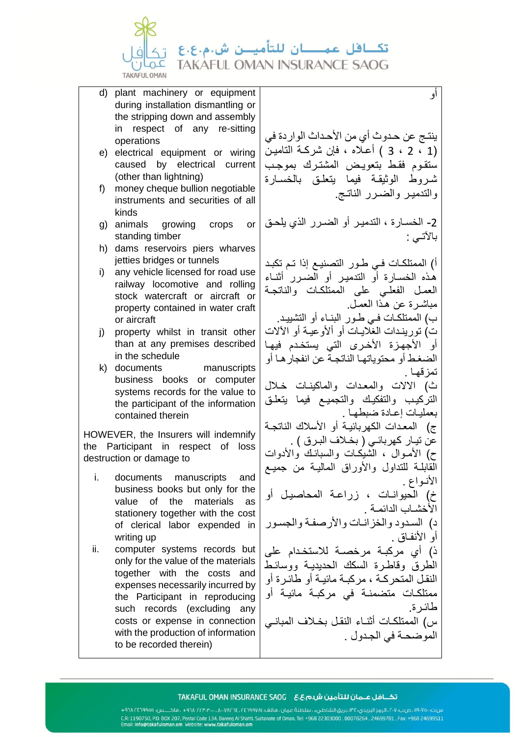| | |
|---|---|
| d) plant machinery or equipment during installation dismantling or the stripping down and assembly in respect of any re-sitting operations<br>e) electrical equipment or wiring caused by electrical current (other than lightning)<br>f) money cheque bullion negotiable instruments and securities of all kinds<br>g) animals growing crops or standing timber<br>h) dams reservoirs piers wharves jetties bridges or tunnels<br>i) any vehicle licensed for road use railway locomotive and rolling stock watercraft or aircraft or property contained in water craft or aircraft<br>j) property whilst in transit other than at any premises described in the schedule<br>k) documents manuscripts business books or computer systems records for the value to the participant of the information contained therein<br><br>HOWEVER, the Insurers will indemnify the Participant in respect of loss destruction or damage to<br><br>i. documents manuscripts and business books but only for the value of the materials as stationery together with the cost of clerical labor expended in writing up<br>ii. computer systems records but only for the value of the materials together with the costs and expenses necessarily incurred by the Participant in reproducing any such records (excluding any costs or expense in connection with the production of information to be recorded therein) | أو<br><br>ينتج عن حدوث أي من الأحداث الواردة في (1 ، 2 ، 3 ) أعلاه ، فإن شركة التامين ستقوم فقط بتعويض المشترك بموجب شروط الوثيقة فيما يتعلق بالخسارة والتدمير والضرر الناتج.<br><br>2- الخسارة ، التدمير أو الضرر الذي يلحق بالآتي :<br><br>أ) الممتلكات في طور التصنيع إذا تم تكبد هذه الخسارة أو التدمير أو الضرر أثناء العمل الفعلي على الممتلكات والناتجة مباشرة عن هذا العمل.<br>ب) الممتلكات في طور البناء أو التشييد.<br>ت) توريندات الغلايات أو أأوعية أو الآلات أو الأجهزة الأخرى التي يستخدم فيها الضغط أو محتوياتها الناتجة عن انفجارها أو تمزقها .<br>ث) الالات والمعدات والماكينات خلال التركيب والتفكيك والتجميع فيما يتعلق بعمليات إعادة ضبطها .<br>ج) المعدات الكهربائية أو الأسلاك الناتجة عن تيار كهربائي ( بخلاف البرق ) .<br>ح) الأموال ، الشيكات والسبائك والأدوات القابلة للتداول والأوراق المالية من جميع الأنواع .<br>خ) الحيوانات ، زراعة المحاصيل أو الأخشاب الدائمة .<br>د) السدود والخزانات والأرصفة والجسور أو الأنفاق .<br>ذ) أي مركبة مرخصة للاستخدام على الطرق وقاطرة السكك الحديدية ووسائط النقل المتحركة ، مركبة مائية أو طائرة أو ممتلكات متضمنة في مركبة مائية أو طائرة.<br>س) الممتلكات أثناء النقل بخلاف المباني الموضحة في الجدول . |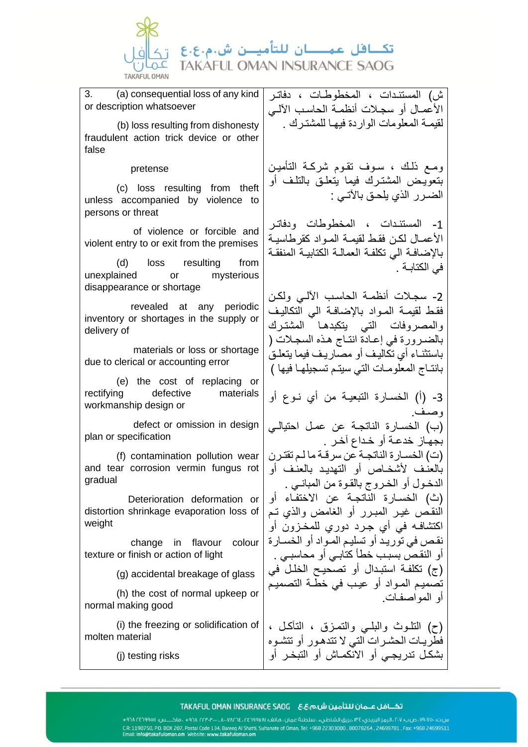| | |
|---|---|
| 3. (a) consequential loss of any kind or description whatsoever<br><br>(b) loss resulting from dishonesty fraudulent action trick device or other false pretense<br><br>(c) loss resulting from theft unless accompanied by violence to persons or threat of violence or forcible and violent entry to or exit from the premises<br><br>(d) loss resulting from unexplained or mysterious disappearance or shortage revealed at any periodic inventory or shortages in the supply or delivery of materials or loss or shortage due to clerical or accounting error<br><br>(e) the cost of replacing or rectifying defective materials workmanship design or defect or omission in design plan or specification<br><br>(f) contamination pollution wear and tear corrosion vermin fungus rot gradual Deterioration deformation or distortion shrinkage evaporation loss of weight change in flavour colour texture or finish or action of light<br><br>(g) accidental breakage of glass<br><br>(h) the cost of normal upkeep or normal making good<br><br>(i) the freezing or solidification of molten material<br><br>(j) testing risks | ش) المستندات ، المخطوطات ، دفاتر الأعمال أو سجلات أنظمة الحاسب الآلي لقيمة المعلومات الواردة فيها للمشترك .<br><br>ومع ذلك ، سوف تقوم شركة التأمين بتعويض المشترك فيما يتعلق بالتلف أو الضرر الذي يلحق بالآتي :<br><br>1- المستندات ، المخطوطات ودفاتر الأعمال لكن فقط لقيمة المواد كقرطاسية بالإضافة الي تكلفة العمالة الكتابية المنفقة في الكتابة .<br><br>2- سجلات أنظمة الحاسب الآلي ولكن فقط لقيمة المواد بالإضافة الي التكاليف والمصروفات التي يتكبدها المشترك بالضرورة في إعادة انتاج هذه السجلات ( باستثناء أي تكاليف أو مصاريف فيما يتعلق بانتاج المعلومات التي سيتم تسجيلها فيها )<br><br>3- (أ) الخسارة التبعية من أي نوع أو وصف.<br><br>(ب) الخسارة الناتجة عن عمل احتيالي بجهاز خدعة أو خداع آخر .<br><br>(ت) الخسارة الناتجة عن سرقة ما لم تقترن بالعنف لأشخاص أو التهديد بالعنف أو الدخول أو الخروج بالقوة من المباني .<br><br>(ث) الخسارة الناتجة عن الاختفاء أو النقص غير المبرر أو الغامض والذي تم اكتشافه في أي جرد دوري للمخزون أو نقص في توريد أو تسليم المواد أو الخسارة أو النقص بسبب خطأ كتابي أو محاسبي .<br><br>(ج) تكلفة استبدال أو تصحيح الخلل في تصميم المواد أو عيب في خطة التصميم أو المواصفات.<br><br>(ح) التلوث والبلي والتمزق ، التآكل ، فطريات الحشرات التي لا تتدهور أو تتشوه بشكل تدريجي أو الانكماش أو التبخر أو |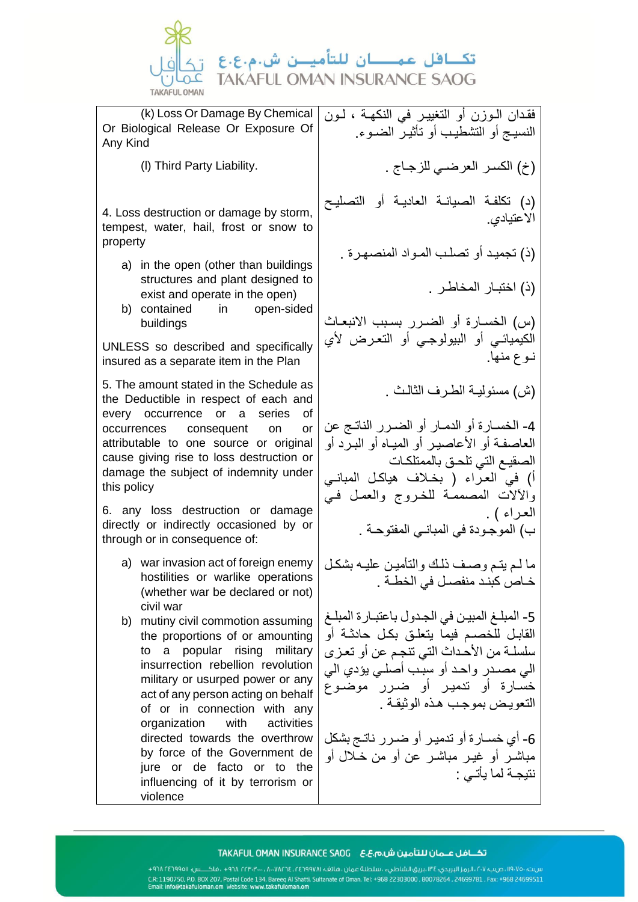| English | العربية |
|---|---|
| (k) Loss Or Damage By Chemical Or Biological Release Or Exposure Of Any Kind | فقدان الوزن أو التغيير في النكهة ، لون النسيج أو التشطيب أو تأثير الضوء. |
| (l) Third Party Liability. | (خ) الكسر العرضي للزجاج . |
| 4. Loss destruction or damage by storm, tempest, water, hail, frost or snow to property<br>a) in the open (other than buildings structures and plant designed to exist and operate in the open)<br>b) contained in open-sided buildings | (د) تكلفة الصيانة العادية أو التصليح الاعتيادي. |
| UNLESS so described and specifically insured as a separate item in the Plan | (ذ) تجميد أو تصلب المواد المنصهرة . |
| 5. The amount stated in the Schedule as the Deductible in respect of each and every occurrence or a series of occurrences consequent on or attributable to one source or original cause giving rise to loss destruction or damage the subject of indemnity under this policy | (ذ) اختبار المخاطر . |
| 6. any loss destruction or damage directly or indirectly occasioned by or through or in consequence of: | (س) الخسارة أو الضرر بسبب الانبعاث الكيميائي أو البيولوجي أو التعرض لأي نوع منها. |
| a) war invasion act of foreign enemy hostilities or warlike operations (whether war be declared or not) civil war | (ش) مسئولية الطرف الثالث . |
| b) mutiny civil commotion assuming the proportions of or amounting to a popular rising military insurrection rebellion revolution military or usurped power or any act of any person acting on behalf of or in connection with any organization with activities directed towards the overthrow by force of the Government de jure or de facto or to the influencing of it by terrorism or violence | 4- الخسارة أو الدمار أو الضرر الناتج عن العاصفة أو الأعاصير أو المياه أو البرد أو الصقيع التي تلحق بالممتلكات<br>أ) في العراء ( بخلاف هياكل المباني والآلات المصممة للخروج والعمل في العراء ) .<br>ب) الموجودة في المباني المفتوحة .<br><br>ما لم يتم وصف ذلك والتأمين عليه بشكل خاص كبند منفصل في الخطة .<br><br>5- المبلغ المبين في الجدول باعتبارة المبلغ القابل للخصم فيما يتعلق بكل حادثة أو سلسلة من الأحداث التي تنجم عن أو تعزى الي مصدر واحد أو سبب أصلي يؤدي الي خسارة أو تدمير أو ضرر موضوع التعويض بموجب هذه الوثيقة .<br><br>6- أي خسارة أو تدمير أو ضرر ناتج بشكل مباشر أو غير مباشر عن أو من خلال أو نتيجة لما يأتي : |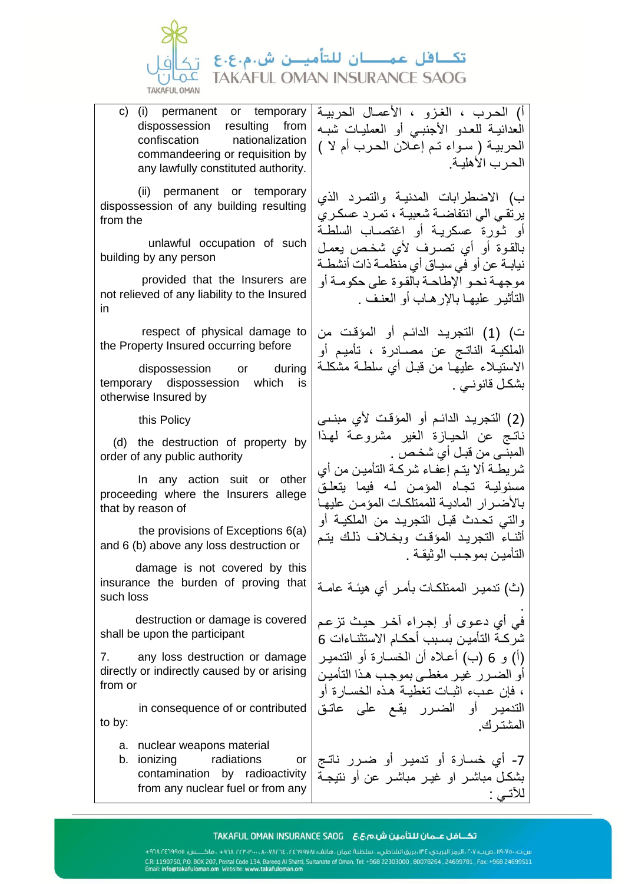| | |
|---|---|
| c) (i) permanent or temporary dispossession resulting from confiscation nationalization commandeering or requisition by any lawfully constituted authority.<br><br>(ii) permanent or temporary dispossession of any building resulting from the unlawful occupation of such building by any person provided that the Insurers are not relieved of any liability to the Insured in respect of physical damage to the Property Insured occurring before dispossession or during temporary dispossession which is otherwise Insured by this Policy<br><br>(d) the destruction of property by order of any public authority<br><br>In any action suit or other proceeding where the Insurers allege that by reason of the provisions of Exceptions 6(a) and 6 (b) above any loss destruction or damage is not covered by this insurance the burden of proving that such loss destruction or damage is covered shall be upon the participant<br><br>7. any loss destruction or damage directly or indirectly caused by or arising from or in consequence of or contributed to by:<br><br>a. nuclear weapons material<br>b. ionizing radiations or contamination by radioactivity from any nuclear fuel or from any | أ) الحرب ، الغزو ، الأعمال الحربية العدائية للعدو الأجنبي أو العمليات شبه الحربية ( سواء تم إعلان الحرب أم لا ) الحرب الأهلية.<br><br>ب) الاضطرابات المدنية والتمرد الذي يرتقي الي انتفاضة شعبية ، تمرد عسكري أو ثورة عسكرية أو اغتصاب السلطة بالقوة أو أي تصرف لأي شخص يعمل نيابة عن أو في سياق أي منظمة ذات أنشطة موجهة نحو الإطاحة بالقوة على حكومة أو التأثير عليها بالإرهاب أو العنف .<br><br>ت) (1) التجريد الدائم أو المؤقت من الملكية الناتج عن مصادرة ، تأميم أو الاستيلاء عليها من قبل أي سلطة مشكلة بشكل قانوني .<br><br>(2) التجريد الدائم أو المؤقت لأي مبنى ناتج عن الحيازة الغير مشروعة لهذا المبنى من قبل أي شخص .<br>شريطة ألا يتم إعفاء شركة التأمين من أي مسئولية تجاه المؤمن له فيما يتعلق بالأضرار المادية للممتلكات المؤمن عليها والتي تحدث قبل التجريد من الملكية أو أثناء التجريد المؤقت وبخلاف ذلك يتم التأمين بموجب الوثيقة .<br><br>(ث) تدمير الممتلكات بأمر أي هيئة عامة .<br><br>في أي دعوى أو إجراء آخر حيث تزعم شركة التأمين بسبب أحكام الاستثناءات 6 (أ) و 6 (ب) أعلاه أن الخسارة أو التدمير أو الضرر غير مغطى بموجب هذا التأمين ، فإن عبء اثبات تغطية هذه الخسارة أو التدمير أو الضرر يقع على عاتق المشترك.<br><br>7- أي خسارة أو تدمير أو ضرر ناتج بشكل مباشر او غير مباشر عن أو نتيجة للآتي : |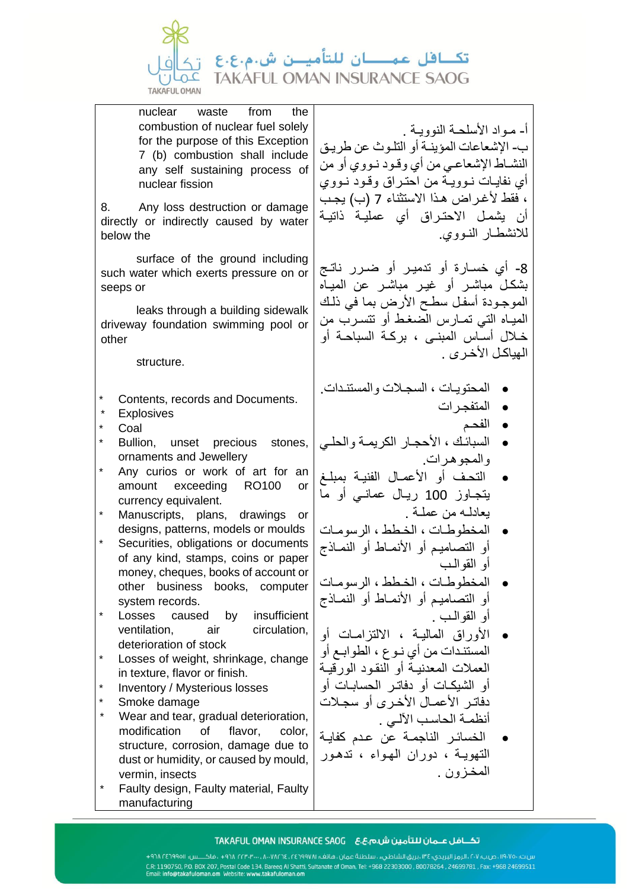| English | Arabic |
|---|---|
| nuclear waste from the combustion of nuclear fuel solely for the purpose of this Exception 7 (b) combustion shall include any self sustaining process of nuclear fission | أ- مـواد الأسلحـة النوويـة .<br>ب- الإشعاعات المؤينـة أو التلـوث عن طريـق النشـاط الإشعاعـي من أي وقـود نـووي أو من أي نفايـات نـوويـة من احتـراق وقـود نـووي ، فقط لأغراض هـذا الاستثناء 7 (ب) يجـب أن يشمـل الاحتـراق أي عمليـة ذاتيـة للانشطـار النـووي. |
| 8. Any loss destruction or damage directly or indirectly caused by water below the<br><br>surface of the ground including such water which exerts pressure on or seeps or<br><br>leaks through a building sidewalk driveway foundation swimming pool or other<br><br>structure. | 8- أي خسـارة أو تدميـر أو ضـرر نـاتـج بشكـل مباشـر أو غيـر مباشـر عن الميـاه الموجـودة أسفـل سطـح الأرض بما في ذلـك الميـاه التي تمـارس الضغـط أو تتسـرب من خـلال أسـاس المبنـى ، بركـة السباحـة أو الهيـاكـل الأخـرى . |
| * Contents, records and Documents.<br>* Explosives<br>* Coal<br>* Bullion, unset precious stones, ornaments and Jewellery<br>* Any curios or work of art for an amount exceeding RO100 or currency equivalent.<br>* Manuscripts, plans, drawings or designs, patterns, models or moulds<br>* Securities, obligations or documents of any kind, stamps, coins or paper money, cheques, books of account or other business books, computer system records.<br>* Losses caused by insufficient ventilation, air circulation, deterioration of stock<br>* Losses of weight, shrinkage, change in texture, flavor or finish.<br>* Inventory / Mysterious losses<br>* Smoke damage<br>* Wear and tear, gradual deterioration, modification of flavor, color, structure, corrosion, damage due to dust or humidity, or caused by mould, vermin, insects<br>* Faulty design, Faulty material, Faulty manufacturing | • المحتويـات ، السجـلات والمستنـدات.<br>• المتفجـرات<br>• الفحـم<br>• السبائـك ، الأحجـار الكريمـة والحلـي والمجوهـرات.<br>• التحـف أو الأعمـال الفنيـة بمبلـغ يتجـاوز 100 ريـال عمانـي أو ما يعادلـه من عملـة .<br>• المخطوطـات ، الخطـط ، الرسومـات أو التصاميـم أو الأنمـاط أو النمـاذج أو القوالـب<br>• المخطوطـات ، الخطـط ، الرسومـات أو التصاميـم أو الأنمـاط أو النمـاذج أو القوالـب .<br>• الأوراق الماليـة ، الالتزامـات أو المستنـدات من أي نـوع ، الطوابـع أو العمـلات المعدنيـة أو النقـود الورقيـة أو الشيكـات أو دفاتـر الحسابـات أو دفاتـر الأعمـال الأخـرى أو سجـلات أنظمـة الحاسـب الآلـي .<br>• الخسائـر الناجمـة عن عـدم كفايـة التهويـة ، دوران الهـواء ، تدهـور المخـزون . |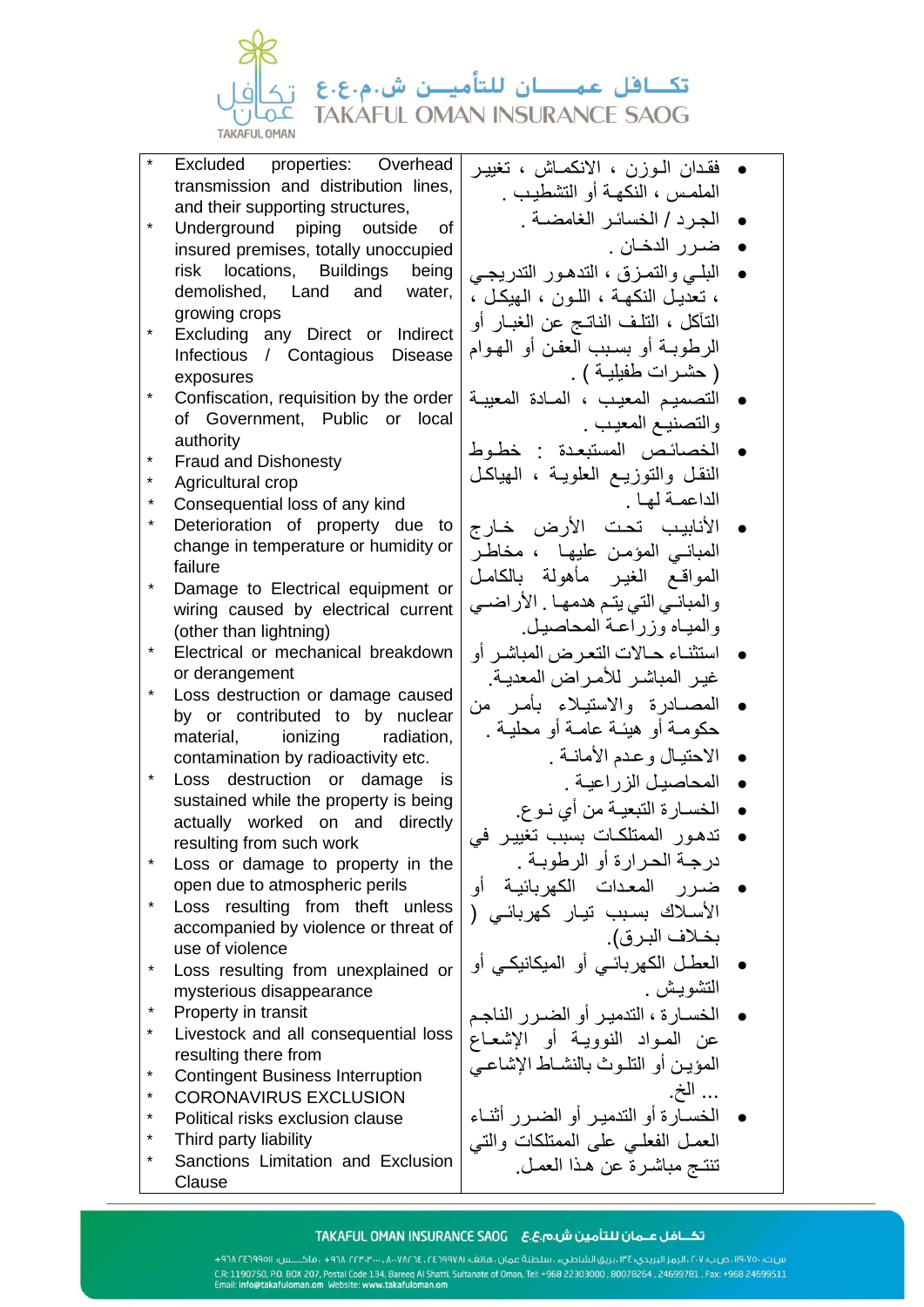| English | العربية |
|---|---|
| * Excluded properties: Overhead transmission and distribution lines, and their supporting structures,<br>* Underground piping outside of insured premises, totally unoccupied risk locations, Buildings being demolished, Land and water, growing crops<br>* Excluding any Direct or Indirect Infectious / Contagious Disease exposures<br>* Confiscation, requisition by the order of Government, Public or local authority<br>* Fraud and Dishonesty<br>* Agricultural crop<br>* Consequential loss of any kind<br>* Deterioration of property due to change in temperature or humidity or failure<br>* Damage to Electrical equipment or wiring caused by electrical current (other than lightning)<br>* Electrical or mechanical breakdown or derangement<br>* Loss destruction or damage caused by or contributed to by nuclear material, ionizing radiation, contamination by radioactivity etc.<br>* Loss destruction or damage is sustained while the property is being actually worked on and directly resulting from such work<br>* Loss or damage to property in the open due to atmospheric perils<br>* Loss resulting from theft unless accompanied by violence or threat of use of violence<br>* Loss resulting from unexplained or mysterious disappearance<br>* Property in transit<br>* Livestock and all consequential loss resulting there from<br>* Contingent Business Interruption<br>* CORONAVIRUS EXCLUSION<br>* Political risks exclusion clause<br>* Third party liability<br>* Sanctions Limitation and Exclusion Clause | • فقدان الوزن ، الانكماش ، تغيير الملمس ، النكهة أو التشطيب .<br>• الجرد / الخسائر الغامضة .<br>• ضرر الدخان .<br>• البلي والتمزق ، التدهور التدريجي ، تعديل النكهة ، اللون ، الهيكل ، التآكل ، التلف الناتج عن الغبار أو الرطوبة أو بسبب العفن أو الهوام ( حشرات طفيلية ) .<br>• التصميم المعيب ، المادة المعيبة والتصنيع المعيب .<br>• الخصائص المستبعدة : خطوط النقل والتوزيع العلوية ، الهياكل الداعمة لها .<br>• الأنابيب تحت الأرض خارج المباني المؤمن عليها ، مخاطر المواقع الغير مأهولة بالكامل والمباني التي يتم هدمها . الأراضي والمياه وزراعة المحاصيل.<br>• استثناء حالات التعرض المباشر أو غير المباشر للأمراض المعدية.<br>• المصادرة والاستيلاء بأمر من حكومة أو هيئة عامة أو محلية .<br>• الاحتيال وعدم الأمانة .<br>• المحاصيل الزراعية .<br>• الخسارة التبعية من أي نوع.<br>• تدهور الممتلكات بسبب تغيير في درجة الحرارة أو الرطوبة .<br>• ضرر المعدات الكهربائية أو الأسلاك بسبب تيار كهربائي ( بخلاف البرق).<br>• العطل الكهربائي أو الميكانيكي أو التشويش .<br>• الخسارة ، التدمير أو الضرر الناجم عن المواد النووية أو الإشعاع المؤين أو التلوث بالنشاط الإشعاعي ... الخ.<br>• الخسارة أو التدمير أو الضرر أثناء العمل الفعلي على الممتلكات والتي تنتج مباشرة عن هذا العمل. |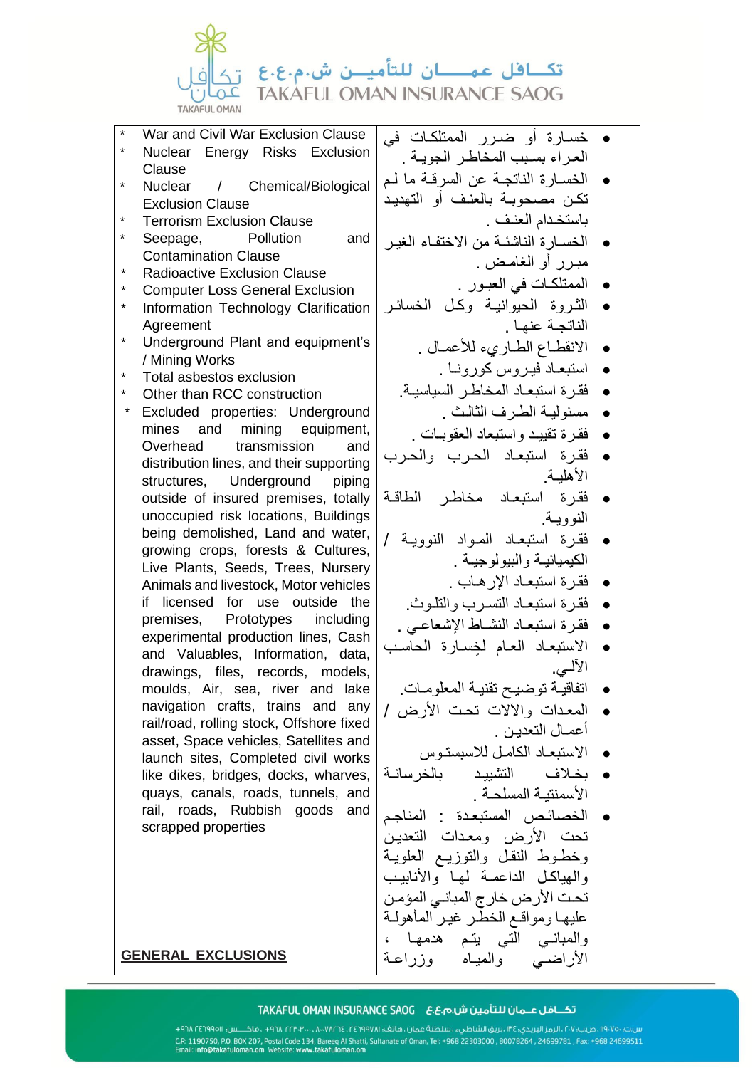| GENERAL EXCLUSIONS | |
|---|---|
| * War and Civil War Exclusion Clause<br>* Nuclear Energy Risks Exclusion Clause<br>* Nuclear / Chemical/Biological Exclusion Clause<br>* Terrorism Exclusion Clause<br>* Seepage, Pollution and Contamination Clause<br>* Radioactive Exclusion Clause<br>* Computer Loss General Exclusion<br>* Information Technology Clarification Agreement<br>* Underground Plant and equipment's / Mining Works<br>* Total asbestos exclusion<br>* Other than RCC construction<br>* Excluded properties: Underground mines and mining equipment, Overhead transmission and distribution lines, and their supporting structures, Underground piping outside of insured premises, totally unoccupied risk locations, Buildings being demolished, Land and water, growing crops, forests & Cultures, Live Plants, Seeds, Trees, Nursery Animals and livestock, Motor vehicles if licensed for use outside the premises, Prototypes including experimental production lines, Cash and Valuables, Information, data, drawings, files, records, models, moulds, Air, sea, river and lake navigation crafts, trains and any rail/road, rolling stock, Offshore fixed asset, Space vehicles, Satellites and launch sites, Completed civil works like dikes, bridges, docks, wharves, quays, canals, roads, tunnels, and rail, roads, Rubbish goods and scrapped properties | • خسارة أو ضرر الممتلكات في العراء بسبب المخاطر الجوية .<br>• الخسارة الناتجة عن السرقة ما لم تكن مصحوبة بالعنف أو التهديد باستخدام العنف .<br>• الخسارة الناشئة من الاختفاء الغير مبرر أو الغامض .<br>• الممتلكات في العبور .<br>• الثروة الحيوانية وكل الخسائر الناتجة عنها .<br>• الانقطاع الطاريء للأعمال .<br>• استبعاد فيروس كورونا .<br>• فقرة استبعاد المخاطر السياسية.<br>• مسئولية الطرف الثالث .<br>• فقرة تقييد واستبعاد العقوبات .<br>• فقرة استبعاد الحرب والحرب الأهلية.<br>• فقرة استبعاد مخاطر الطاقة النووية.<br>• فقرة استبعاد المواد النووية / الكيميائية والبيولوجية .<br>• فقرة استبعاد الإرهاب .<br>• فقرة استبعاد التسرب والتلوث.<br>• فقرة استبعاد النشاط الإشعاعي .<br>• الاستبعاد العام لخسارة الحاسب الآلي.<br>• اتفاقية توضيح تقنية المعلومات.<br>• المعدات والآلات تحت الأرض / أعمال التعدين .<br>• الاستبعاد الكامل للاسبستوس<br>• بخلاف التشييد بالخرسانة الأسمنتية المسلحة .<br>• الخصائص المستبعدة : المناجم تحت الأرض ومعدات التعدين وخطوط النقل والتوزيع العلوية والهياكل الداعمة لها والأنابيب تحت الأرض خارج المباني المؤمن عليها ومواقع الخطر غير المأهولة والمباني التي يتم هدمها ، الأراضي والمياه وزراعة |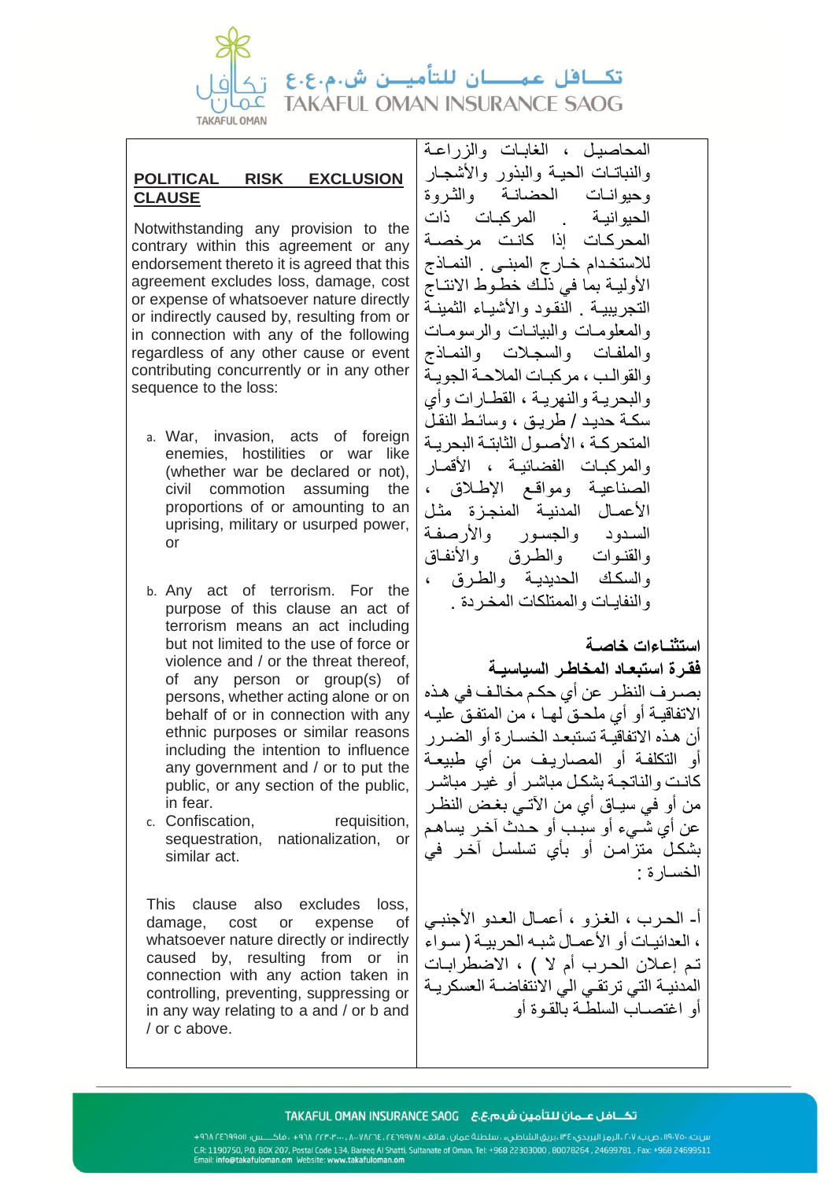## POLITICAL RISK EXCLUSION CLAUSE

Notwithstanding any provision to the contrary within this agreement or any endorsement thereto it is agreed that this agreement excludes loss, damage, cost or expense of whatsoever nature directly or indirectly caused by, resulting from or in connection with any of the following regardless of any other cause or event contributing concurrently or in any other sequence to the loss:

a. War, invasion, acts of foreign enemies, hostilities or war like (whether war be declared or not), civil commotion assuming the proportions of or amounting to an uprising, military or usurped power, or

b. Any act of terrorism. For the purpose of this clause an act of terrorism means an act including but not limited to the use of force or violence and / or the threat thereof, of any person or group(s) of persons, whether acting alone or on behalf of or in connection with any ethnic purposes or similar reasons including the intention to influence any government and / or to put the public, or any section of the public, in fear.

c. Confiscation, requisition, sequestration, nationalization, or similar act.

This clause also excludes loss, damage, cost or expense of whatsoever nature directly or indirectly caused by, resulting from or in connection with any action taken in controlling, preventing, suppressing or in any way relating to a and / or b and / or c above.

المحاصيل ، الغابات والزراعة والنباتات الحية والبذور والأشجار وحيوانات الحضانة والثروة الحيوانية . المركبات ذات المحركات إذا كانت مرخصة للاستخدام خارج المبنى . النماذج الأولية بما في ذلك خطوط الانتاج التجريبية . النقود والأشياء الثمينة والمعلومات والبيانات والرسومات والملفات والسجلات والنماذج والقوالب ، مركبات الملاحة الجوية والبحرية والنهرية ، القطارات وأي سكة حديد / طريق ، وسائل النقل المتحركة ، الأصول الثابتة البحرية والمركبات الفضائية ، الأقمار الصناعية ومواقع الإطلاق ، الأعمال المدنية المنجزة مثل السدود والجسور والأرصفة والقنوات والطرق والأنفاق والسكك الحديدية والطرق ، والنفايات والممتلكات المخردة .

## استثناءات خاصة

## فقرة استبعاد المخاطر السياسية

بصرف النظر عن أي حكم مخالف في هذه الاتفاقية أو أي ملحق لها ، من المتفق عليه أن هذه الاتفاقية تستبعد الخسارة أو الضرر أو التكلفة أو المصاريف من أي طبيعة كانت والناتجة بشكل مباشر أو غير مباشر من أو في سياق أي من الآتي بغض النظر عن أي شيء أو سبب أو حدث آخر يساهم بشكل متزامن أو بأي تسلسل آخر في الخسارة :

أ- الحرب ، الغزو ، أعمال العدو الأجنبي ، العدائيات أو الأعمال شبه الحربية ( سواء تم إعلان الحرب أم لا ) ، الاضطرابات المدنية التي ترتقي الي الانتفاضة العسكرية أو اغتصاب السلطة بالقوة أو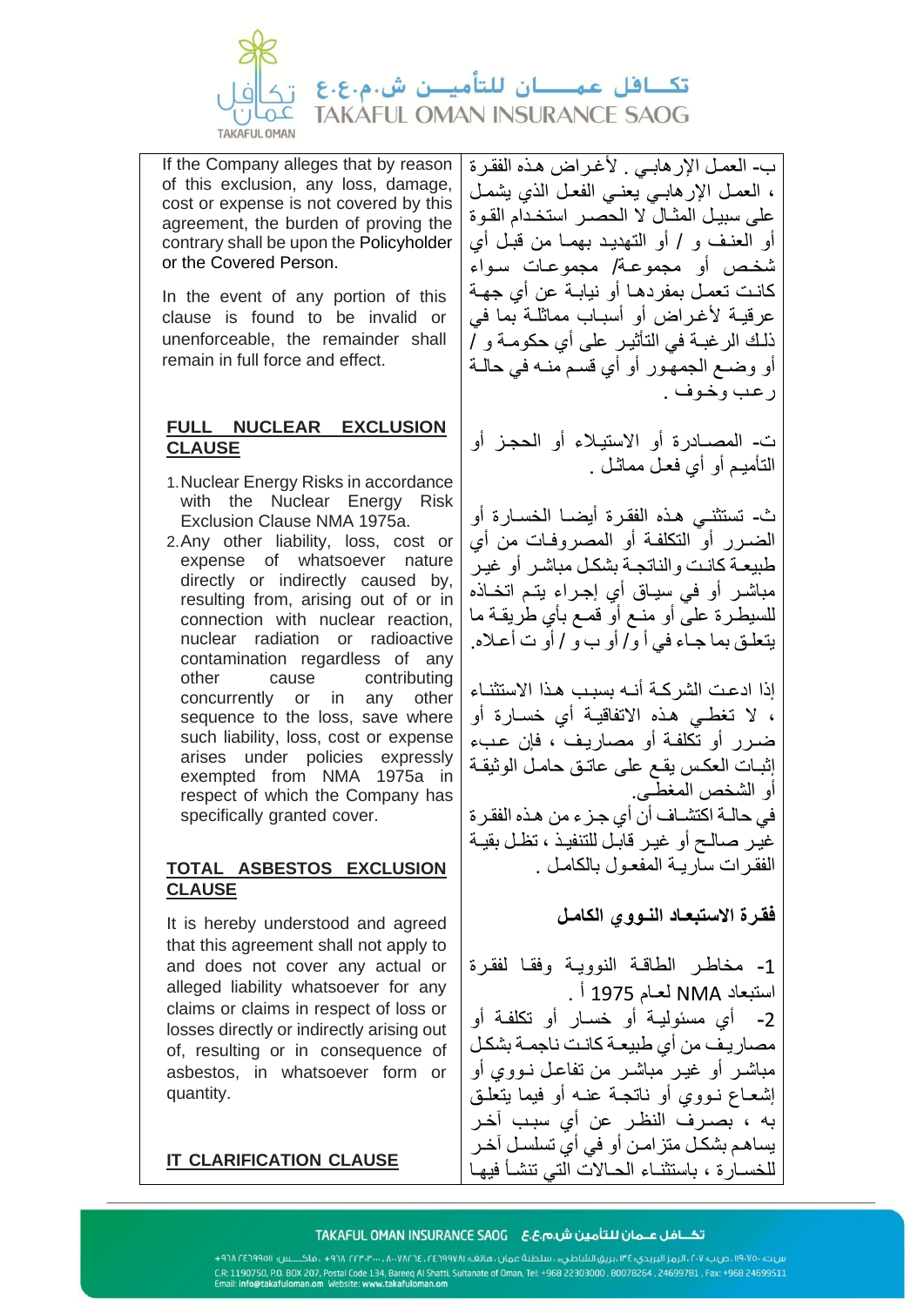If the Company alleges that by reason of this exclusion, any loss, damage, cost or expense is not covered by this agreement, the burden of proving the contrary shall be upon the Policyholder or the Covered Person.

In the event of any portion of this clause is found to be invalid or unenforceable, the remainder shall remain in full force and effect.

**FULL NUCLEAR EXCLUSION CLAUSE**

1. Nuclear Energy Risks in accordance with the Nuclear Energy Risk Exclusion Clause NMA 1975a.
2. Any other liability, loss, cost or expense of whatsoever nature directly or indirectly caused by, resulting from, arising out of or in connection with nuclear reaction, nuclear radiation or radioactive contamination regardless of any other cause contributing concurrently or in any other sequence to the loss, save where such liability, loss, cost or expense arises under policies expressly exempted from NMA 1975a in respect of which the Company has specifically granted cover.

**TOTAL ASBESTOS EXCLUSION CLAUSE**

It is hereby understood and agreed that this agreement shall not apply to and does not cover any actual or alleged liability whatsoever for any claims or claims in respect of loss or losses directly or indirectly arising out of, resulting or in consequence of asbestos, in whatsoever form or quantity.

**IT CLARIFICATION CLAUSE**

ب- العمل الإرهابي . لأغراض هذه الفقرة ، العمل الإرهابي يعني الفعل الذي يشمل على سبيل المثال لا الحصر استخدام القوة أو العنف و / أو التهديد بهما من قبل أي شخص أو مجموعة/ مجموعات سواء كانت تعمل بمفردها أو نيابة عن أي جهة عرقية لأغراض أو أسباب مماثلة بما في ذلك الرغبة في التأثير على أي حكومة و / أو وضع الجمهور أو أي قسم منه في حالة رعب وخوف .

ت- المصادرة أو الاستيلاء أو الحجز أو التأميم أو أي فعل مماثل .

ث- تستثني هذه الفقرة أيضا الخسارة أو الضرر أو التكلفة أو المصروفات من أي طبيعة كانت والناتجة بشكل مباشر أو غير مباشر أو في سياق أي إجراء يتم اتخاذه للسيطرة على أو منع أو قمع بأي طريقة ما يتعلق بما جاء في أ و/ أو ب و / أو ت أعلاه.

إذا ادعت الشركة أنه بسبب هذا الاستثناء ، لا تغطي هذه الاتفاقية أي خسارة أو ضرر أو تكلفة أو مصاريف ، فإن عبء إثبات العكس يقع على عاتق حامل الوثيقة أو الشخص المغطى.

في حالة اكتشاف أن أي جزء من هذه الفقرة غير صالح أو غير قابل للتنفيذ ، تظل بقية الفقرات سارية المفعول بالكامل .

**فقرة الاستبعاد النووي الكامل**

1- مخاطر الطاقة النووية وفقا لفقرة استبعاد NMA لعام 1975 أ .

2- أي مسؤولية أو خسار أو تكلفة أو مصاريف من أي طبيعة كانت ناجمة بشكل مباشر أو غير مباشر من تفاعل نووي أو إشعاع نووي أو ناتجة عنه أو فيما يتعلق به ، بصرف النظر عن أي سبب آخر يساهم بشكل متزامن أو في أي تسلسل آخر للخسارة ، باستثناء الحالات التي تنشأ فيها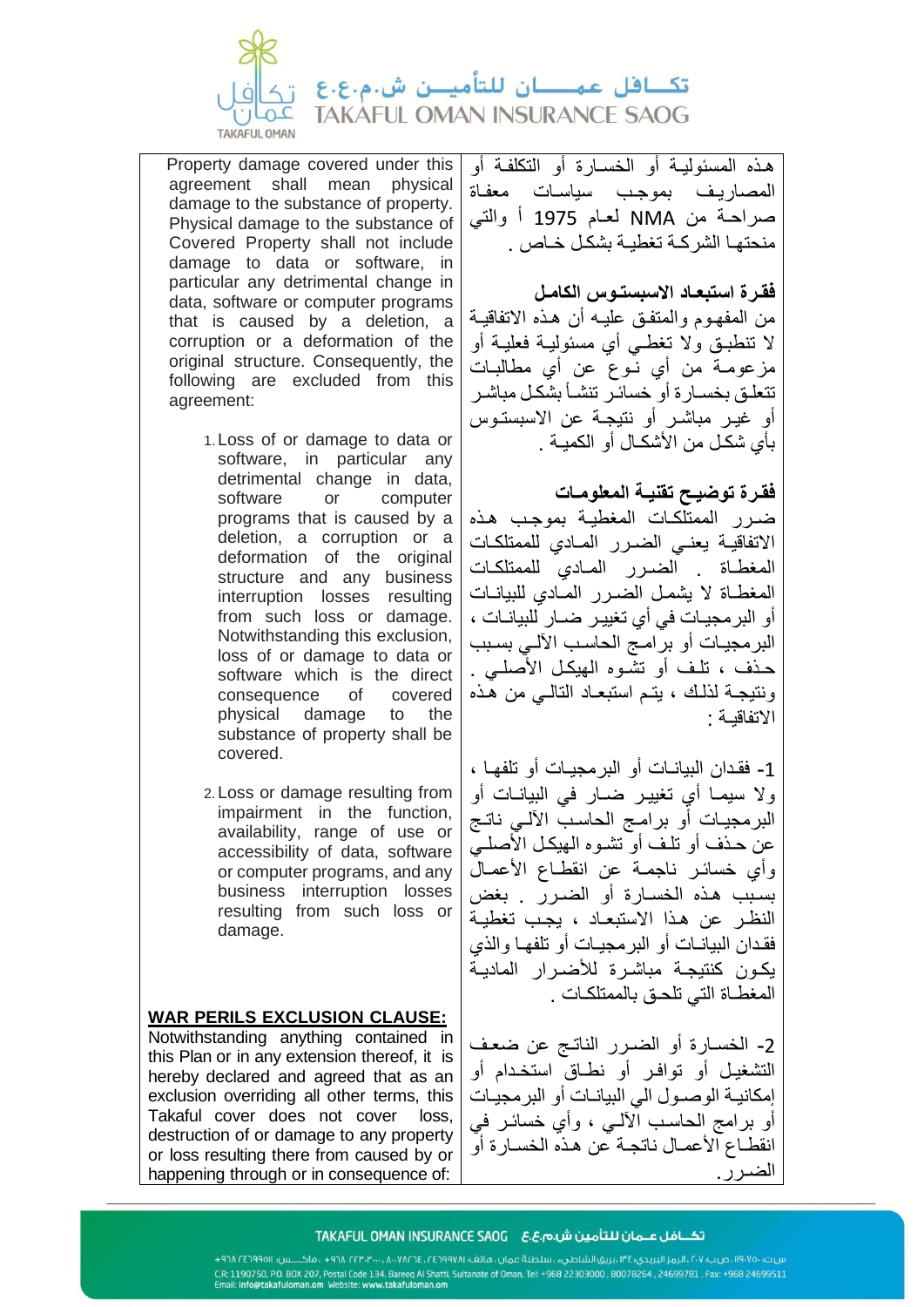Property damage covered under this agreement shall mean physical damage to the substance of property. Physical damage to the substance of Covered Property shall not include damage to data or software, in particular any detrimental change in data, software or computer programs that is caused by a deletion, a corruption or a deformation of the original structure. Consequently, the following are excluded from this agreement:

1. Loss of or damage to data or software, in particular any detrimental change in data, software or computer programs that is caused by a deletion, a corruption or a deformation of the original structure and any business interruption losses resulting from such loss or damage. Notwithstanding this exclusion, loss of or damage to data or software which is the direct consequence of covered physical damage to the substance of property shall be covered.

2. Loss or damage resulting from impairment in the function, availability, range of use or accessibility of data, software or computer programs, and any business interruption losses resulting from such loss or damage.

**WAR PERILS EXCLUSION CLAUSE:**

Notwithstanding anything contained in this Plan or in any extension thereof, it is hereby declared and agreed that as an exclusion overriding all other terms, this Takaful cover does not cover loss, destruction of or damage to any property or loss resulting there from caused by or happening through or in consequence of:

هذه المسئولية أو الخسارة أو التكلفة أو المصاريف بموجب سياسات معفاة صراحة من NMA لعام 1975 أ والتي منحتها الشركة تغطية بشكل خاص .

**فقرة استبعاد الاسبستوس الكامل**

من المفهوم والمتفق عليه أن هذه الاتفاقية لا تنطبق ولا تغطي أي مسئولية فعلية أو مزعومة من أي نوع عن أي مطالبات تتعلق بخسارة أو خسائر تنشأ بشكل مباشر أو غير مباشر أو نتيجة عن الاسبستوس بأي شكل من الأشكال أو الكمية .

**فقرة توضيح تقنية المعلومات**

ضرر الممتلكات المغطية بموجب هذه الاتفاقية يعني الضرر المادي للممتلكات المغطاة . الضرر المادي للممتلكات المغطاة لا يشمل الضرر المادي للبيانات أو البرمجيات في أي تغيير ضار للبيانات ، البرمجيات أو برامج الحاسب الآلي بسبب حذف ، تلف أو تشوه الهيكل الأصلي . ونتيجة لذلك ، يتم استبعاد التالي من هذه الاتفاقية :

1- فقدان البيانات أو البرمجيات أو تلفها ، ولا سيما أي تغيير ضار في البيانات أو البرمجيات أو برامج الحاسب الآلي ناتج عن حذف أو تلف أو تشوه الهيكل الأصلي وأي خسائر ناجمة عن انقطاع الأعمال بسبب هذه الخسارة أو الضرر . بغض النظر عن هذا الاستبعاد ، يجب تغطية فقدان البيانات أو البرمجيات أو تلفها والذي يكون كنتيجة مباشرة للأضرار المادية المغطاة التي تلحق بالممتلكات .

2- الخسارة أو الضرر الناتج عن ضعف التشغيل أو توافر أو نطاق استخدام أو إمكانية الوصول الي البيانات أو البرمجيات أو برامج الحاسب الآلي ، وأي خسائر في انقطاع الأعمال ناتجة عن هذه الخسارة أو الضرر.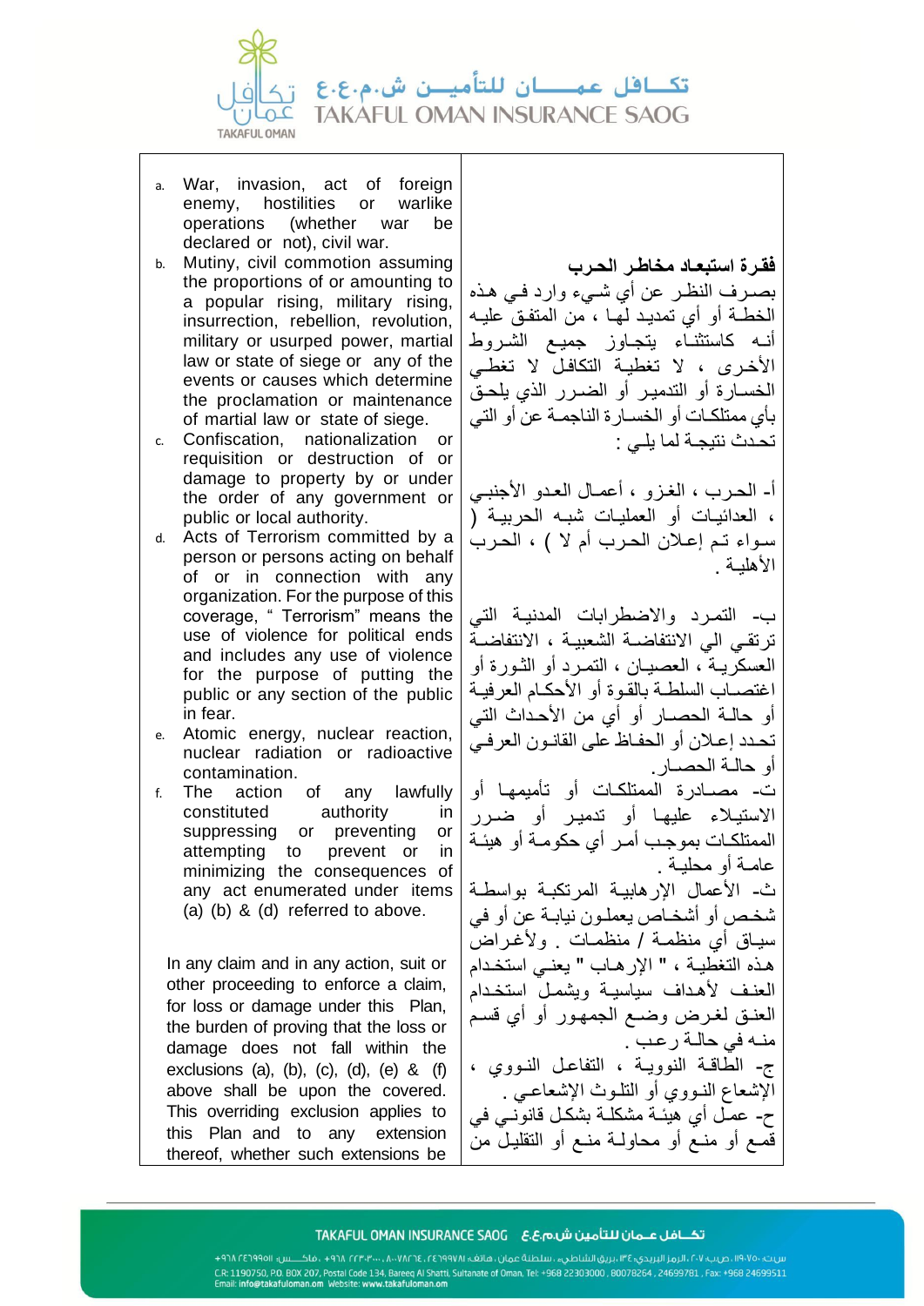a. War, invasion, act of foreign enemy, hostilities or warlike operations (whether war be declared or not), civil war.
b. Mutiny, civil commotion assuming the proportions of or amounting to a popular rising, military rising, insurrection, rebellion, revolution, military or usurped power, martial law or state of siege or any of the events or causes which determine the proclamation or maintenance of martial law or state of siege.
c. Confiscation, nationalization or requisition or destruction of or damage to property by or under the order of any government or public or local authority.
d. Acts of Terrorism committed by a person or persons acting on behalf of or in connection with any organization. For the purpose of this coverage, " Terrorism" means the use of violence for political ends and includes any use of violence for the purpose of putting the public or any section of the public in fear.
e. Atomic energy, nuclear reaction, nuclear radiation or radioactive contamination.
f. The action of any lawfully constituted authority in suppressing or preventing or attempting to prevent or in minimizing the consequences of any act enumerated under items (a) (b) & (d) referred to above.

In any claim and in any action, suit or other proceeding to enforce a claim, for loss or damage under this Plan, the burden of proving that the loss or damage does not fall within the exclusions (a), (b), (c), (d), (e) & (f) above shall be upon the covered. This overriding exclusion applies to this Plan and to any extension thereof, whether such extensions be

**فقرة استبعاد مخاطر الحرب**

بصرف النظر عن أي شيء وارد في هذه الخطة أو أي تمديد لها ، من المتفق عليه أنه كاستثناء يتجاوز جميع الشروط الأخرى ، لا تغطية التكافل لا تغطي الخسارة أو التدمير أو الضرر الذي يلحق بأي ممتلكات أو الخسارة الناجمة عن أو التي تحدث نتيجة لما يلي :

أ- الحرب ، الغزو ، أعمال العدو الأجنبي ، العدائيات أو العمليات شبه الحربية ( سواء تم إعلان الحرب أم لا ) ، الحرب الأهلية .

ب- التمرد والاضطرابات المدنية التي ترتقي الي الانتفاضة الشعبية ، الانتفاضة العسكرية ، العصيان ، التمرد أو الثورة أو اغتصاب السلطة بالقوة أو الأحكام العرفية أو حالة الحصار أو أي من الأحداث التي تحدد إعلان أو الحفاظ على القانون العرفي أو حالة الحصار.

ت- مصادرة الممتلكات أو تأميمها أو الاستيلاء عليها أو تدمير أو ضرر الممتلكات بموجب أمر أي حكومة أو هيئة عامة أو محلية .

ث- الأعمال الإرهابية المرتكبة بواسطة شخص أو أشخاص يعملون نيابة عن أو في سياق أي منظمة / منظمات . ولأغراض هذه التغطية ، " الإرهاب " يعني استخدام العنف لأهداف سياسية ويشمل استخدام العنف لغرض وضع الجمهور أو أي قسم منه في حالة رعب .

ج- الطاقة النووية ، التفاعل النووي ، الإشعاع النووي أو التلوث الإشعاعي .

ح- عمل أي هيئة مشكلة بشكل قانوني في قمع أو منع أو محاولة منع أو التقليل من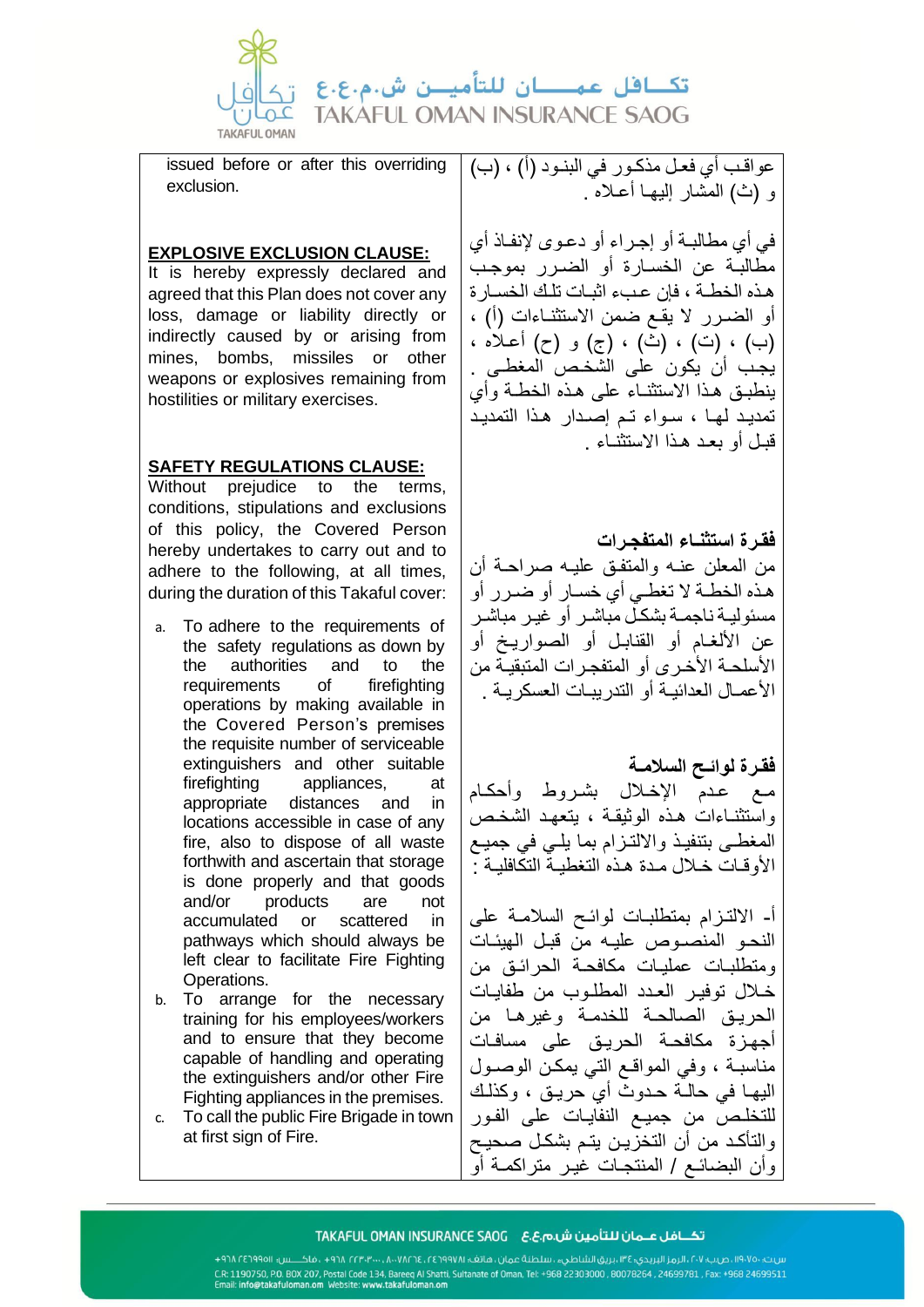issued before or after this overriding exclusion.

عواقب أي فعل مذكور في البنود (أ) ، (ب) و (ث) المشار إليها أعلاه .

في أي مطالبة أو إجراء أو دعوى لإنفاذ أي مطالبة عن الخسارة أو الضرر بموجب هذه الخطة ، فإن عبء اثبات تلك الخسارة أو الضرر لا يقع ضمن الاستثناءات (أ) ، (ب) ، (ت) ، (ث) ، (ج) و (ح) أعلاه ، يجب أن يكون على الشخص المغطى . ينطبق هذا الاستثناء على هذه الخطة وأي تمديد لها ، سواء تم إصدار هذا التمديد قبل أو بعد هذا الاستثناء .

**EXPLOSIVE EXCLUSION CLAUSE:**

It is hereby expressly declared and agreed that this Plan does not cover any loss, damage or liability directly or indirectly caused by or arising from mines, bombs, missiles or other weapons or explosives remaining from hostilities or military exercises.

**فقرة استثناء المتفجرات**

من المعلن عنه والمتفق عليه صراحة أن هذه الخطة لا تغطي أي خسارة أو ضرر أو مسئولية ناجمة بشكل مباشر أو غير مباشر عن الألغام أو القنابل أو الصواريخ أو الأسلحة الأخرى أو المتفجرات المتبقية من الأعمال العدائية أو التدريبات العسكرية .

**SAFETY REGULATIONS CLAUSE:**

Without prejudice to the terms, conditions, stipulations and exclusions of this policy, the Covered Person hereby undertakes to carry out and to adhere to the following, at all times, during the duration of this Takaful cover:

a. To adhere to the requirements of the safety regulations as down by the authorities and to the requirements of firefighting operations by making available in the Covered Person's premises the requisite number of serviceable extinguishers and other suitable firefighting appliances, at appropriate distances and in locations accessible in case of any fire, also to dispose of all waste forthwith and ascertain that storage is done properly and that goods and/or products are not accumulated or scattered in pathways which should always be left clear to facilitate Fire Fighting Operations.
b. To arrange for the necessary training for his employees/workers and to ensure that they become capable of handling and operating the extinguishers and/or other Fire Fighting appliances in the premises.
c. To call the public Fire Brigade in town at first sign of Fire.

**فقرة لوائح السلامة**

مع عدم الإخلال بشروط وأحكام واستثناءات هذه الوثيقة ، يتعهد الشخص المغطى بتنفيذ والالتزام بما يلي في جميع الأوقات خلال مدة هذه التغطية التكافلية :

أ- الالتزام بمتطلبات لوائح السلامة على النحو المنصوص عليه من قبل الهيئات ومتطلبات عمليات مكافحة الحرائق من خلال توفير العدد المطلوب من طفايات الحريق الصالحة للخدمة وغيرها من أجهزة مكافحة الحريق على مسافات مناسبة ، وفي المواقع التي يمكن الوصول اليها في حالة حدوث أي حريق ، وكذلك للتخلص من جميع النفايات على الفور والتأكد من أن التخزين يتم بشكل صحيح وأن البضائع / المنتجات غير متراكمة أو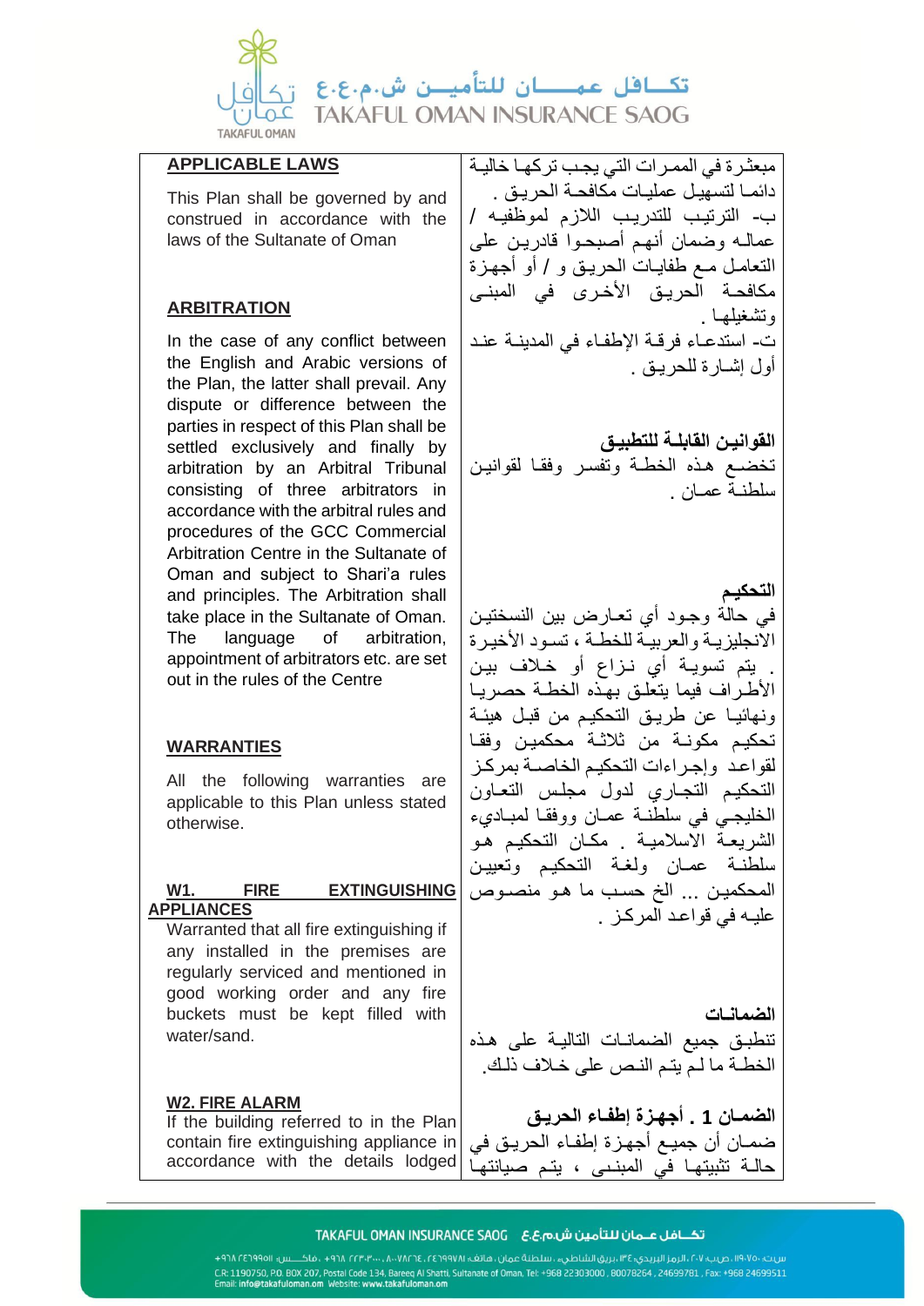## APPLICABLE LAWS

This Plan shall be governed by and construed in accordance with the laws of the Sultanate of Oman

## ARBITRATION

In the case of any conflict between the English and Arabic versions of the Plan, the latter shall prevail. Any dispute or difference between the parties in respect of this Plan shall be settled exclusively and finally by arbitration by an Arbitral Tribunal consisting of three arbitrators in accordance with the arbitral rules and procedures of the GCC Commercial Arbitration Centre in the Sultanate of Oman and subject to Shari'a rules and principles. The Arbitration shall take place in the Sultanate of Oman. The language of arbitration, appointment of arbitrators etc. are set out in the rules of the Centre

## WARRANTIES

All the following warranties are applicable to this Plan unless stated otherwise.

### W1. FIRE EXTINGUISHING APPLIANCES

Warranted that all fire extinguishing if any installed in the premises are regularly serviced and mentioned in good working order and any fire buckets must be kept filled with water/sand.

### W2. FIRE ALARM

If the building referred to in the Plan contain fire extinguishing appliance in accordance with the details lodged

---

مبعثرة في الممرات التي يجب تركها خالية دائما لتسهيل عمليات مكافحة الحريق .

ب- الترتيب للتدريب اللازم لموظفيه / عماله وضمان أنهم أصبحوا قادرين على التعامل مع طفايات الحريق و / أو أجهزة مكافحة الحريق الأخرى في المبنى وتشغيلها .

ت- استدعاء فرقة الإطفاء في المدينة عند أول إشارة للحريق .

## القوانين القابلة للتطبيق

تخضع هذه الخطة وتفسر وفقا لقوانين سلطنة عمان .

## التحكيم

في حالة وجود أي تعارض بين النسختين الانجليزية والعربية للخطة ، تسود الأخيرة . يتم تسوية أي نزاع أو خلاف بين الأطراف فيما يتعلق بهذه الخطة حصريا ونهائيا عن طريق التحكيم من قبل هيئة تحكيم مكونة من ثلاثة محكمين وفقا لقواعد وإجراءات التحكيم الخاصة بمركز التحكيم التجاري لدول مجلس التعاون الخليجي في سلطنة عمان ووفقا لمبادىء الشريعة الاسلامية . مكان التحكيم هو سلطنة عمان ولغة التحكيم وتعيين المحكمين ... الخ حسب ما هو منصوص عليه في قواعد المركز .

## الضمانات

تنطبق جميع الضمانات التالية على هذه الخطة ما لم يتم النص على خلاف ذلك.

### الضمان 1 . أجهزة إطفاء الحريق

ضمان أن جميع أجهزة إطفاء الحريق في حالة تثبيتها في المبنى ، يتم صيانتها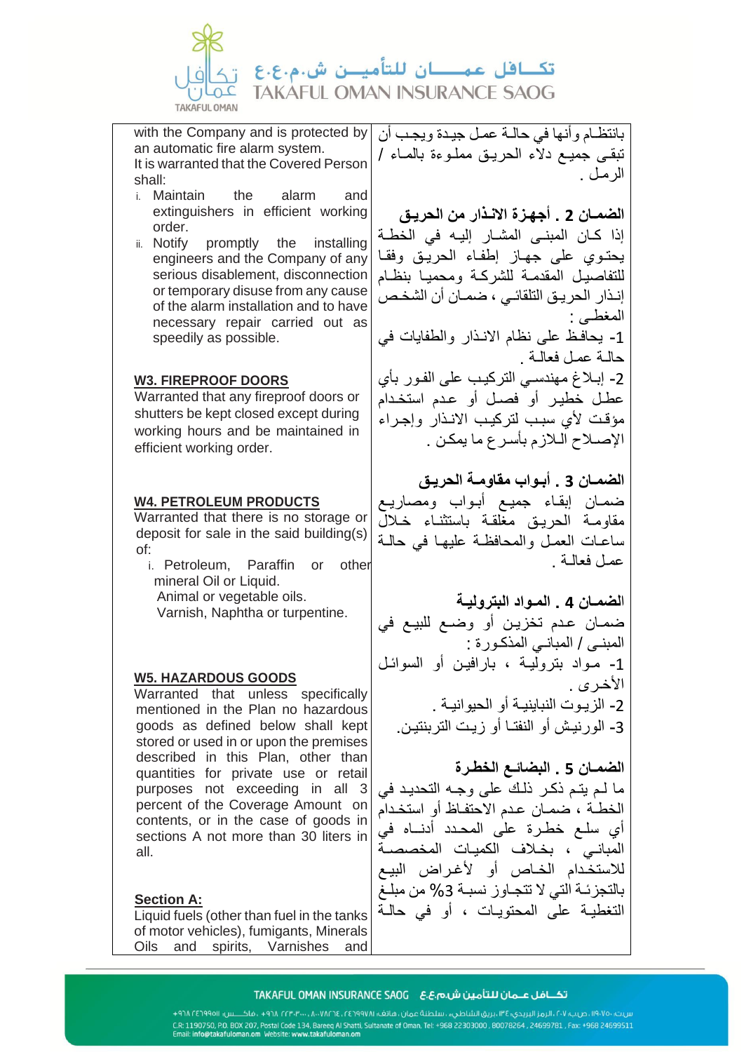with the Company and is protected by an automatic fire alarm system.
It is warranted that the Covered Person shall:

i. Maintain the alarm and extinguishers in efficient working order.
ii. Notify promptly the installing engineers and the Company of any serious disablement, disconnection or temporary disuse from any cause of the alarm installation and to have necessary repair carried out as speedily as possible.

**W3. FIREPROOF DOORS**

Warranted that any fireproof doors or shutters be kept closed except during working hours and be maintained in efficient working order.

**W4. PETROLEUM PRODUCTS**

Warranted that there is no storage or deposit for sale in the said building(s) of:

i. Petroleum, Paraffin or other mineral Oil or Liquid.
Animal or vegetable oils.
Varnish, Naphtha or turpentine.

**W5. HAZARDOUS GOODS**

Warranted that unless specifically mentioned in the Plan no hazardous goods as defined below shall kept stored or used in or upon the premises described in this Plan, other than quantities for private use or retail purposes not exceeding in all 3 percent of the Coverage Amount on contents, or in the case of goods in sections A not more than 30 liters in all.

**Section A:**

Liquid fuels (other than fuel in the tanks of motor vehicles), fumigants, Minerals Oils and spirits, Varnishes and

بانتظـام وأنها في حالـة عمل جيدة ويجب أن تبقـى جميـع دلاء الحريـق مملوءة بالمـاء / الرمـل .

**الضمـان 2 . أجهزة الانـذار من الحريـق**

إذا كـان المبنـى المشـار إليـه في الخطـة يحتـوي علـى جهـاز إطفـاء الحريـق وفقـا للتفاصيل المقدمـة للشركـة ومحميـا بنظـام إنـذار الحريـق التلقائـي ، ضمـان أن الشخـص المغطـى :

1- يحافظ على نظام الانـذار والطفايات في حالـة عمل فعالـة .

2- إبـلاغ مهندسـي التركيـب على الفـور بأي عطـل خطيـر أو فصـل أو عـدم استخـدام مؤقـت لأي سبـب لتركيـب الانـذار وإجـراء الإصـلاح اللازم بأسـرع ما يمكـن .

**الضمـان 3 . أبـواب مقاومـة الحريـق**

ضمـان إبقـاء جميـع أبـواب ومصـاريـع مقاومـة الحريـق مغلقـة باستثنـاء خـلال ساعـات العمـل والمحافظـة عليهـا في حالـة عمـل فعالـة .

**الضمـان 4 . المـواد البترولـية**

ضمـان عـدم تخزيـن أو وضـع للبيـع في المبنـى / المبانـي المذكـورة :

1- مـواد بتروليـة ، بارافيـن أو السوائـل الأخـرى .

2- الزيـوت النباتيـة أو الحيوانيـة .

3- الورنيـش أو النفتـا أو زيـت التربنتيـن.

**الضمـان 5 . البضائـع الخطـرة**

ما لـم يتـم ذكـر ذلك علـى وجـه التحديـد في الخطـة ، ضمـان عـدم الاحتفـاظ أو استخـدام أي سلـع خطـرة علـى المحـدد أدنـاه في المبانـي ، بخـلاف الكميـات المخصصـة للاستخـدام الخـاص أو لأغـراض البيـع بالتجزئـة التي لا تتجـاوز نسبـة 3% من مبلـغ التغطيـة علـى المحتويـات ، أو في حالـة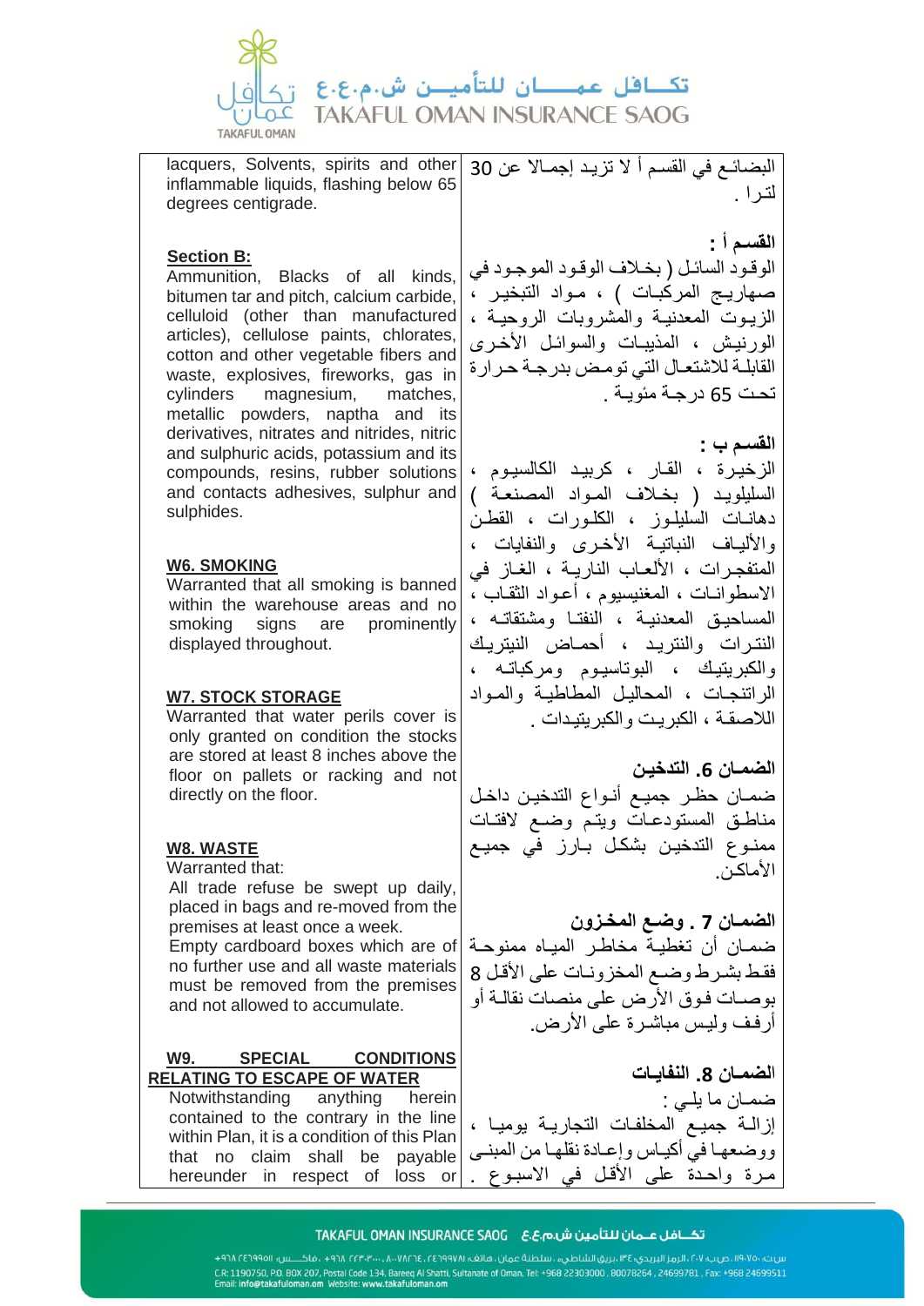| | |
|---|---|
| lacquers, Solvents, spirits and other inflammable liquids, flashing below 65 degrees centigrade. | البضائع في القسم أ لا تزيد إجمالا عن 30 لترا . |
| | **القسم أ :** الوقود السائل ( بخلاف الوقود الموجود في صهاريج المركبات ) ، مواد التبخير ، الزيوت المعدنية والمشروبات الروحية ، الورنيش ، المذيبات والسوائل الأخرى القابلة للاشتعال التي تومض بدرجة حرارة تحت 65 درجة مئوية . |
| **Section B:** Ammunition, Blacks of all kinds, bitumen tar and pitch, calcium carbide, celluloid (other than manufactured articles), cellulose paints, chlorates, cotton and other vegetable fibers and waste, explosives, fireworks, gas in cylinders magnesium, matches, metallic powders, naptha and its derivatives, nitrates and nitrides, nitric and sulphuric acids, potassium and its compounds, resins, rubber solutions and contacts adhesives, sulphur and sulphides. | **القسم ب :** الزخيرة ، القار ، كربيد الكالسيوم ، السليلويد ( بخلاف المواد المصنعة ) دهانات السليلوز ، الكلورات ، القطن والألياف النباتية الأخرى والنفايات ، المتفجرات ، الألعاب النارية ، الغاز في الاسطوانات ، المغنيسيوم ، أعواد الثقاب ، المساحيق المعدنية ، النفتا ومشتقاته ، النترات والنتريد ، أحماض النيتريك والكبريتيك ، البوتاسيوم ومركباته ، الراتنجات ، المحاليل المطاطية والمواد اللاصقة ، الكبريت والكبريتيدات . |
| **W6. SMOKING** Warranted that all smoking is banned within the warehouse areas and no smoking signs are prominently displayed throughout. | **الضمان 6. التدخين** ضمان حظر جميع أنواع التدخين داخل مناطق المستودعات ويتم وضع لافتات ممنوع التدخين بشكل بارز في جميع الأماكن. |
| **W7. STOCK STORAGE** Warranted that water perils cover is only granted on condition the stocks are stored at least 8 inches above the floor on pallets or racking and not directly on the floor. | **الضمان 7 . وضع المخزون** ضمان أن تغطية مخاطر المياه ممنوحة فقط بشرط وضع المخزونات على الأقل 8 بوصات فوق الأرض على منصات نقالة أو أرفف وليس مباشرة على الأرض. |
| **W8. WASTE** Warranted that: All trade refuse be swept up daily, placed in bags and re-moved from the premises at least once a week. Empty cardboard boxes which are of no further use and all waste materials must be removed from the premises and not allowed to accumulate. | **الضمان 8. النفايات** ضمان ما يلي : إزالة جميع المخلفات التجارية يوميا ، ووضعها في أكياس وإعادة نقلها من المبنى مرة واحدة على الأقل في الاسبوع . |
| **W9. SPECIAL CONDITIONS RELATING TO ESCAPE OF WATER** Notwithstanding anything herein contained to the contrary in the line within Plan, it is a condition of this Plan that no claim shall be payable hereunder in respect of loss or | |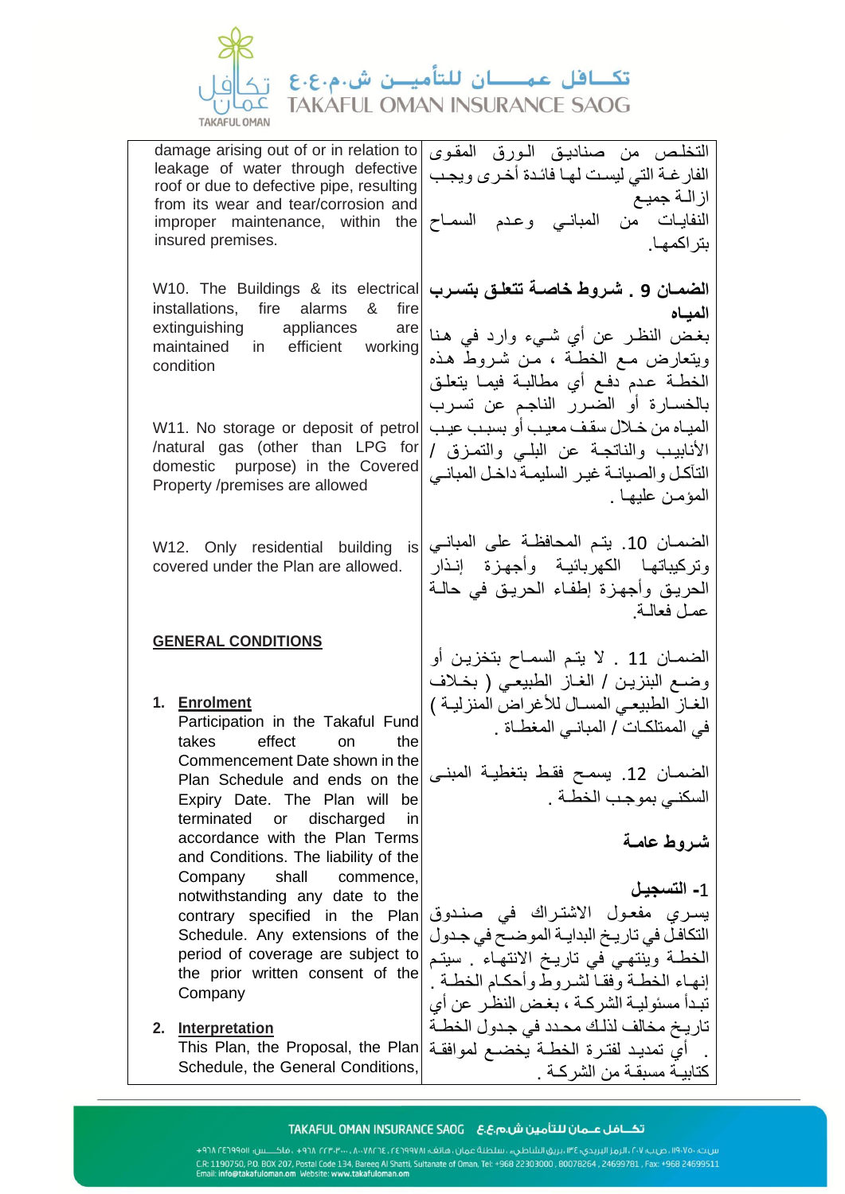| | |
|---|---|
| damage arising out of or in relation to leakage of water through defective roof or due to defective pipe, resulting from its wear and tear/corrosion and improper maintenance, within the insured premises. | التخلص من صناديق الورق المقوى الفارغة التي ليست لها فائدة أخرى ويجب ازالة جميع النفايات من المباني وعدم السماح بتراكمها. |
| W10. The Buildings & its electrical installations, fire alarms & fire extinguishing appliances are maintained in efficient working condition | **الضمان 9 . شروط خاصة تتعلق بتسرب المياه**<br>بغض النظر عن أي شيء وارد في هنا ويتعارض مع الخطة ، من شروط هذه الخطة عدم دفع أي مطالبة فيما يتعلق بالخسارة أو الضرر الناجم عن تسرب المياه من خلال سقف معيب أو بسبب عيب الأنابيب والناتجة عن البلي والتمزق / التآكل والصيانة غير السليمة داخل المباني المؤمن عليها . |
| W11. No storage or deposit of petrol /natural gas (other than LPG for domestic purpose) in the Covered Property /premises are allowed | الضمان 10. يتم المحافظة على المباني وتركيباتها الكهربائية وأجهزة إنذار الحريق وأجهزة إطفاء الحريق في حالة عمل فعالة. |
| W12. Only residential building is covered under the Plan are allowed. | الضمان 11 . لا يتم السماح بتخزين أو وضع البنزين / الغاز الطبيعي ( بخلاف الغاز الطبيعي المسال للأغراض المنزلية ) في الممتلكات / المباني المغطاة . |
| | الضمان 12. يسمح فقط بتغطية المبنى السكني بموجب الخطة . |
| **GENERAL CONDITIONS** | **شروط عامة** |
| 1. **Enrolment**<br>Participation in the Takaful Fund takes effect on the Commencement Date shown in the Plan Schedule and ends on the Expiry Date. The Plan will be terminated or discharged in accordance with the Plan Terms and Conditions. The liability of the Company shall commence, notwithstanding any date to the contrary specified in the Plan Schedule. Any extensions of the period of coverage are subject to the prior written consent of the Company | **1- التسجيل**<br>يسري مفعول الاشتراك في صندوق التكافل في تاريخ البداية الموضح في جدول الخطة وينتهي في تاريخ الانتهاء . سيتم إنهاء الخطة وفقا لشروط وأحكام الخطة . تبدأ مسئولية الشركة ، بغض النظر عن أي تاريخ مخالف لذلك محدد في جدول الخطة . أي تمديد لفترة الخطة يخضع لموافقة كتابية مسبقة من الشركة . |
| 2. **Interpretation**<br>This Plan, the Proposal, the Plan Schedule, the General Conditions, | |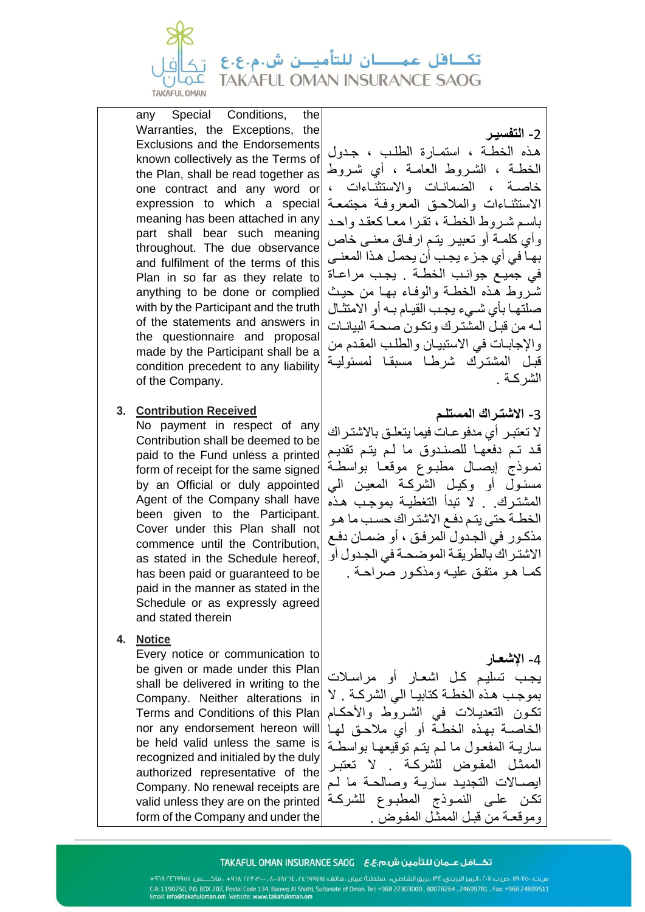any Special Conditions, the Warranties, the Exceptions, the Exclusions and the Endorsements known collectively as the Terms of the Plan, shall be read together as one contract and any word or expression to which a special meaning has been attached in any part shall bear such meaning throughout. The due observance and fulfilment of the terms of this Plan in so far as they relate to anything to be done or complied with by the Participant and the truth of the statements and answers in the questionnaire and proposal made by the Participant shall be a condition precedent to any liability of the Company.

**2- التفسير**

هذه الخطة ، استمارة الطلب ، جدول الخطة ، الشروط العامة ، أي شروط خاصة ، الضمانات والاستثناءات ، الاستثناءات والملاحق المعروفة مجتمعة باسم شروط الخطة ، تقرا معا كعقد واحد وأي كلمة أو تعبير يتم ارفاق معنى خاص بها في أي جزء يجب أن يحمل هذا المعنى في جميع جوانب الخطة . يجب مراعاة شروط هذه الخطة والوفاء بها من حيث صلتها بأي شيء يجب القيام به أو الامتثال له من قبل المشترك وتكون صحة البيانات والإجابات في الاستبيان والطلب المقدم من قبل المشترك شرطا مسبقا لمسؤولية الشركة .

3. **Contribution Received**

No payment in respect of any Contribution shall be deemed to be paid to the Fund unless a printed form of receipt for the same signed by an Official or duly appointed Agent of the Company shall have been given to the Participant. Cover under this Plan shall not commence until the Contribution, as stated in the Schedule hereof, has been paid or guaranteed to be paid in the manner as stated in the Schedule or as expressly agreed and stated therein

**3- الاشتراك المستلم**

لا تعتبر أي مدفوعات فيما يتعلق بالاشتراك قد تم دفعها للصندوق ما لم يتم تقديم نموذج إيصال مطبوع موقعا بواسطة مسئول أو وكيل الشركة المعين الي المشترك . لا تبدأ التغطية بموجب هذه الخطة حتى يتم دفع الاشتراك حسب ما هو مذكور في الجدول المرفق ، أو ضمان دفع الاشتراك بالطريقة الموضحة في الجدول أو كما هو متفق عليه ومذكور صراحة .

4. **Notice**

Every notice or communication to be given or made under this Plan shall be delivered in writing to the Company. Neither alterations in Terms and Conditions of this Plan nor any endorsement hereon will be held valid unless the same is recognized and initialed by the duly authorized representative of the Company. No renewal receipts are valid unless they are on the printed form of the Company and under the

**4- الإشعار**

يجب تسليم كل اشعار أو مراسلات بموجب هذه الخطة كتابيا الي الشركة . لا تكون التعديلات في الشروط والأحكام الخاصة بهذه الخطة أو أي ملاحق لها سارية المفعول ما لم يتم توقيعها بواسطة الممثل المفوض للشركة . لا تعتبر إيصالات التجديد سارية وصالحة ما لم تكن على النموذج المطبوع للشركة وموقعة من قبل الممثل المفوض .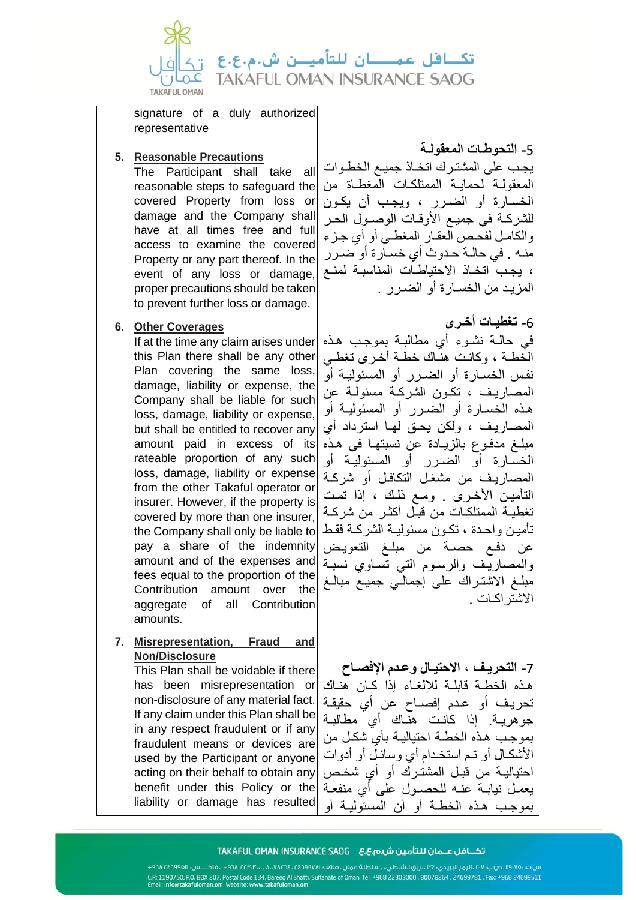| | |
|---|---|
| signature of a duly authorized representative | |
| **5. Reasonable Precautions**<br>The Participant shall take all reasonable steps to safeguard the covered Property from loss or damage and the Company shall have at all times free and full access to examine the covered Property or any part thereof. In the event of any loss or damage, proper precautions should be taken to prevent further loss or damage. | **5- التحوطات المعقولة**<br>يجب على المشترك اتخاذ جميع الخطوات المعقولة لحماية الممتلكات المغطاة من الخسارة أو الضرر ، ويجب أن يكون للشركة في جميع الأوقات الوصول الحر والكامل لفحص العقار المغطى أو أي جزء منه . في حالة حدوث أي خسارة أو ضرر ، يجب اتخاذ الاحتياطات المناسبة لمنع المزيد من الخسارة أو الضرر . |
| **6. Other Coverages**<br>If at the time any claim arises under this Plan there shall be any other Plan covering the same loss, damage, liability or expense, the Company shall be liable for such loss, damage, liability or expense, but shall be entitled to recover any amount paid in excess of its rateable proportion of any such loss, damage, liability or expense from the other Takaful operator or insurer. However, if the property is covered by more than one insurer, the Company shall only be liable to pay a share of the indemnity amount and of the expenses and fees equal to the proportion of the Contribution amount over the aggregate of all Contribution amounts. | **6- تغطيات أخرى**<br>في حالة نشوء أي مطالبة بموجب هذه الخطة ، وكانت هناك خطة أخرى تغطي نفس الخسارة أو الضرر أو المسئولية أو المصاريف ، تكون الشركة مسئولة عن هذه الخسارة أو الضرر أو المسئولية أو المصاريف ، ولكن يحق لها استرداد أي مبلغ مدفوع بالزيادة عن نسبتها في هذه الخسارة أو الضرر أو المسئولية أو المصاريف من مشغل التكافل أو شركة التأمين الأخرى . ومع ذلك ، إذا تمت تغطية الممتلكات من قبل أكثر من شركة تأمين واحدة ، تكون مسئولية الشركة فقط عن دفع حصة من مبلغ التعويض والمصاريف والرسوم التي تساوي نسبة مبلغ الاشتراك على إجمالي جميع مبالغ الاشتراكات . |
| **7. Misrepresentation, Fraud and Non/Disclosure**<br>This Plan shall be voidable if there has been misrepresentation or non-disclosure of any material fact. If any claim under this Plan shall be in any respect fraudulent or if any fraudulent means or devices are used by the Participant or anyone acting on their behalf to obtain any benefit under this Policy or the liability or damage has resulted | **7- التحريف ، الاحتيال وعدم الإفصاح**<br>هذه الخطة قابلة للإلغاء إذا كان هناك تحريف أو عدم إفصاح عن أي حقيقة جوهرية. إذا كانت هناك أي مطالبة بموجب هذه الخطة احتيالية بأي شكل من الأشكال أو تم استخدام أي وسائل أو أدوات احتيالية من قبل المشترك أو أي شخص يعمل نيابة عنه للحصول على أي منفعة بموجب هذه الخطة أو أن المسئولية أو |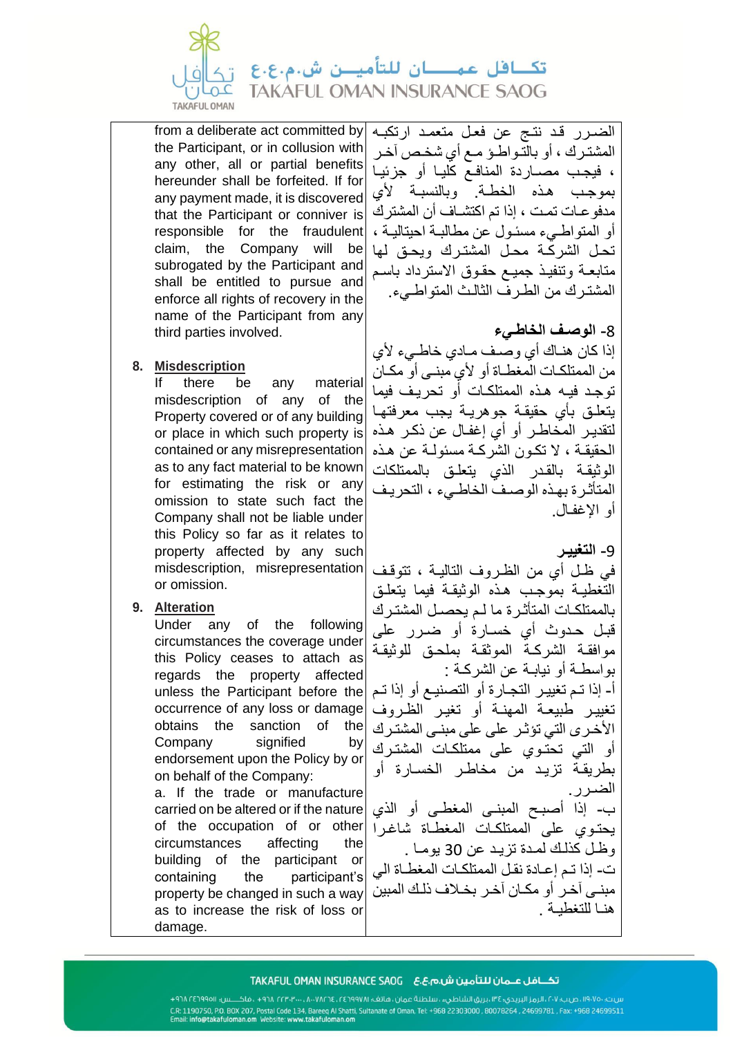| from a deliberate act committed by the Participant, or in collusion with any other, all or partial benefits hereunder shall be forfeited. If for any payment made, it is discovered that the Participant or conniver is responsible for the fraudulent claim, the Company will be subrogated by the Participant and shall be entitled to pursue and enforce all rights of recovery in the name of the Participant from any third parties involved. | الضـرر قـد نتـج عن فعـل متعمـد ارتكبـه المشتـرك ، أو بالتـواطـؤ مـع أي شخـص آخـر ، فيجـب مصـادرة المنافـع كليـا أو جزئيـا بموجـب هـذه الخطـة. وبالنسبـة لأي مدفوعـات تمـت ، إذا تم اكتشـاف أن المشترك أو المتواطـيء مسئـول عن مطالبـة احتياليـة ، تحـل الشركـة محـل المشتـرك ويحـق لهـا متابعـة وتنفيـذ جميـع حقـوق الاسترداد باسـم المشتـرك من الطـرف الثالـث المتواطـيء. |
|---|---|
| **8. Misdescription**<br>If there be any material misdescription of any of the Property covered or of any building or place in which such property is contained or any misrepresentation as to any fact material to be known for estimating the risk or any omission to state such fact the Company shall not be liable under this Policy so far as it relates to property affected by any such misdescription, misrepresentation or omission. | **8- الوصـف الخاطـيء**<br>إذا كان هنـاك أي وصـف مـادي خاطـيء لأي من الممتلكـات المغطـاة أو لأي مبنـى أو مكـان توجـد فيـه هـذه الممتلكـات أو تحريـف فيما يتعلـق بأي حقيقـة جوهريـة يجـب معرفتهـا لتقديـر المخاطـر أو أي إغفـال عن ذكـر هـذه الحقيقـة ، لا تكـون الشركـة مسئولـة عن هـذه الوثيقـة بالقـدر الذي يتعلـق بالممتلكات المتأثـرة بهـذه الوصـف الخاطـيء ، التحريـف أو الإغفـال. |
| **9. Alteration**<br>Under any of the following circumstances the coverage under this Policy ceases to attach as regards the property affected unless the Participant before the occurrence of any loss or damage obtains the sanction of the Company signified by endorsement upon the Policy by or on behalf of the Company:<br>a. If the trade or manufacture carried on be altered or if the nature of the occupation of or other circumstances affecting the building of the participant or containing the participant's property be changed in such a way as to increase the risk of loss or damage. | **9- التغييـر**<br>في ظـل أي من الظـروف التاليـة ، تتوقـف التغطيـة بموجـب هـذه الوثيقـة فيما يتعلـق بالممتلكـات المتأثـرة ما لـم يحصـل المشتـرك قبـل حـدوث أي خسـارة أو ضـرر على موافقـة الشركـة الموثقـة بملحـق للوثيقـة بواسطـة أو نيابـة عن الشركـة :<br>أ- إذا تـم تغييـر التجـارة أو التصنيـع أو إذا تـم تغييـر طبيعـة المهنـة أو تغيـر الظـروف الأخـرى التي تؤثـر على مبنـى المشتـرك أو التي تحتـوي على ممتلكـات المشتـرك بطريقـة تزيـد من مخاطـر الخسـارة أو الضـرر.<br>ب- إذا أصبـح المبنـى المغطـى أو الذي يحتـوي على الممتلكـات المغطـاة شاغـرا وظـل كذلـك لمـدة تزيـد عن 30 يومـا .<br>ت- إذا تـم إعـادة نقـل الممتلكـات المغطـاة الي مبنـى آخـر أو مكـان آخـر بخـلاف ذلـك المبين هنـا للتغطيـة . |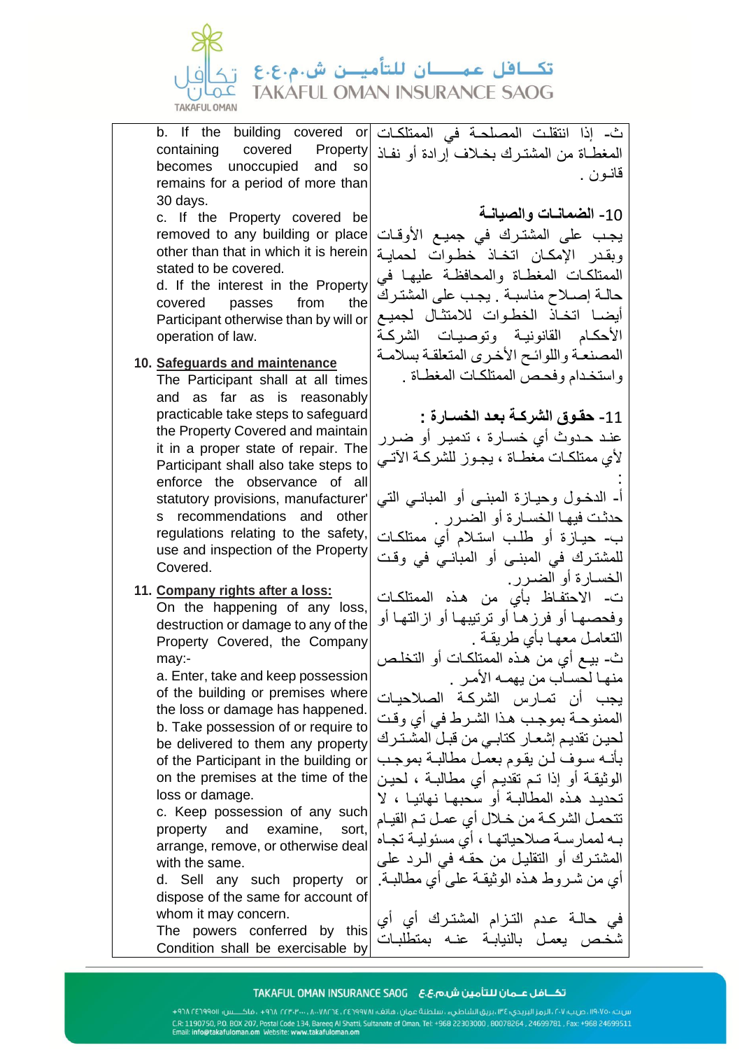b. If the building covered or containing covered Property becomes unoccupied and so remains for a period of more than 30 days.

c. If the Property covered be removed to any building or place other than that in which it is herein stated to be covered.

d. If the interest in the Property covered passes from the Participant otherwise than by will or operation of law.

10. **Safeguards and maintenance**

The Participant shall at all times and as far as is reasonably practicable take steps to safeguard the Property Covered and maintain it in a proper state of repair. The Participant shall also take steps to enforce the observance of all statutory provisions, manufacturer's recommendations and other regulations relating to the safety, use and inspection of the Property Covered.

11. **Company rights after a loss:**

On the happening of any loss, destruction or damage to any of the Property Covered, the Company may:-

a. Enter, take and keep possession of the building or premises where the loss or damage has happened.

b. Take possession of or require to be delivered to them any property of the Participant in the building or on the premises at the time of the loss or damage.

c. Keep possession of any such property and examine, sort, arrange, remove, or otherwise deal with the same.

d. Sell any such property or dispose of the same for account of whom it may concern.

The powers conferred by this Condition shall be exercisable by

ث- إذا انتقلت المصلحة في الممتلكات المغطاة من المشترك بخلاف إرادة أو نفاذ قانون .

**10- الضمانات والصيانة**

يجب على المشترك في جميع الأوقات وبقدر الإمكان اتخاذ خطوات لحماية الممتلكات المغطاة والمحافظة عليها في حالة إصلاح مناسبة . يجب على المشترك أيضا اتخاذ الخطوات للامتثال لجميع الأحكام القانونية وتوصيات الشركة المصنعة واللوائح الأخرى المتعلقة بسلامة واستخدام وفحص الممتلكات المغطاة .

**11- حقوق الشركة بعد الخسارة :**

عند حدوث أي خسارة ، تدمير أو ضرر لأي ممتلكات مغطاة ، يجوز للشركة الآتي :

أ- الدخول وحيازة المبنى أو المباني التي حدثت فيها الخسارة أو الضرر .

ب- حيازة أو طلب استلام أي ممتلكات للمشترك في المبنى أو المباني في وقت الخسارة أو الضرر.

ت- الاحتفاظ بأي من هذه الممتلكات وفحصها أو فرزها أو ترتيبها أو ازالتها أو التعامل معها بأي طريقة .

ث- بيع أي من هذه الممتلكات أو التخلص منها لحساب من يهمه الأمر .

يجب أن تمارس الشركة الصلاحيات الممنوحة بموجب هذا الشرط في أي وقت لحين تقديم إشعار كتابي من قبل المشترك بأنه سوف لن يقوم بعمل مطالبة بموجب الوثيقة أو إذا تم تقديم أي مطالبة ، لحين تحديد هذه المطالبة أو سحبها نهائيا ، لا تتحمل الشركة من خلال أي عمل تم القيام به لممارسة صلاحياتها ، أي مسئولية تجاه المشترك أو التقليل من حقه في الرد على أي من شروط هذه الوثيقة على أي مطالبة.

في حالة عدم التزام المشترك أي أي شخص يعمل بالنيابة عنه بمتطلبات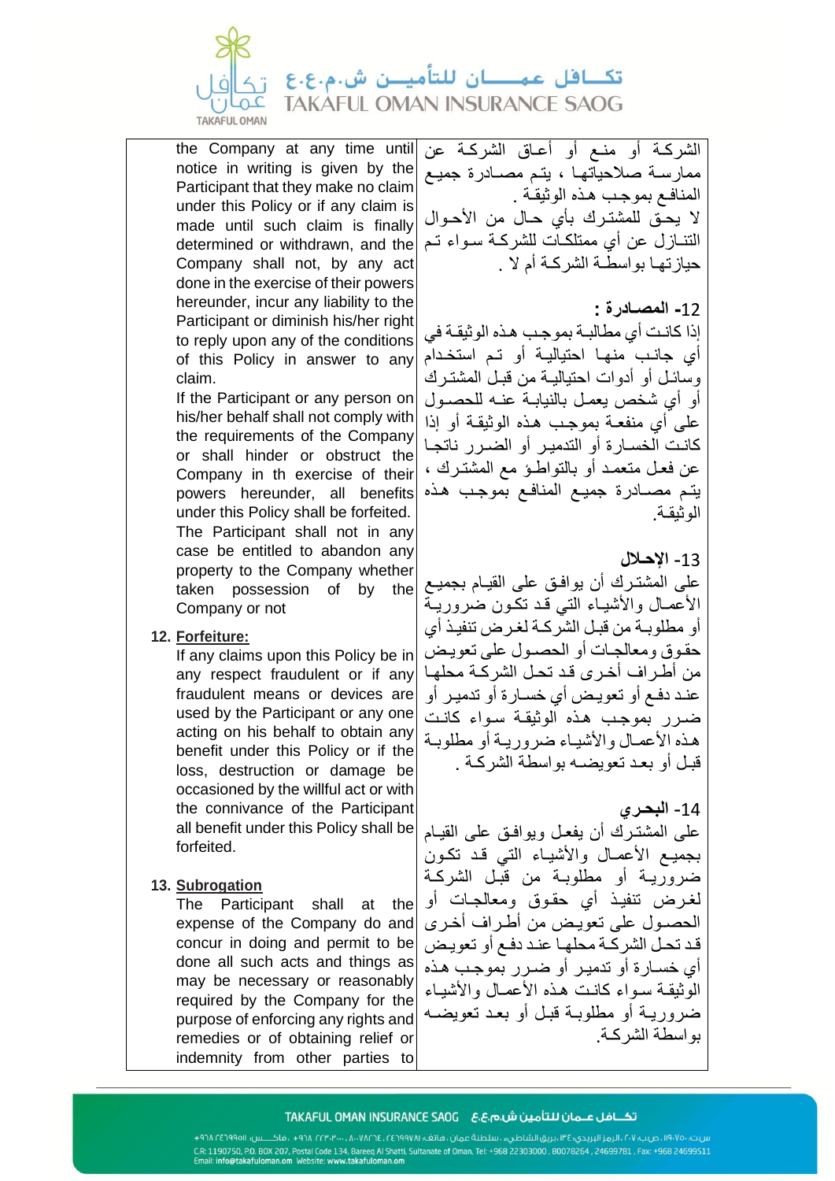the Company at any time until notice in writing is given by the Participant that they make no claim under this Policy or if any claim is made until such claim is finally determined or withdrawn, and the Company shall not, by any act done in the exercise of their powers hereunder, incur any liability to the Participant or diminish his/her right to reply upon any of the conditions of this Policy in answer to any claim.

If the Participant or any person on his/her behalf shall not comply with the requirements of the Company or shall hinder or obstruct the Company in th exercise of their powers hereunder, all benefits under this Policy shall be forfeited.

The Participant shall not in any case be entitled to abandon any property to the Company whether taken possession of by the Company or not

12. **Forfeiture:**

If any claims upon this Policy be in any respect fraudulent or if any fraudulent means or devices are used by the Participant or any one acting on his behalf to obtain any benefit under this Policy or if the loss, destruction or damage be occasioned by the willful act or with the connivance of the Participant all benefit under this Policy shall be forfeited.

13. **Subrogation**

The Participant shall at the expense of the Company do and concur in doing and permit to be done all such acts and things as may be necessary or reasonably required by the Company for the purpose of enforcing any rights and remedies or of obtaining relief or indemnity from other parties to

الشركـة أو منـع أو أعـاق الشركـة عن ممارسـة صلاحياتهـا ، يتـم مصـادرة جميـع المنافـع بموجب هـذه الوثيقـة .

لا يحـق للمشتـرك بأي حـال من الأحـوال التنـازل عن أي ممتلكـات للشركـة سـواء تـم حيازتـها بواسطـة الشركـة أم لا .

**12- المصـادرة :**

إذا كانـت أي مطالبـة بموجـب هذه الوثيقـة في أي جانـب منهـا احتياليـة أو تـم استخـدام وسائـل أو أدوات احتياليـة من قبـل المشتـرك أو أي شخص يعمـل بالنيابـة عنـه للحصـول على أي منفعـة بموجـب هـذه الوثيقـة أو إذا كانـت الخسـارة أو التدميـر أو الضـرر ناتجـا عن فعـل متعمـد أو بالتواطـؤ مع المشتـرك ، يتـم مصـادرة جميـع المنافـع بموجـب هـذه الوثيقـة.

**13- الإحـلال**

على المشتـرك أن يوافـق على القيـام بجميـع الأعمـال والأشيـاء التي قـد تكـون ضروريـة أو مطلوبـة من قبـل الشركـة لغـرض تنفيـذ أي حقـوق ومعالجـات أو الحصـول على تعويـض من أطـراف أخـرى قـد تحـل الشركـة محلـها عنـد دفـع أو تعويـض أي خسـارة أو تدميـر أو ضـرر بموجـب هـذه الوثيقـة سـواء كانـت هـذه الأعمـال والأشيـاء ضروريـة أو مطلوبـة قبـل أو بعـد تعويضـه بواسطـة الشركـة .

**14- البحـري**

على المشتـرك أن يفعـل ويوافـق على القيـام بجميـع الأعمـال والأشيـاء التي قـد تكـون ضروريـة أو مطلوبـة من قبـل الشركـة لغـرض تنفيـذ أي حقـوق ومعالجـات أو الحصـول على تعويـض من أطـراف أخـرى قـد تحـل الشركـة محلـها عنـد دفـع أو تعويـض أي خسـارة أو تدميـر أو ضـرر بموجـب هـذه الوثيقـة سـواء كانـت هـذه الأعمـال والأشيـاء ضروريـة أو مطلوبـة قبـل أو بعـد تعويضـه بواسطـة الشركـة.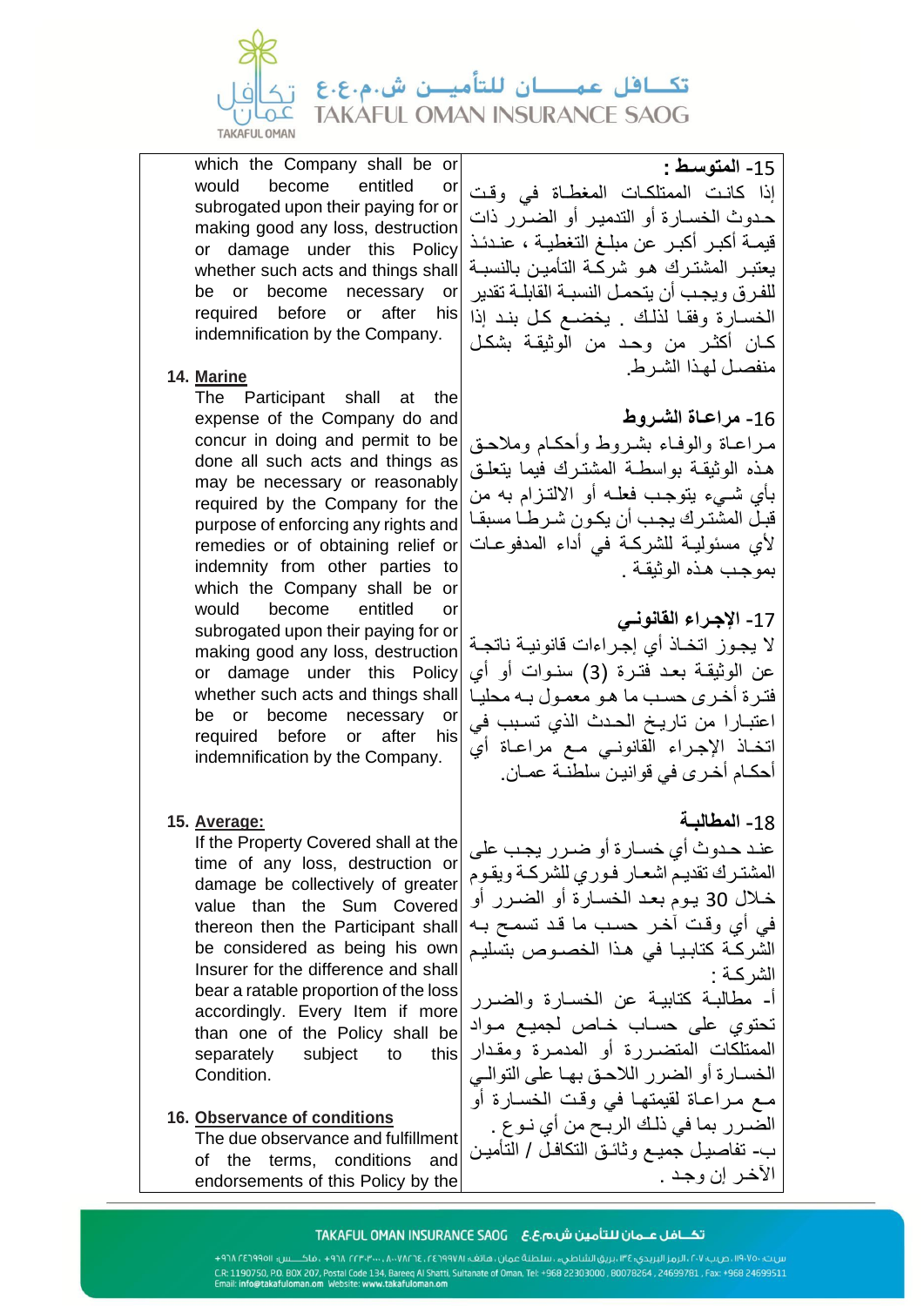which the Company shall be or would become entitled or subrogated upon their paying for or making good any loss, destruction or damage under this Policy whether such acts and things shall be or become necessary or required before or after his indemnification by the Company.

**14. Marine**

The Participant shall at the expense of the Company do and concur in doing and permit to be done all such acts and things as may be necessary or reasonably required by the Company for the purpose of enforcing any rights and remedies or of obtaining relief or indemnity from other parties to which the Company shall be or would become entitled or subrogated upon their paying for or making good any loss, destruction or damage under this Policy whether such acts and things shall be or become necessary or required before or after his indemnification by the Company.

**15. Average:**

If the Property Covered shall at the time of any loss, destruction or damage be collectively of greater value than the Sum Covered thereon then the Participant shall be considered as being his own Insurer for the difference and shall bear a ratable proportion of the loss accordingly. Every Item if more than one of the Policy shall be separately subject to this Condition.

**16. Observance of conditions**

The due observance and fulfillment of the terms, conditions and endorsements of this Policy by the

**15- المتوسط :**

إذا كانت الممتلكات المغطاة في وقت حدوث الخسارة أو التدمير أو الضرر ذات قيمة أكبر أكبر عن مبلغ التغطية ، عندئذ يعتبر المشترك هو شركة التأمين بالنسبة للفرق ويجب أن يتحمل النسبة القابلة تقدير الخسارة وفقا لذلك . يخضع كل بند إذا كان أكثر من وحد من الوثيقة بشكل منفصل لهذا الشرط.

**16- مراعاة الشروط**

مراعاة والوفاء بشروط وأحكام وملاحق هذه الوثيقة بواسطة المشترك فيما يتعلق بأي شيء يتوجب فعله أو الالتزام به من قبل المشترك يجب أن يكون شرطا مسبقا لأي مسئولية للشركة في أداء المدفوعات بموجب هذه الوثيقة .

**17- الإجراء القانوني**

لا يجوز اتخاذ أي إجراءات قانونية ناتجة عن الوثيقة بعد فترة (3) سنوات أو أي فترة أخرى حسب ما هو معمول به محليا اعتبارا من تاريخ الحدث الذي تسبب في اتخاذ الإجراء القانوني مع مراعاة أي أحكام أخرى في قوانين سلطنة عمان.

**18- المطالبة**

عند حدوث أي خسارة أو ضرر يجب على المشترك تقديم اشعار فوري للشركة ويقوم خلال 30 يوم بعد الخسارة أو الضرر أو في أي وقت آخر حسب ما قد تسمح به الشركة كتابيا في هذا الخصوص بتسليم الشركة :

أ- مطالبة كتابية عن الخسارة والضرر تحتوي على حساب خاص لجميع مواد الممتلكات المتضررة أو المدمرة ومقدار الخسارة أو الضرر اللاحق بها على التوالي مع مراعاة لقيمتها في وقت الخسارة أو الضرر بما في ذلك الربح من أي نوع .

ب- تفاصيل جميع وثائق التكافل / التأمين الآخر إن وجد .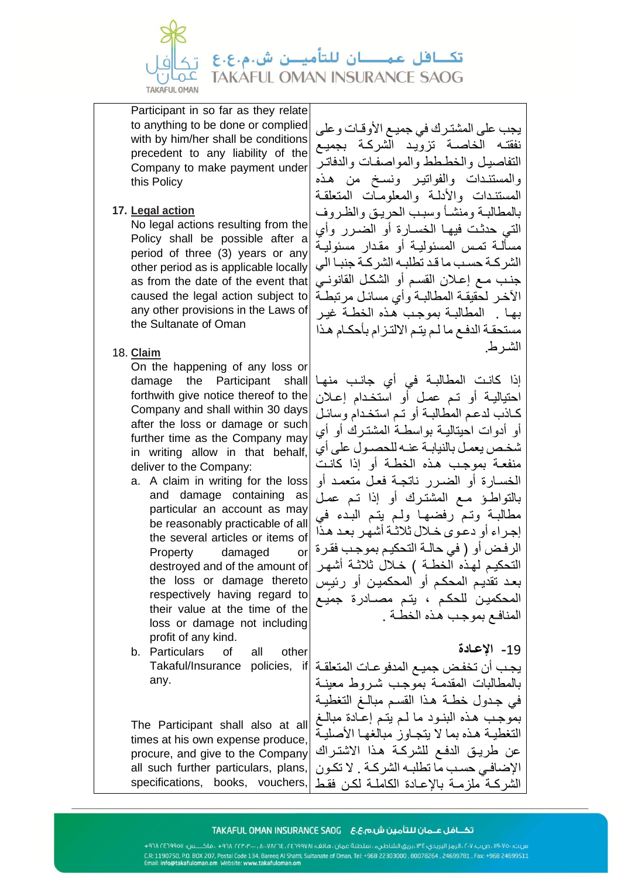Participant in so far as they relate to anything to be done or complied with by him/her shall be conditions precedent to any liability of the Company to make payment under this Policy

**17. Legal action**

No legal actions resulting from the Policy shall be possible after a period of three (3) years or any other period as is applicable locally as from the date of the event that caused the legal action subject to any other provisions in the Laws of the Sultanate of Oman

**18. Claim**

On the happening of any loss or damage the Participant shall forthwith give notice thereof to the Company and shall within 30 days after the loss or damage or such further time as the Company may in writing allow in that behalf, deliver to the Company:

a. A claim in writing for the loss and damage containing as particular an account as may be reasonably practicable of all the several articles or items of Property damaged or destroyed and of the amount of the loss or damage thereto respectively having regard to their value at the time of the loss or damage not including profit of any kind.

b. Particulars of all other Takaful/Insurance policies, if any.

The Participant shall also at all times at his own expense produce, procure, and give to the Company all such further particulars, plans, specifications, books, vouchers,

يجب على المشترك في جميع الأوقات وعلى نفقته الخاصة تزويد الشركة بجميع التفاصيل والخطط والمواصفات والدفاتر والمستندات والفواتير ونسخ من هذه المستندات والأدلة والمعلومات المتعلقة بالمطالبة ومنشأ وسبب الحريق والظروف التي حدثت فيها الخسارة أو الضرر وأي مسألة تمس المسئولية أو مقدار مسئولية الشركة حسب ما قد تطلبه الشركة جنبا الي جنب مع إعلان القسم أو الشكل القانوني الآخر لحقيقة المطالبة وأي مسائل مرتبطة بها . المطالبة بموجب هذه الخطة غير مستحقة الدفع ما لم يتم الالتزام بأحكام هذا الشرط.

إذا كانت المطالبة في أي جانب منها احتيالية أو تم عمل أو استخدام إعلان كاذب لدعم المطالبة أو تم استخدام وسائل أو أدوات احتيالية بواسطة المشترك أو أي شخص يعمل بالنيابة عنه للحصول على أي منفعة بموجب هذه الخطة أو إذا كانت الخسارة أو الضرر ناتجة فعل متعمد أو بالتواطؤ مع المشترك أو إذا تم عمل مطالبة وتم رفضها ولم يتم البدء في إجراء أو دعوى خلال ثلاثة أشهر بعد هذا الرفض أو ( في حالة التحكيم بموجب فقرة التحكيم لهذه الخطة ) خلال ثلاثة أشهر بعد تقديم المحكم أو المحكمين أو رئيس المحكمين للحكم ، يتم مصادرة جميع المنافع بموجب هذه الخطة .

**19- الإعادة**

يجب أن تخفض جميع المدفوعات المتعلقة بالمطالبات المقدمة بموجب شروط معينة في جدول خطة هذا القسم مبالغ التغطية بموجب هذه البنود ما لم يتم إعادة مبالغ التغطية هذه بما لا يتجاوز مبالغها الأصلية عن طريق الدفع للشركة هذا الاشتراك الإضافي حسب ما تطلبه الشركة . لا تكون الشركة ملزمة بالإعادة الكاملة لكن فقط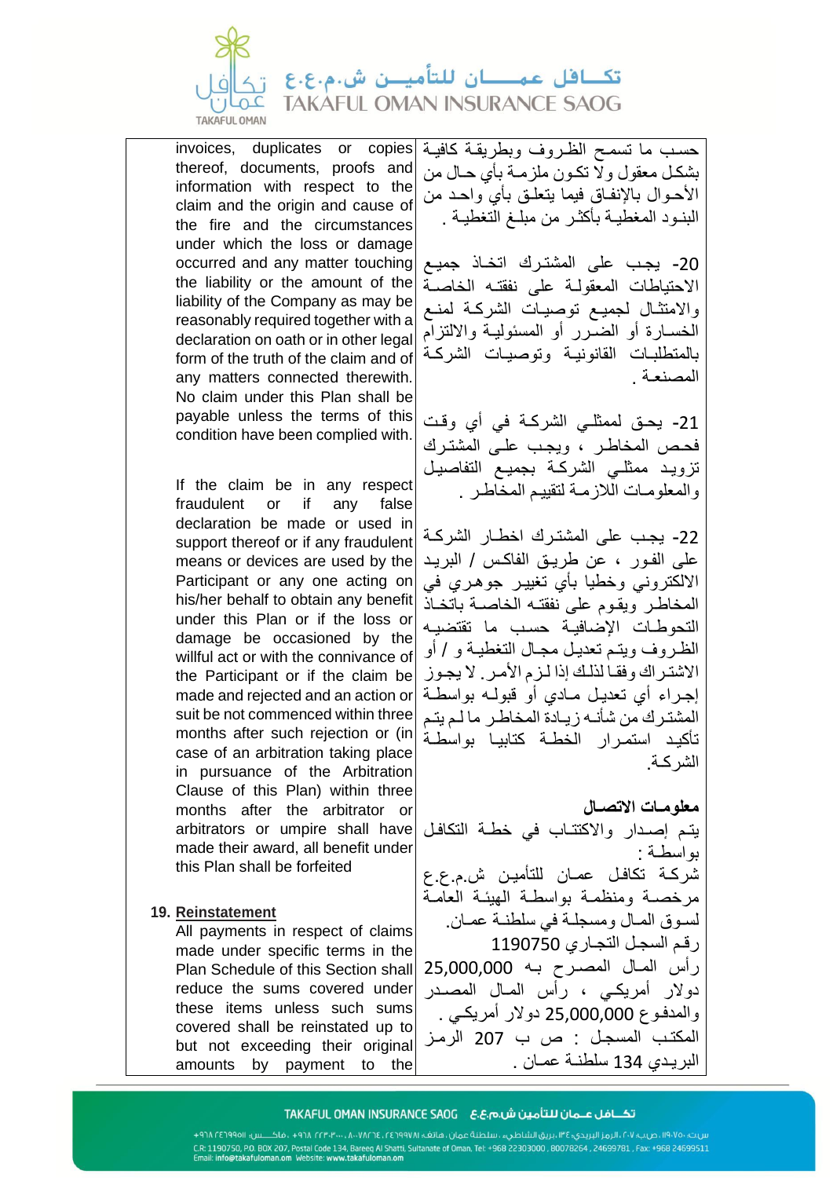invoices, duplicates or copies thereof, documents, proofs and information with respect to the claim and the origin and cause of the fire and the circumstances under which the loss or damage occurred and any matter touching the liability or the amount of the liability of the Company as may be reasonably required together with a declaration on oath or in other legal form of the truth of the claim and of any matters connected therewith. No claim under this Plan shall be payable unless the terms of this condition have been complied with.

If the claim be in any respect fraudulent or if any false declaration be made or used in support thereof or if any fraudulent means or devices are used by the Participant or any one acting on his/her behalf to obtain any benefit under this Plan or if the loss or damage be occasioned by the willful act or with the connivance of the Participant or if the claim be made and rejected and an action or suit be not commenced within three months after such rejection or (in case of an arbitration taking place in pursuance of the Arbitration Clause of this Plan) within three months after the arbitrator or arbitrators or umpire shall have made their award, all benefit under this Plan shall be forfeited

**19. Reinstatement**

All payments in respect of claims made under specific terms in the Plan Schedule of this Section shall reduce the sums covered under these items unless such sums covered shall be reinstated up to but not exceeding their original amounts by payment to the

حسب ما تسمح الظروف وبطريقة كافية بشكل معقول ولا تكون ملزمة بأي حال من الأحوال بالإنفاق فيما يتعلق بأي واحد من البنود المغطية بأكثر من مبلغ التغطية .

20- يجب على المشترك اتخاذ جميع الاحتياطات المعقولة على نفقته الخاصة والامتثال لجميع توصيات الشركة لمنع الخسارة أو الضرر أو المسئولية والالتزام بالمتطلبات القانونية وتوصيات الشركة المصنعة .

21- يحق لممثلي الشركة في أي وقت فحص المخاطر ، ويجب على المشترك تزويد ممثلي الشركة بجميع التفاصيل والمعلومات اللازمة لتقييم المخاطر .

22- يجب على المشترك اخطار الشركة على الفور ، عن طريق الفاكس / البريد الالكتروني وخطيا بأي تغيير جوهري في المخاطر ويقوم على نفقته الخاصة باتخاذ التحوطات الإضافية حسب ما تقتضيه الظروف ويتم تعديل مجال التغطية و / أو الاشتراك وفقا لذلك إذا لزم الأمر. لا يجوز إجراء أي تعديل مادي أو قبوله بواسطة المشترك من شأنه زيادة المخاطر ما لم يتم تأكيد استمرار الخطة كتابيا بواسطة الشركة.

**معلومات الاتصال**

يتم إصدار والاكتتاب في خطة التكافل بواسطة :
شركة تكافل عمان للتأمين ش.م.ع.ع مرخصة ومنظمة بواسطة الهيئة العامة لسوق المال ومسجلة في سلطنة عمان.
رقم السجل التجاري 1190750
رأس المال المصرح به 25,000,000 دولار أمريكي ، رأس المال المصدر والمدفوع 25,000,000 دولار أمريكي .
المكتب المسجل : ص ب 207 الرمز البريدي 134 سلطنة عمان .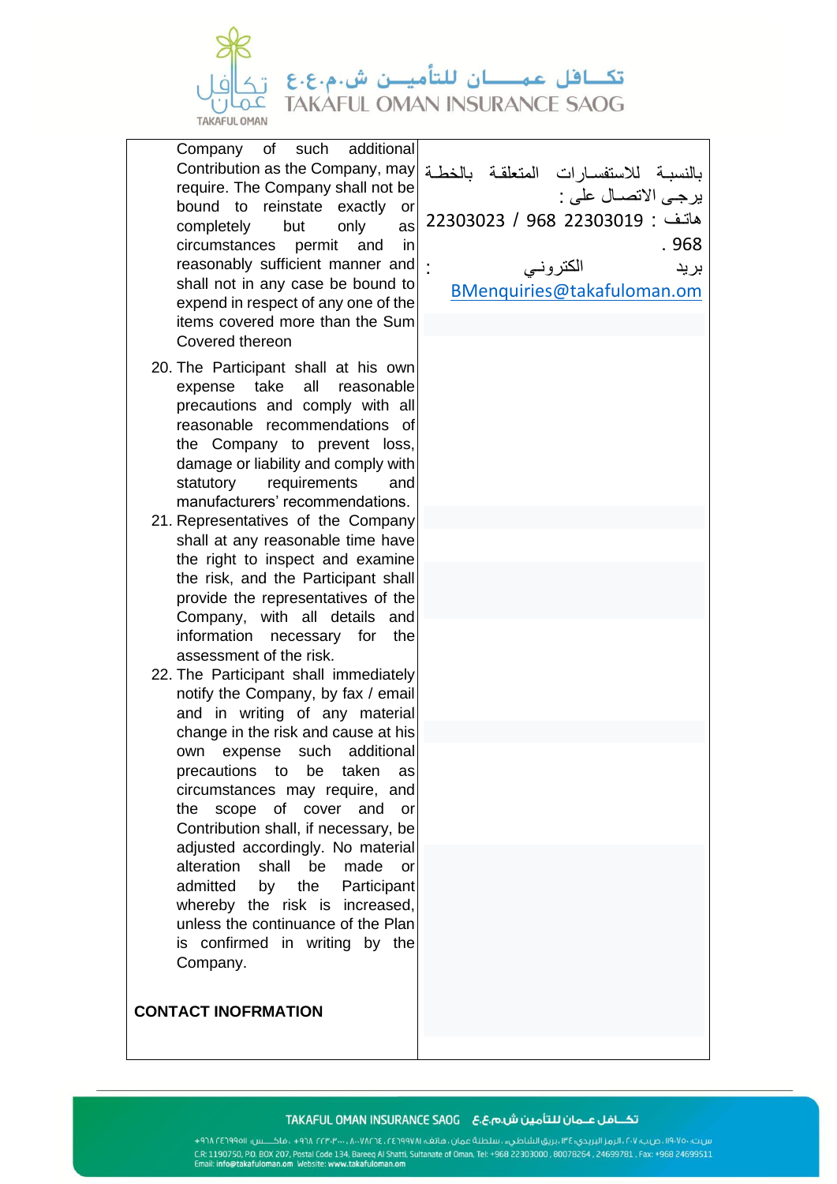Company of such additional Contribution as the Company, may require. The Company shall not be bound to reinstate exactly or completely but only as circumstances permit and in reasonably sufficient manner and shall not in any case be bound to expend in respect of any one of the items covered more than the Sum Covered thereon

20. The Participant shall at his own expense take all reasonable precautions and comply with all reasonable recommendations of the Company to prevent loss, damage or liability and comply with statutory requirements and manufacturers' recommendations.
21. Representatives of the Company shall at any reasonable time have the right to inspect and examine the risk, and the Participant shall provide the representatives of the Company, with all details and information necessary for the assessment of the risk.
22. The Participant shall immediately notify the Company, by fax / email and in writing of any material change in the risk and cause at his own expense such additional precautions to be taken as circumstances may require, and the scope of cover and or Contribution shall, if necessary, be adjusted accordingly. No material alteration shall be made or admitted by the Participant whereby the risk is increased, unless the continuance of the Plan is confirmed in writing by the Company.

**CONTACT INOFRMATION**

بالنسبة للاستفسارات المتعلقة بالخطة يرجى الاتصال على :

هاتف : 22303023 / 968 22303019 968 .

بريد الكتروني : BMenquiries@takafuloman.om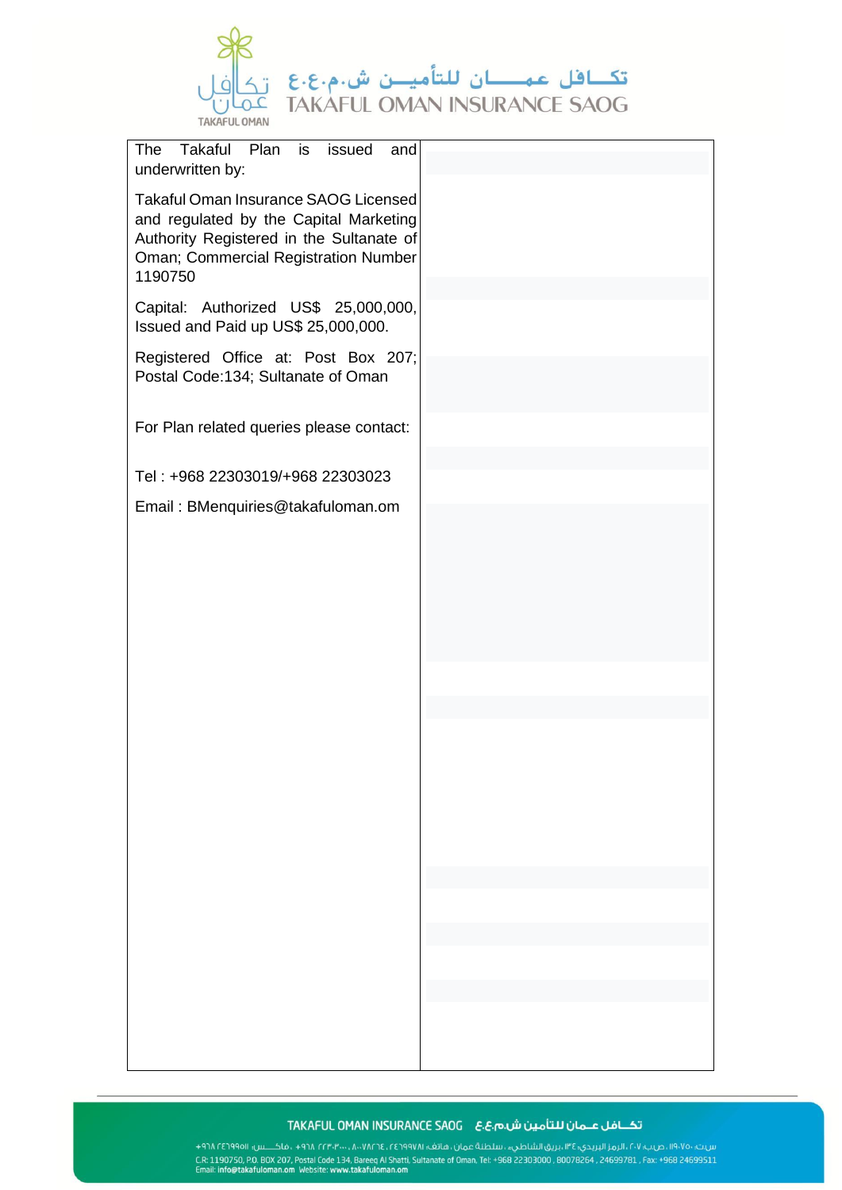| The Takaful Plan is issued and underwritten by: | |
|---|---|
| Takaful Oman Insurance SAOG Licensed and regulated by the Capital Marketing Authority Registered in the Sultanate of Oman; Commercial Registration Number 1190750 | |
| Capital: Authorized US$ 25,000,000, Issued and Paid up US$ 25,000,000. | |
| Registered Office at: Post Box 207; Postal Code:134; Sultanate of Oman | |
| For Plan related queries please contact: | |
| Tel : +968 22303019/+968 22303023 | |
| Email : BMenquiries@takafuloman.om | |